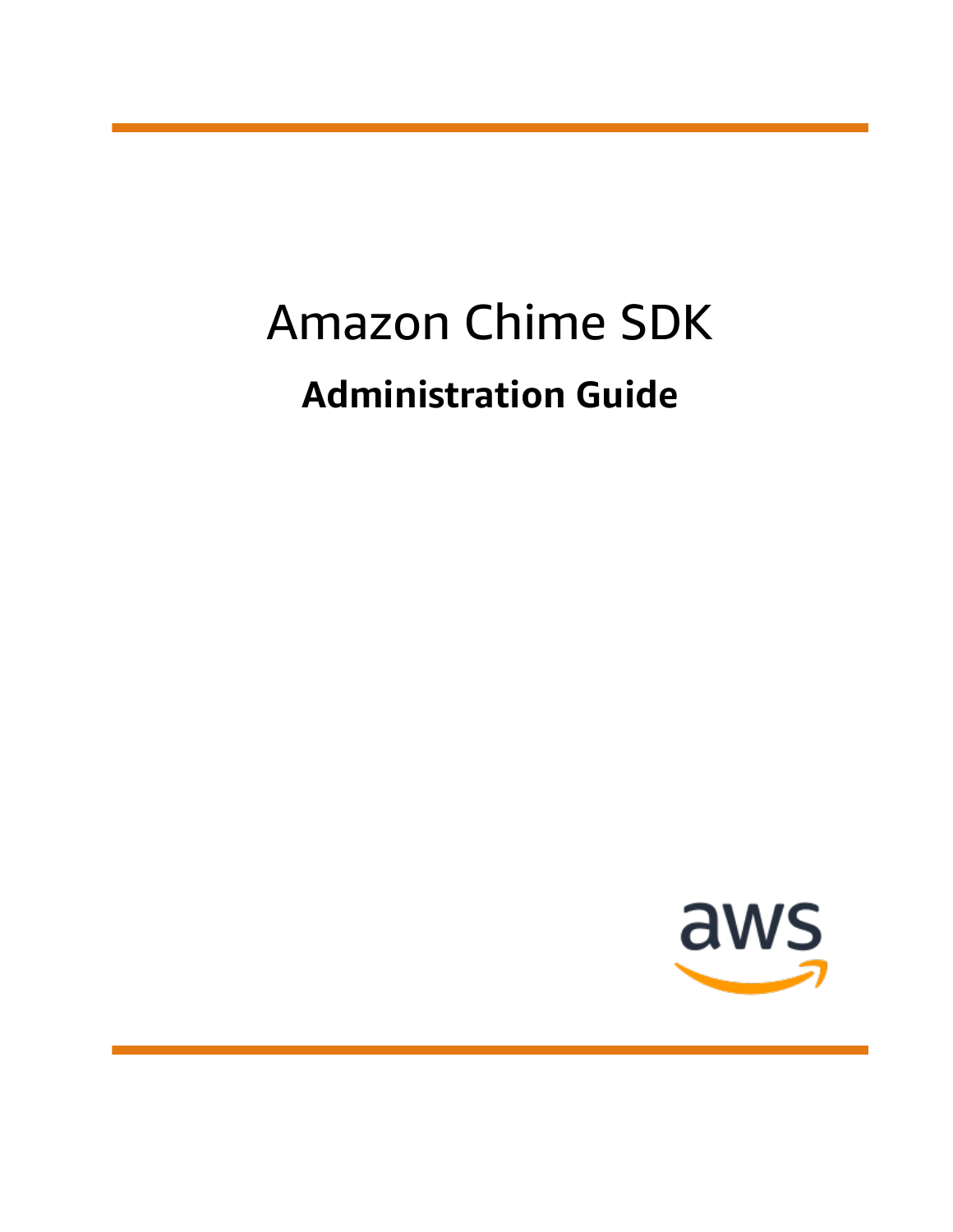# Amazon Chime SDK

## Administration Guide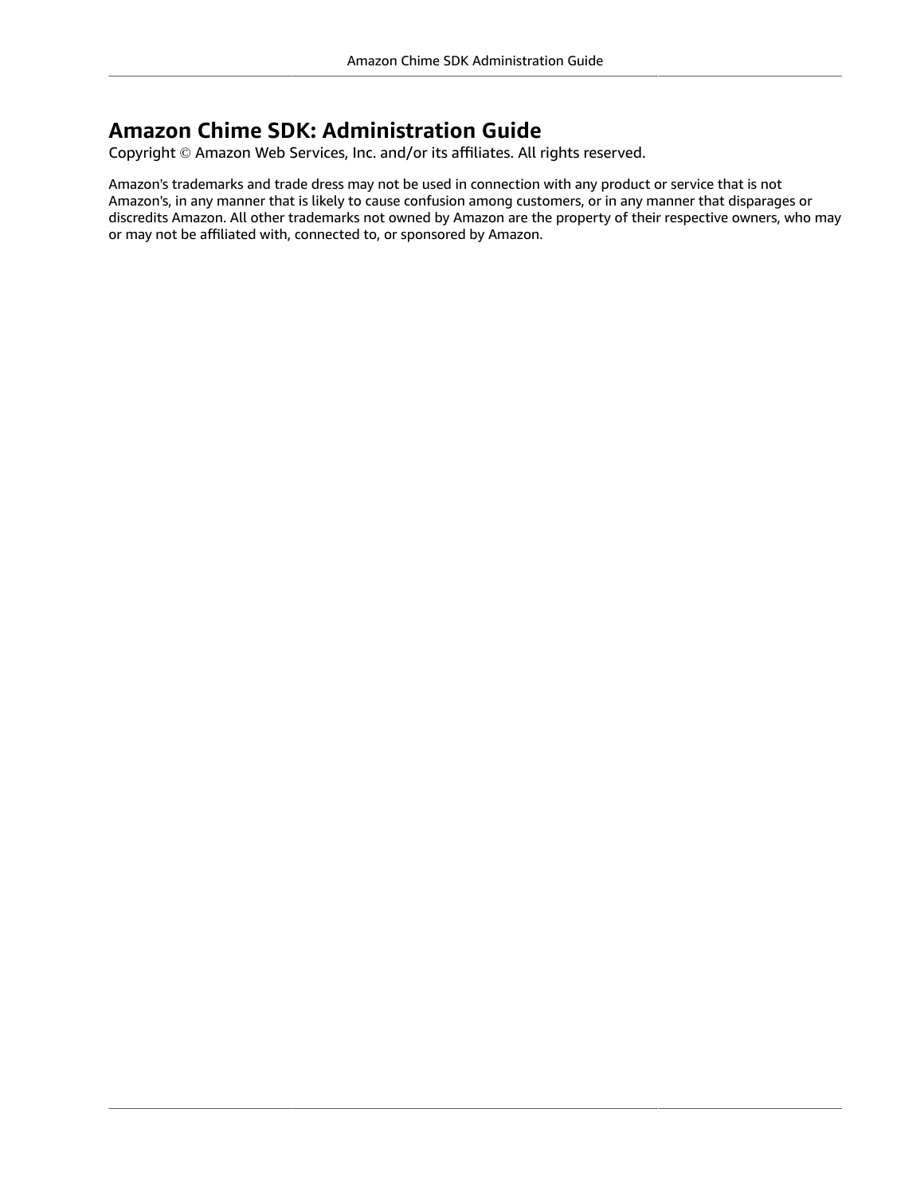# Amazon Chime SDK: Administration Guide

Copyright © Amazon Web Services, Inc. and/or its affiliates. All rights reserved.

Amazon's trademarks and trade dress may not be used in connection with any product or service that is not Amazon's, in any manner that is likely to cause confusion among customers, or in any manner that disparages or discredits Amazon. All other trademarks not owned by Amazon are the property of their respective owners, who may or may not be affiliated with, connected to, or sponsored by Amazon.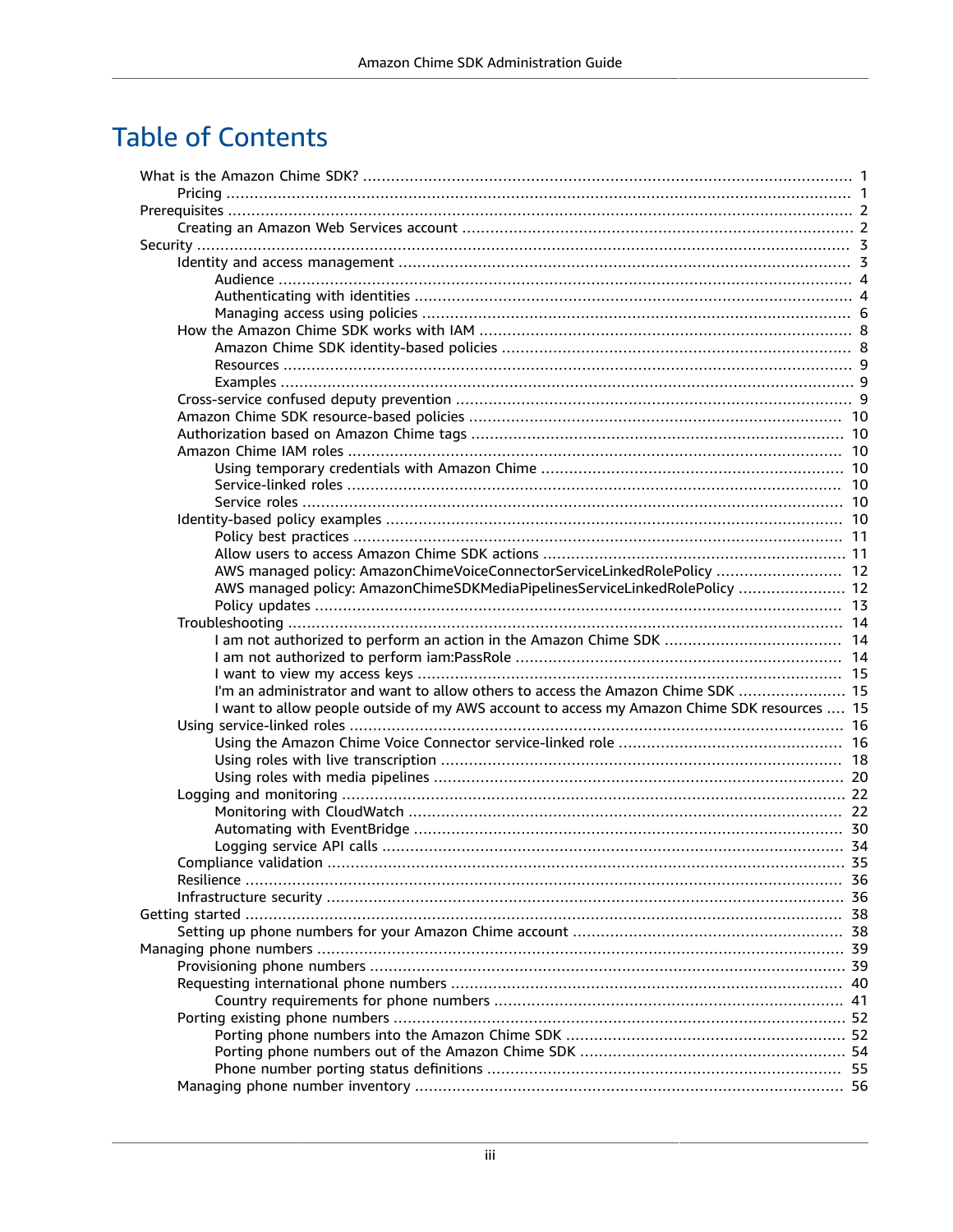# Table of Contents

- What is the Amazon Chime SDK? ..... 1
  - Pricing ..... 1
- Prerequisites ..... 2
  - Creating an Amazon Web Services account ..... 2
- Security ..... 3
  - Identity and access management ..... 3
    - Audience ..... 4
    - Authenticating with identities ..... 4
    - Managing access using policies ..... 6
  - How the Amazon Chime SDK works with IAM ..... 8
    - Amazon Chime SDK identity-based policies ..... 8
    - Resources ..... 9
    - Examples ..... 9
  - Cross-service confused deputy prevention ..... 9
  - Amazon Chime SDK resource-based policies ..... 10
  - Authorization based on Amazon Chime tags ..... 10
  - Amazon Chime IAM roles ..... 10
    - Using temporary credentials with Amazon Chime ..... 10
    - Service-linked roles ..... 10
    - Service roles ..... 10
  - Identity-based policy examples ..... 10
    - Policy best practices ..... 11
    - Allow users to access Amazon Chime SDK actions ..... 11
    - AWS managed policy: AmazonChimeVoiceConnectorServiceLinkedRolePolicy ..... 12
    - AWS managed policy: AmazonChimeSDKMediaPipelinesServiceLinkedRolePolicy ..... 12
    - Policy updates ..... 13
  - Troubleshooting ..... 14
    - I am not authorized to perform an action in the Amazon Chime SDK ..... 14
    - I am not authorized to perform iam:PassRole ..... 14
    - I want to view my access keys ..... 15
    - I'm an administrator and want to allow others to access the Amazon Chime SDK ..... 15
    - I want to allow people outside of my AWS account to access my Amazon Chime SDK resources ..... 15
  - Using service-linked roles ..... 16
    - Using the Amazon Chime Voice Connector service-linked role ..... 16
    - Using roles with live transcription ..... 18
    - Using roles with media pipelines ..... 20
  - Logging and monitoring ..... 22
    - Monitoring with CloudWatch ..... 22
    - Automating with EventBridge ..... 30
    - Logging service API calls ..... 34
  - Compliance validation ..... 35
  - Resilience ..... 36
  - Infrastructure security ..... 36
- Getting started ..... 38
  - Setting up phone numbers for your Amazon Chime account ..... 38
- Managing phone numbers ..... 39
  - Provisioning phone numbers ..... 39
  - Requesting international phone numbers ..... 40
    - Country requirements for phone numbers ..... 41
  - Porting existing phone numbers ..... 52
    - Porting phone numbers into the Amazon Chime SDK ..... 52
    - Porting phone numbers out of the Amazon Chime SDK ..... 54
    - Phone number porting status definitions ..... 55
  - Managing phone number inventory ..... 56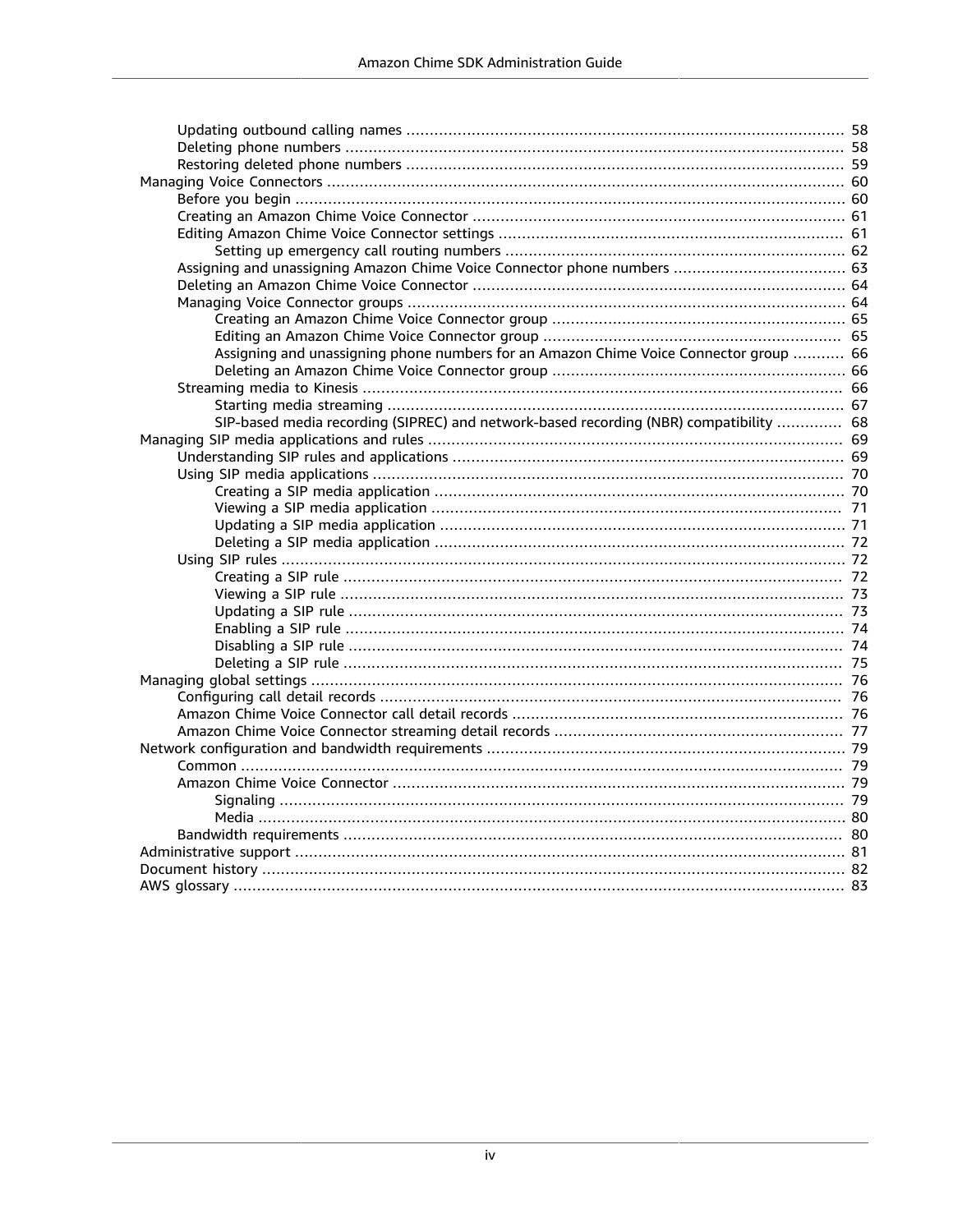- Updating outbound calling names ..... 58
- Deleting phone numbers ..... 58
- Restoring deleted phone numbers ..... 59

Managing Voice Connectors ..... 60

- Before you begin ..... 60
- Creating an Amazon Chime Voice Connector ..... 61
- Editing Amazon Chime Voice Connector settings ..... 61
  - Setting up emergency call routing numbers ..... 62
- Assigning and unassigning Amazon Chime Voice Connector phone numbers ..... 63
- Deleting an Amazon Chime Voice Connector ..... 64
- Managing Voice Connector groups ..... 64
  - Creating an Amazon Chime Voice Connector group ..... 65
  - Editing an Amazon Chime Voice Connector group ..... 65
  - Assigning and unassigning phone numbers for an Amazon Chime Voice Connector group ..... 66
  - Deleting an Amazon Chime Voice Connector group ..... 66
- Streaming media to Kinesis ..... 66
  - Starting media streaming ..... 67
  - SIP-based media recording (SIPREC) and network-based recording (NBR) compatibility ..... 68

Managing SIP media applications and rules ..... 69

- Understanding SIP rules and applications ..... 69
- Using SIP media applications ..... 70
  - Creating a SIP media application ..... 70
  - Viewing a SIP media application ..... 71
  - Updating a SIP media application ..... 71
  - Deleting a SIP media application ..... 72
- Using SIP rules ..... 72
  - Creating a SIP rule ..... 72
  - Viewing a SIP rule ..... 73
  - Updating a SIP rule ..... 73
  - Enabling a SIP rule ..... 74
  - Disabling a SIP rule ..... 74
  - Deleting a SIP rule ..... 75

Managing global settings ..... 76

- Configuring call detail records ..... 76
- Amazon Chime Voice Connector call detail records ..... 76
- Amazon Chime Voice Connector streaming detail records ..... 77

Network configuration and bandwidth requirements ..... 79

- Common ..... 79
- Amazon Chime Voice Connector ..... 79
  - Signaling ..... 79
  - Media ..... 80
- Bandwidth requirements ..... 80

Administrative support ..... 81

Document history ..... 82

AWS glossary ..... 83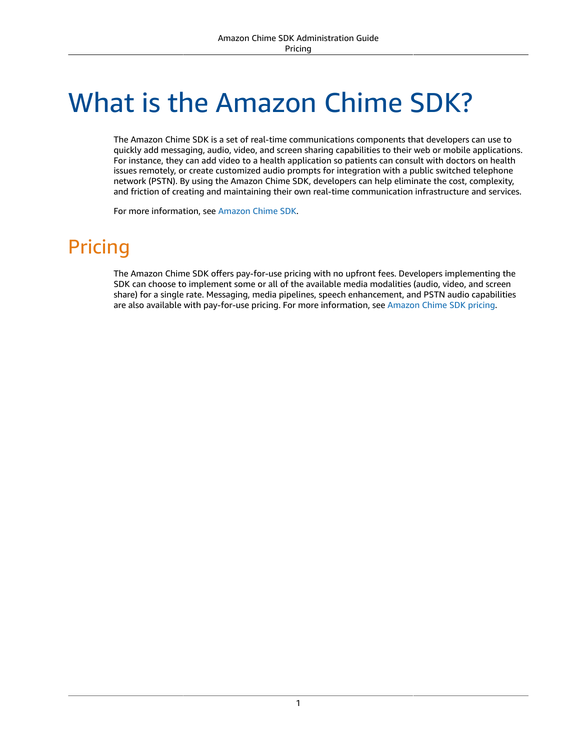# What is the Amazon Chime SDK?

The Amazon Chime SDK is a set of real-time communications components that developers can use to quickly add messaging, audio, video, and screen sharing capabilities to their web or mobile applications. For instance, they can add video to a health application so patients can consult with doctors on health issues remotely, or create customized audio prompts for integration with a public switched telephone network (PSTN). By using the Amazon Chime SDK, developers can help eliminate the cost, complexity, and friction of creating and maintaining their own real-time communication infrastructure and services.

For more information, see Amazon Chime SDK.

## Pricing

The Amazon Chime SDK offers pay-for-use pricing with no upfront fees. Developers implementing the SDK can choose to implement some or all of the available media modalities (audio, video, and screen share) for a single rate. Messaging, media pipelines, speech enhancement, and PSTN audio capabilities are also available with pay-for-use pricing. For more information, see Amazon Chime SDK pricing.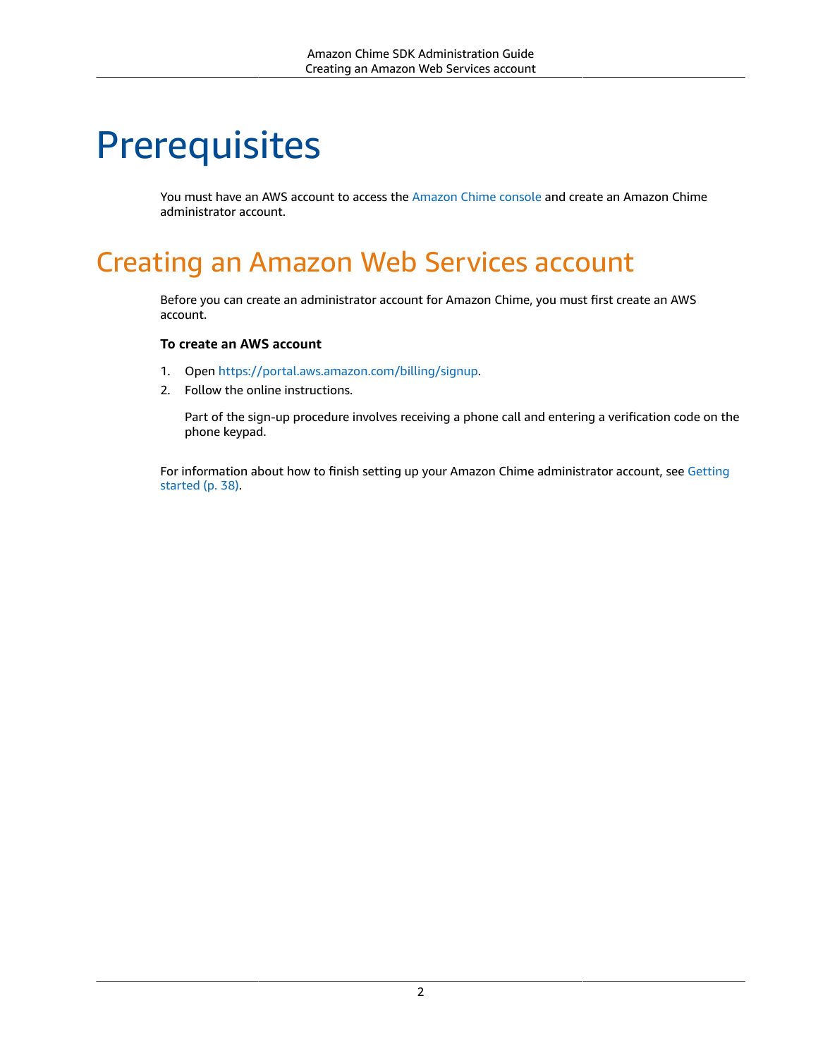# Prerequisites

You must have an AWS account to access the Amazon Chime console and create an Amazon Chime administrator account.

## Creating an Amazon Web Services account

Before you can create an administrator account for Amazon Chime, you must first create an AWS account.

**To create an AWS account**

1. Open https://portal.aws.amazon.com/billing/signup.
2. Follow the online instructions.

   Part of the sign-up procedure involves receiving a phone call and entering a verification code on the phone keypad.

For information about how to finish setting up your Amazon Chime administrator account, see Getting started (p. 38).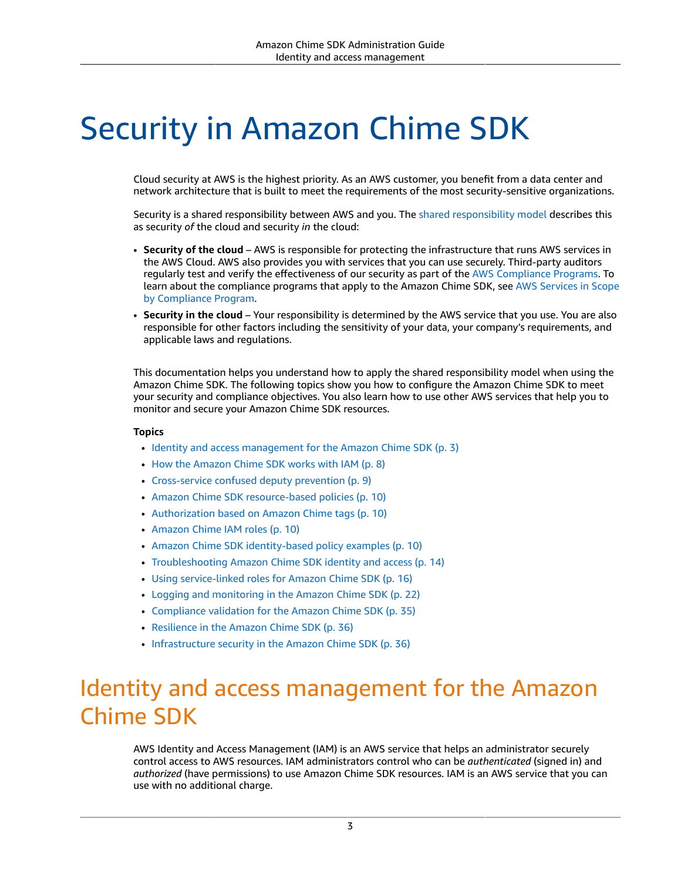# Security in Amazon Chime SDK

Cloud security at AWS is the highest priority. As an AWS customer, you benefit from a data center and network architecture that is built to meet the requirements of the most security-sensitive organizations.

Security is a shared responsibility between AWS and you. The shared responsibility model describes this as security *of* the cloud and security *in* the cloud:

- **Security of the cloud** – AWS is responsible for protecting the infrastructure that runs AWS services in the AWS Cloud. AWS also provides you with services that you can use securely. Third-party auditors regularly test and verify the effectiveness of our security as part of the AWS Compliance Programs. To learn about the compliance programs that apply to the Amazon Chime SDK, see AWS Services in Scope by Compliance Program.
- **Security in the cloud** – Your responsibility is determined by the AWS service that you use. You are also responsible for other factors including the sensitivity of your data, your company's requirements, and applicable laws and regulations.

This documentation helps you understand how to apply the shared responsibility model when using the Amazon Chime SDK. The following topics show you how to configure the Amazon Chime SDK to meet your security and compliance objectives. You also learn how to use other AWS services that help you to monitor and secure your Amazon Chime SDK resources.

**Topics**

- Identity and access management for the Amazon Chime SDK (p. 3)
- How the Amazon Chime SDK works with IAM (p. 8)
- Cross-service confused deputy prevention (p. 9)
- Amazon Chime SDK resource-based policies (p. 10)
- Authorization based on Amazon Chime tags (p. 10)
- Amazon Chime IAM roles (p. 10)
- Amazon Chime SDK identity-based policy examples (p. 10)
- Troubleshooting Amazon Chime SDK identity and access (p. 14)
- Using service-linked roles for Amazon Chime SDK (p. 16)
- Logging and monitoring in the Amazon Chime SDK (p. 22)
- Compliance validation for the Amazon Chime SDK (p. 35)
- Resilience in the Amazon Chime SDK (p. 36)
- Infrastructure security in the Amazon Chime SDK (p. 36)

## Identity and access management for the Amazon Chime SDK

AWS Identity and Access Management (IAM) is an AWS service that helps an administrator securely control access to AWS resources. IAM administrators control who can be *authenticated* (signed in) and *authorized* (have permissions) to use Amazon Chime SDK resources. IAM is an AWS service that you can use with no additional charge.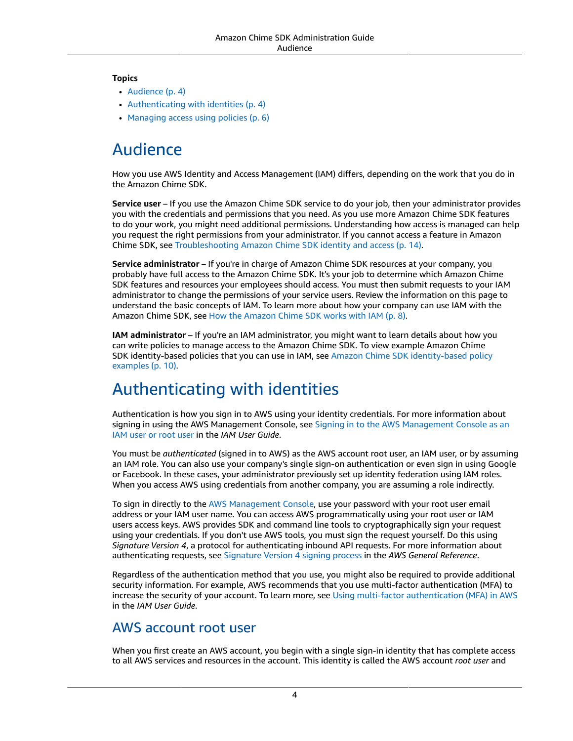**Topics**

- Audience (p. 4)
- Authenticating with identities (p. 4)
- Managing access using policies (p. 6)

# Audience

How you use AWS Identity and Access Management (IAM) differs, depending on the work that you do in the Amazon Chime SDK.

**Service user** – If you use the Amazon Chime SDK service to do your job, then your administrator provides you with the credentials and permissions that you need. As you use more Amazon Chime SDK features to do your work, you might need additional permissions. Understanding how access is managed can help you request the right permissions from your administrator. If you cannot access a feature in Amazon Chime SDK, see Troubleshooting Amazon Chime SDK identity and access (p. 14).

**Service administrator** – If you're in charge of Amazon Chime SDK resources at your company, you probably have full access to the Amazon Chime SDK. It's your job to determine which Amazon Chime SDK features and resources your employees should access. You must then submit requests to your IAM administrator to change the permissions of your service users. Review the information on this page to understand the basic concepts of IAM. To learn more about how your company can use IAM with the Amazon Chime SDK, see How the Amazon Chime SDK works with IAM (p. 8).

**IAM administrator** – If you're an IAM administrator, you might want to learn details about how you can write policies to manage access to the Amazon Chime SDK. To view example Amazon Chime SDK identity-based policies that you can use in IAM, see Amazon Chime SDK identity-based policy examples (p. 10).

# Authenticating with identities

Authentication is how you sign in to AWS using your identity credentials. For more information about signing in using the AWS Management Console, see Signing in to the AWS Management Console as an IAM user or root user in the *IAM User Guide*.

You must be *authenticated* (signed in to AWS) as the AWS account root user, an IAM user, or by assuming an IAM role. You can also use your company's single sign-on authentication or even sign in using Google or Facebook. In these cases, your administrator previously set up identity federation using IAM roles. When you access AWS using credentials from another company, you are assuming a role indirectly.

To sign in directly to the AWS Management Console, use your password with your root user email address or your IAM user name. You can access AWS programmatically using your root user or IAM users access keys. AWS provides SDK and command line tools to cryptographically sign your request using your credentials. If you don't use AWS tools, you must sign the request yourself. Do this using *Signature Version 4*, a protocol for authenticating inbound API requests. For more information about authenticating requests, see Signature Version 4 signing process in the *AWS General Reference*.

Regardless of the authentication method that you use, you might also be required to provide additional security information. For example, AWS recommends that you use multi-factor authentication (MFA) to increase the security of your account. To learn more, see Using multi-factor authentication (MFA) in AWS in the *IAM User Guide*.

## AWS account root user

When you first create an AWS account, you begin with a single sign-in identity that has complete access to all AWS services and resources in the account. This identity is called the AWS account *root user* and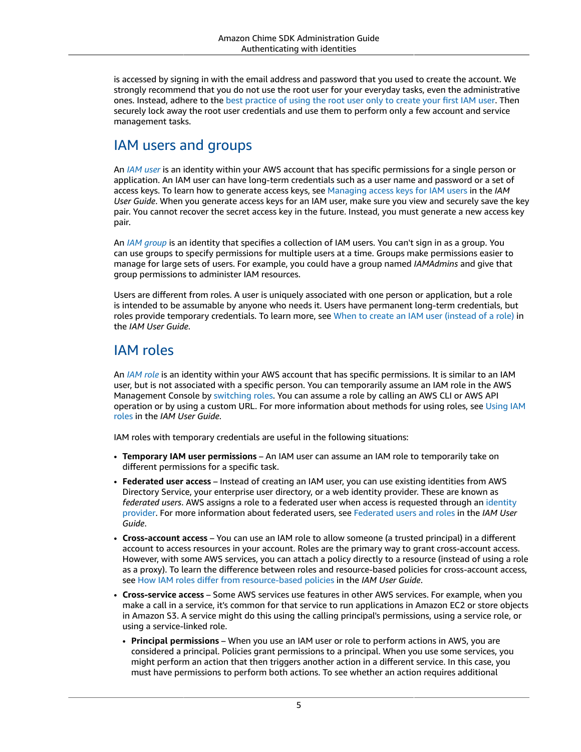is accessed by signing in with the email address and password that you used to create the account. We strongly recommend that you do not use the root user for your everyday tasks, even the administrative ones. Instead, adhere to the best practice of using the root user only to create your first IAM user. Then securely lock away the root user credentials and use them to perform only a few account and service management tasks.

## IAM users and groups

An *IAM user* is an identity within your AWS account that has specific permissions for a single person or application. An IAM user can have long-term credentials such as a user name and password or a set of access keys. To learn how to generate access keys, see Managing access keys for IAM users in the *IAM User Guide*. When you generate access keys for an IAM user, make sure you view and securely save the key pair. You cannot recover the secret access key in the future. Instead, you must generate a new access key pair.

An *IAM group* is an identity that specifies a collection of IAM users. You can't sign in as a group. You can use groups to specify permissions for multiple users at a time. Groups make permissions easier to manage for large sets of users. For example, you could have a group named *IAMAdmins* and give that group permissions to administer IAM resources.

Users are different from roles. A user is uniquely associated with one person or application, but a role is intended to be assumable by anyone who needs it. Users have permanent long-term credentials, but roles provide temporary credentials. To learn more, see When to create an IAM user (instead of a role) in the *IAM User Guide*.

## IAM roles

An *IAM role* is an identity within your AWS account that has specific permissions. It is similar to an IAM user, but is not associated with a specific person. You can temporarily assume an IAM role in the AWS Management Console by switching roles. You can assume a role by calling an AWS CLI or AWS API operation or by using a custom URL. For more information about methods for using roles, see Using IAM roles in the *IAM User Guide*.

IAM roles with temporary credentials are useful in the following situations:

- **Temporary IAM user permissions** – An IAM user can assume an IAM role to temporarily take on different permissions for a specific task.
- **Federated user access** – Instead of creating an IAM user, you can use existing identities from AWS Directory Service, your enterprise user directory, or a web identity provider. These are known as *federated users*. AWS assigns a role to a federated user when access is requested through an identity provider. For more information about federated users, see Federated users and roles in the *IAM User Guide*.
- **Cross-account access** – You can use an IAM role to allow someone (a trusted principal) in a different account to access resources in your account. Roles are the primary way to grant cross-account access. However, with some AWS services, you can attach a policy directly to a resource (instead of using a role as a proxy). To learn the difference between roles and resource-based policies for cross-account access, see How IAM roles differ from resource-based policies in the *IAM User Guide*.
- **Cross-service access** – Some AWS services use features in other AWS services. For example, when you make a call in a service, it's common for that service to run applications in Amazon EC2 or store objects in Amazon S3. A service might do this using the calling principal's permissions, using a service role, or using a service-linked role.
  - **Principal permissions** – When you use an IAM user or role to perform actions in AWS, you are considered a principal. Policies grant permissions to a principal. When you use some services, you might perform an action that then triggers another action in a different service. In this case, you must have permissions to perform both actions. To see whether an action requires additional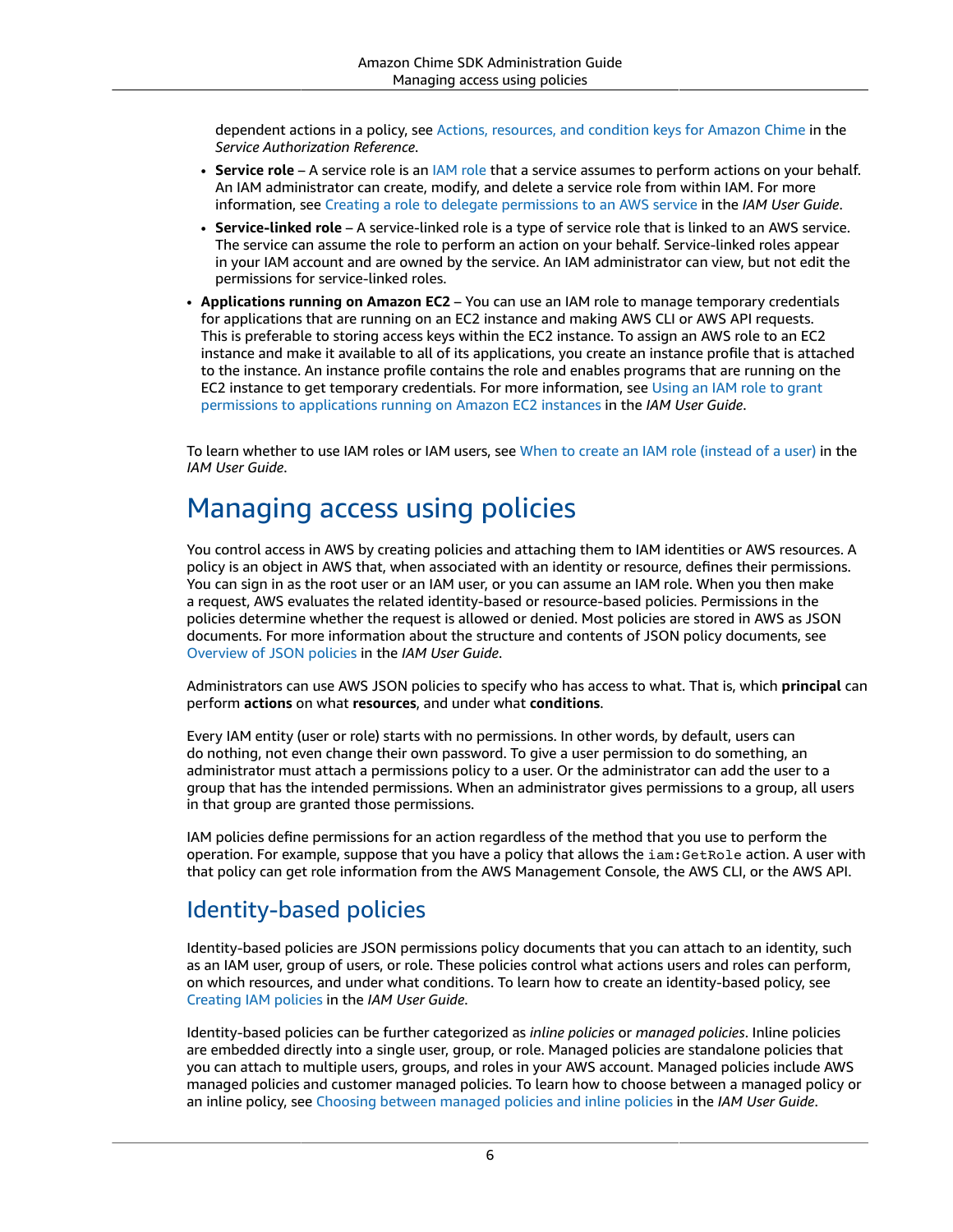dependent actions in a policy, see Actions, resources, and condition keys for Amazon Chime in the *Service Authorization Reference*.

- **Service role** – A service role is an IAM role that a service assumes to perform actions on your behalf. An IAM administrator can create, modify, and delete a service role from within IAM. For more information, see Creating a role to delegate permissions to an AWS service in the *IAM User Guide*.
- **Service-linked role** – A service-linked role is a type of service role that is linked to an AWS service. The service can assume the role to perform an action on your behalf. Service-linked roles appear in your IAM account and are owned by the service. An IAM administrator can view, but not edit the permissions for service-linked roles.

- **Applications running on Amazon EC2** – You can use an IAM role to manage temporary credentials for applications that are running on an EC2 instance and making AWS CLI or AWS API requests. This is preferable to storing access keys within the EC2 instance. To assign an AWS role to an EC2 instance and make it available to all of its applications, you create an instance profile that is attached to the instance. An instance profile contains the role and enables programs that are running on the EC2 instance to get temporary credentials. For more information, see Using an IAM role to grant permissions to applications running on Amazon EC2 instances in the *IAM User Guide*.

To learn whether to use IAM roles or IAM users, see When to create an IAM role (instead of a user) in the *IAM User Guide*.

# Managing access using policies

You control access in AWS by creating policies and attaching them to IAM identities or AWS resources. A policy is an object in AWS that, when associated with an identity or resource, defines their permissions. You can sign in as the root user or an IAM user, or you can assume an IAM role. When you then make a request, AWS evaluates the related identity-based or resource-based policies. Permissions in the policies determine whether the request is allowed or denied. Most policies are stored in AWS as JSON documents. For more information about the structure and contents of JSON policy documents, see Overview of JSON policies in the *IAM User Guide*.

Administrators can use AWS JSON policies to specify who has access to what. That is, which **principal** can perform **actions** on what **resources**, and under what **conditions**.

Every IAM entity (user or role) starts with no permissions. In other words, by default, users can do nothing, not even change their own password. To give a user permission to do something, an administrator must attach a permissions policy to a user. Or the administrator can add the user to a group that has the intended permissions. When an administrator gives permissions to a group, all users in that group are granted those permissions.

IAM policies define permissions for an action regardless of the method that you use to perform the operation. For example, suppose that you have a policy that allows the `iam:GetRole` action. A user with that policy can get role information from the AWS Management Console, the AWS CLI, or the AWS API.

## Identity-based policies

Identity-based policies are JSON permissions policy documents that you can attach to an identity, such as an IAM user, group of users, or role. These policies control what actions users and roles can perform, on which resources, and under what conditions. To learn how to create an identity-based policy, see Creating IAM policies in the *IAM User Guide*.

Identity-based policies can be further categorized as *inline policies* or *managed policies*. Inline policies are embedded directly into a single user, group, or role. Managed policies are standalone policies that you can attach to multiple users, groups, and roles in your AWS account. Managed policies include AWS managed policies and customer managed policies. To learn how to choose between a managed policy or an inline policy, see Choosing between managed policies and inline policies in the *IAM User Guide*.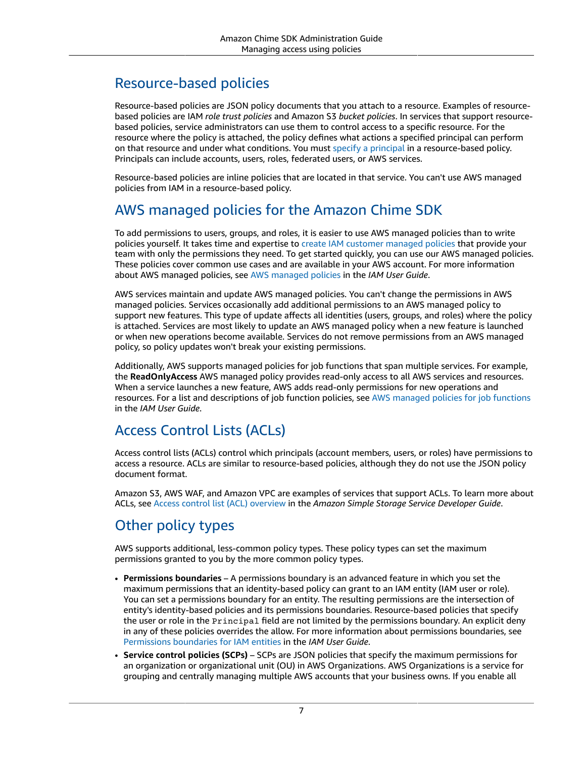## Resource-based policies

Resource-based policies are JSON policy documents that you attach to a resource. Examples of resource-based policies are IAM *role trust policies* and Amazon S3 *bucket policies*. In services that support resource-based policies, service administrators can use them to control access to a specific resource. For the resource where the policy is attached, the policy defines what actions a specified principal can perform on that resource and under what conditions. You must specify a principal in a resource-based policy. Principals can include accounts, users, roles, federated users, or AWS services.

Resource-based policies are inline policies that are located in that service. You can't use AWS managed policies from IAM in a resource-based policy.

## AWS managed policies for the Amazon Chime SDK

To add permissions to users, groups, and roles, it is easier to use AWS managed policies than to write policies yourself. It takes time and expertise to create IAM customer managed policies that provide your team with only the permissions they need. To get started quickly, you can use our AWS managed policies. These policies cover common use cases and are available in your AWS account. For more information about AWS managed policies, see AWS managed policies in the *IAM User Guide*.

AWS services maintain and update AWS managed policies. You can't change the permissions in AWS managed policies. Services occasionally add additional permissions to an AWS managed policy to support new features. This type of update affects all identities (users, groups, and roles) where the policy is attached. Services are most likely to update an AWS managed policy when a new feature is launched or when new operations become available. Services do not remove permissions from an AWS managed policy, so policy updates won't break your existing permissions.

Additionally, AWS supports managed policies for job functions that span multiple services. For example, the **ReadOnlyAccess** AWS managed policy provides read-only access to all AWS services and resources. When a service launches a new feature, AWS adds read-only permissions for new operations and resources. For a list and descriptions of job function policies, see AWS managed policies for job functions in the *IAM User Guide*.

## Access Control Lists (ACLs)

Access control lists (ACLs) control which principals (account members, users, or roles) have permissions to access a resource. ACLs are similar to resource-based policies, although they do not use the JSON policy document format.

Amazon S3, AWS WAF, and Amazon VPC are examples of services that support ACLs. To learn more about ACLs, see Access control list (ACL) overview in the *Amazon Simple Storage Service Developer Guide*.

## Other policy types

AWS supports additional, less-common policy types. These policy types can set the maximum permissions granted to you by the more common policy types.

- **Permissions boundaries** – A permissions boundary is an advanced feature in which you set the maximum permissions that an identity-based policy can grant to an IAM entity (IAM user or role). You can set a permissions boundary for an entity. The resulting permissions are the intersection of entity's identity-based policies and its permissions boundaries. Resource-based policies that specify the user or role in the `Principal` field are not limited by the permissions boundary. An explicit deny in any of these policies overrides the allow. For more information about permissions boundaries, see Permissions boundaries for IAM entities in the *IAM User Guide*.
- **Service control policies (SCPs)** – SCPs are JSON policies that specify the maximum permissions for an organization or organizational unit (OU) in AWS Organizations. AWS Organizations is a service for grouping and centrally managing multiple AWS accounts that your business owns. If you enable all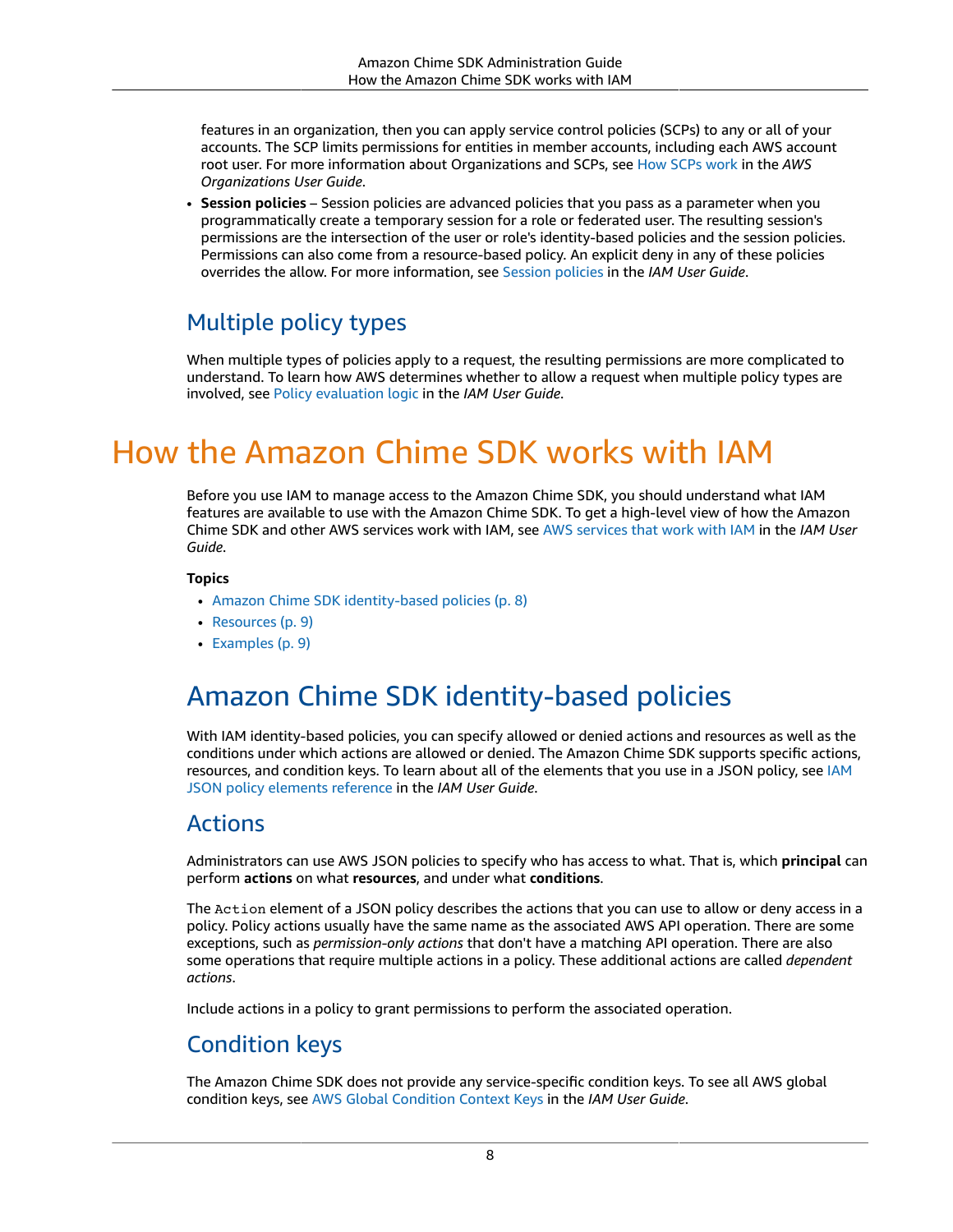features in an organization, then you can apply service control policies (SCPs) to any or all of your accounts. The SCP limits permissions for entities in member accounts, including each AWS account root user. For more information about Organizations and SCPs, see How SCPs work in the *AWS Organizations User Guide*.

- **Session policies** – Session policies are advanced policies that you pass as a parameter when you programmatically create a temporary session for a role or federated user. The resulting session's permissions are the intersection of the user or role's identity-based policies and the session policies. Permissions can also come from a resource-based policy. An explicit deny in any of these policies overrides the allow. For more information, see Session policies in the *IAM User Guide*.

## Multiple policy types

When multiple types of policies apply to a request, the resulting permissions are more complicated to understand. To learn how AWS determines whether to allow a request when multiple policy types are involved, see Policy evaluation logic in the *IAM User Guide*.

# How the Amazon Chime SDK works with IAM

Before you use IAM to manage access to the Amazon Chime SDK, you should understand what IAM features are available to use with the Amazon Chime SDK. To get a high-level view of how the Amazon Chime SDK and other AWS services work with IAM, see AWS services that work with IAM in the *IAM User Guide*.

**Topics**

- Amazon Chime SDK identity-based policies (p. 8)
- Resources (p. 9)
- Examples (p. 9)

## Amazon Chime SDK identity-based policies

With IAM identity-based policies, you can specify allowed or denied actions and resources as well as the conditions under which actions are allowed or denied. The Amazon Chime SDK supports specific actions, resources, and condition keys. To learn about all of the elements that you use in a JSON policy, see IAM JSON policy elements reference in the *IAM User Guide*.

### Actions

Administrators can use AWS JSON policies to specify who has access to what. That is, which **principal** can perform **actions** on what **resources**, and under what **conditions**.

The `Action` element of a JSON policy describes the actions that you can use to allow or deny access in a policy. Policy actions usually have the same name as the associated AWS API operation. There are some exceptions, such as *permission-only actions* that don't have a matching API operation. There are also some operations that require multiple actions in a policy. These additional actions are called *dependent actions*.

Include actions in a policy to grant permissions to perform the associated operation.

### Condition keys

The Amazon Chime SDK does not provide any service-specific condition keys. To see all AWS global condition keys, see AWS Global Condition Context Keys in the *IAM User Guide*.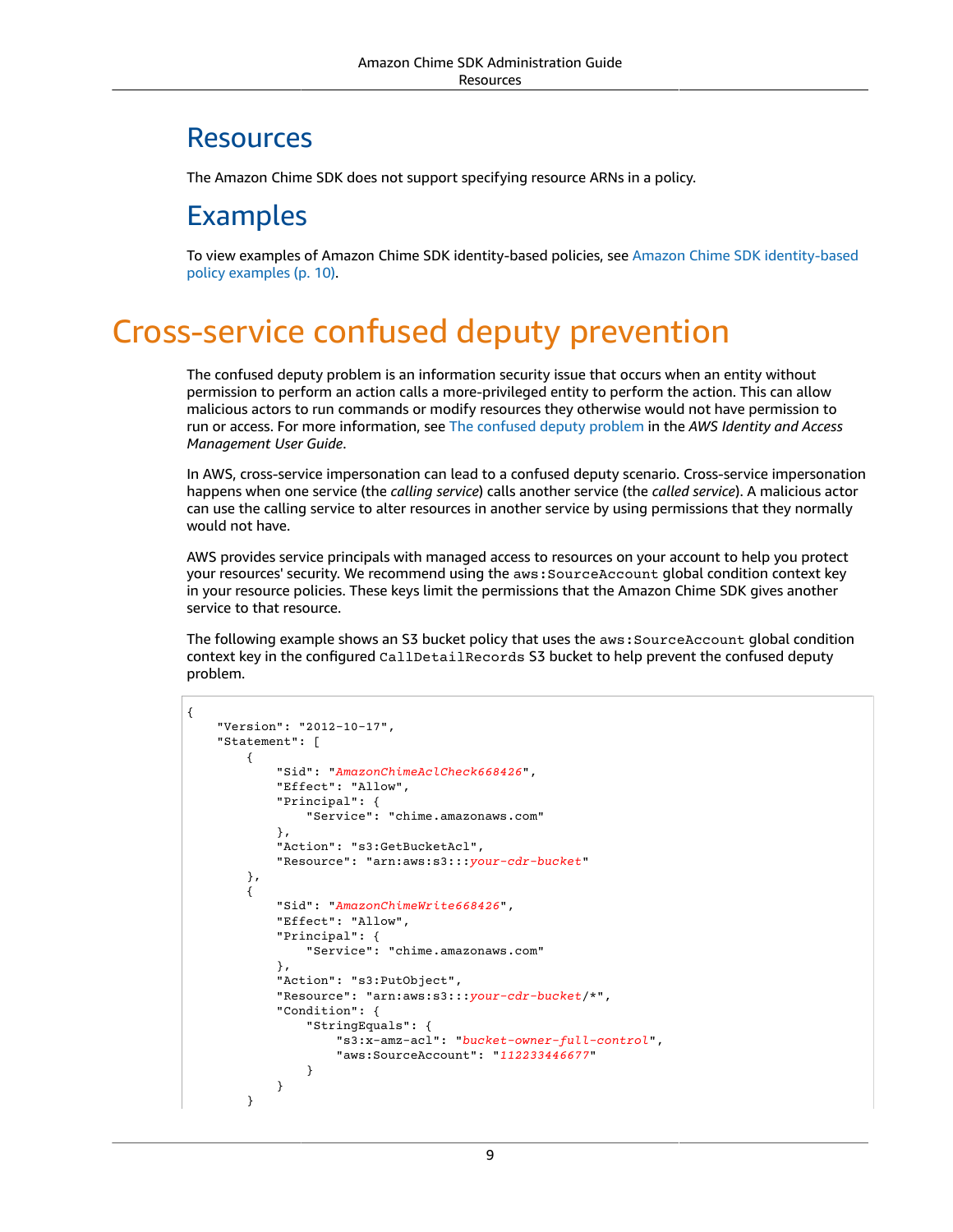## Resources

The Amazon Chime SDK does not support specifying resource ARNs in a policy.

## Examples

To view examples of Amazon Chime SDK identity-based policies, see Amazon Chime SDK identity-based policy examples (p. 10).

# Cross-service confused deputy prevention

The confused deputy problem is an information security issue that occurs when an entity without permission to perform an action calls a more-privileged entity to perform the action. This can allow malicious actors to run commands or modify resources they otherwise would not have permission to run or access. For more information, see The confused deputy problem in the *AWS Identity and Access Management User Guide*.

In AWS, cross-service impersonation can lead to a confused deputy scenario. Cross-service impersonation happens when one service (the *calling service*) calls another service (the *called service*). A malicious actor can use the calling service to alter resources in another service by using permissions that they normally would not have.

AWS provides service principals with managed access to resources on your account to help you protect your resources' security. We recommend using the `aws:SourceAccount` global condition context key in your resource policies. These keys limit the permissions that the Amazon Chime SDK gives another service to that resource.

The following example shows an S3 bucket policy that uses the `aws:SourceAccount` global condition context key in the configured `CallDetailRecords` S3 bucket to help prevent the confused deputy problem.

```
{
    "Version": "2012-10-17",
    "Statement": [
        {
            "Sid": "AmazonChimeAclCheck668426",
            "Effect": "Allow",
            "Principal": {
                "Service": "chime.amazonaws.com"
            },
            "Action": "s3:GetBucketAcl",
            "Resource": "arn:aws:s3:::your-cdr-bucket"
        },
        {
            "Sid": "AmazonChimeWrite668426",
            "Effect": "Allow",
            "Principal": {
                "Service": "chime.amazonaws.com"
            },
            "Action": "s3:PutObject",
            "Resource": "arn:aws:s3:::your-cdr-bucket/*",
            "Condition": {
                "StringEquals": {
                    "s3:x-amz-acl": "bucket-owner-full-control",
                    "aws:SourceAccount": "112233446677"
                }
            }
        }
```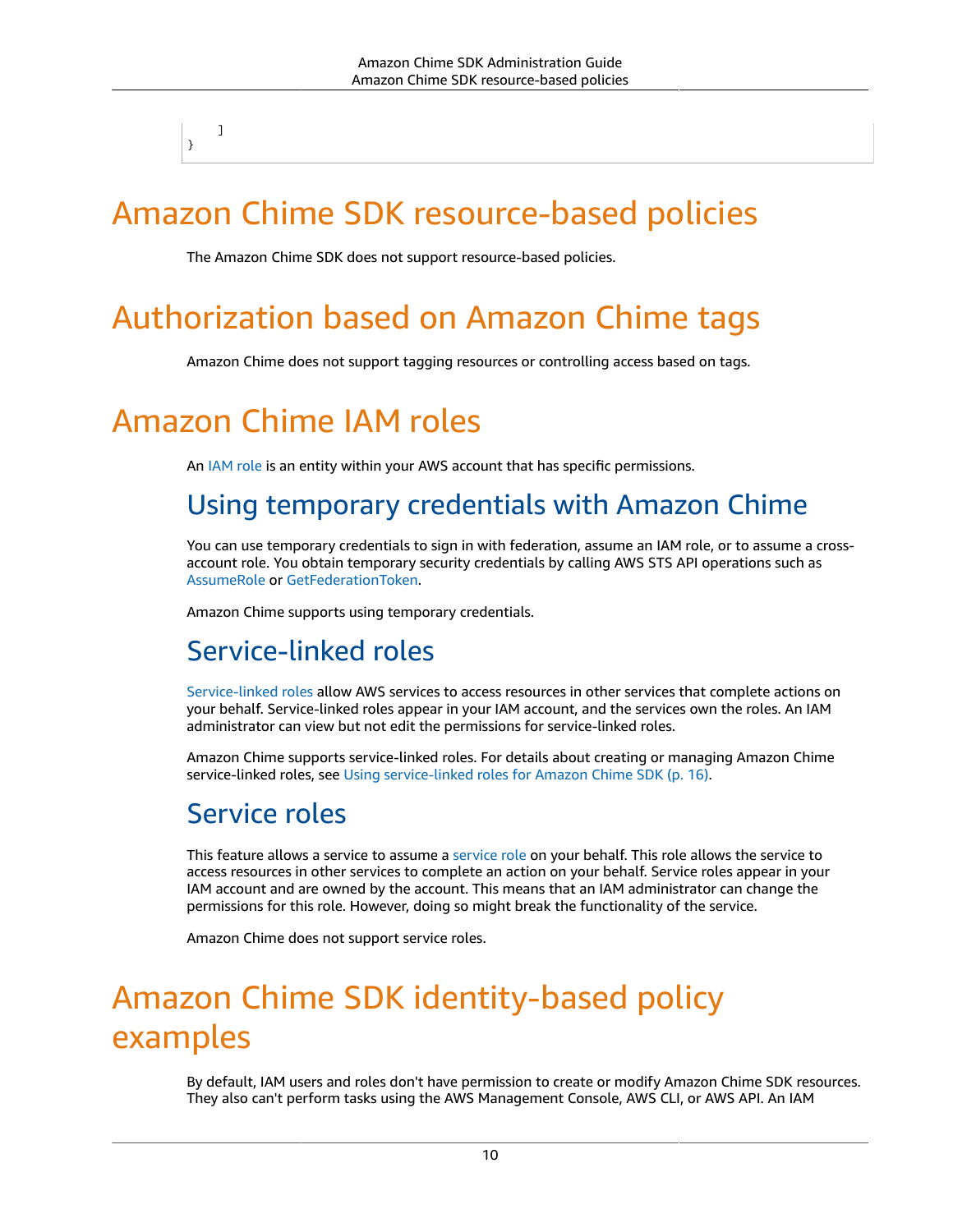```
    ]
}
```

# Amazon Chime SDK resource-based policies

The Amazon Chime SDK does not support resource-based policies.

# Authorization based on Amazon Chime tags

Amazon Chime does not support tagging resources or controlling access based on tags.

# Amazon Chime IAM roles

An IAM role is an entity within your AWS account that has specific permissions.

## Using temporary credentials with Amazon Chime

You can use temporary credentials to sign in with federation, assume an IAM role, or to assume a cross-account role. You obtain temporary security credentials by calling AWS STS API operations such as AssumeRole or GetFederationToken.

Amazon Chime supports using temporary credentials.

## Service-linked roles

Service-linked roles allow AWS services to access resources in other services that complete actions on your behalf. Service-linked roles appear in your IAM account, and the services own the roles. An IAM administrator can view but not edit the permissions for service-linked roles.

Amazon Chime supports service-linked roles. For details about creating or managing Amazon Chime service-linked roles, see Using service-linked roles for Amazon Chime SDK (p. 16).

## Service roles

This feature allows a service to assume a service role on your behalf. This role allows the service to access resources in other services to complete an action on your behalf. Service roles appear in your IAM account and are owned by the account. This means that an IAM administrator can change the permissions for this role. However, doing so might break the functionality of the service.

Amazon Chime does not support service roles.

# Amazon Chime SDK identity-based policy examples

By default, IAM users and roles don't have permission to create or modify Amazon Chime SDK resources. They also can't perform tasks using the AWS Management Console, AWS CLI, or AWS API. An IAM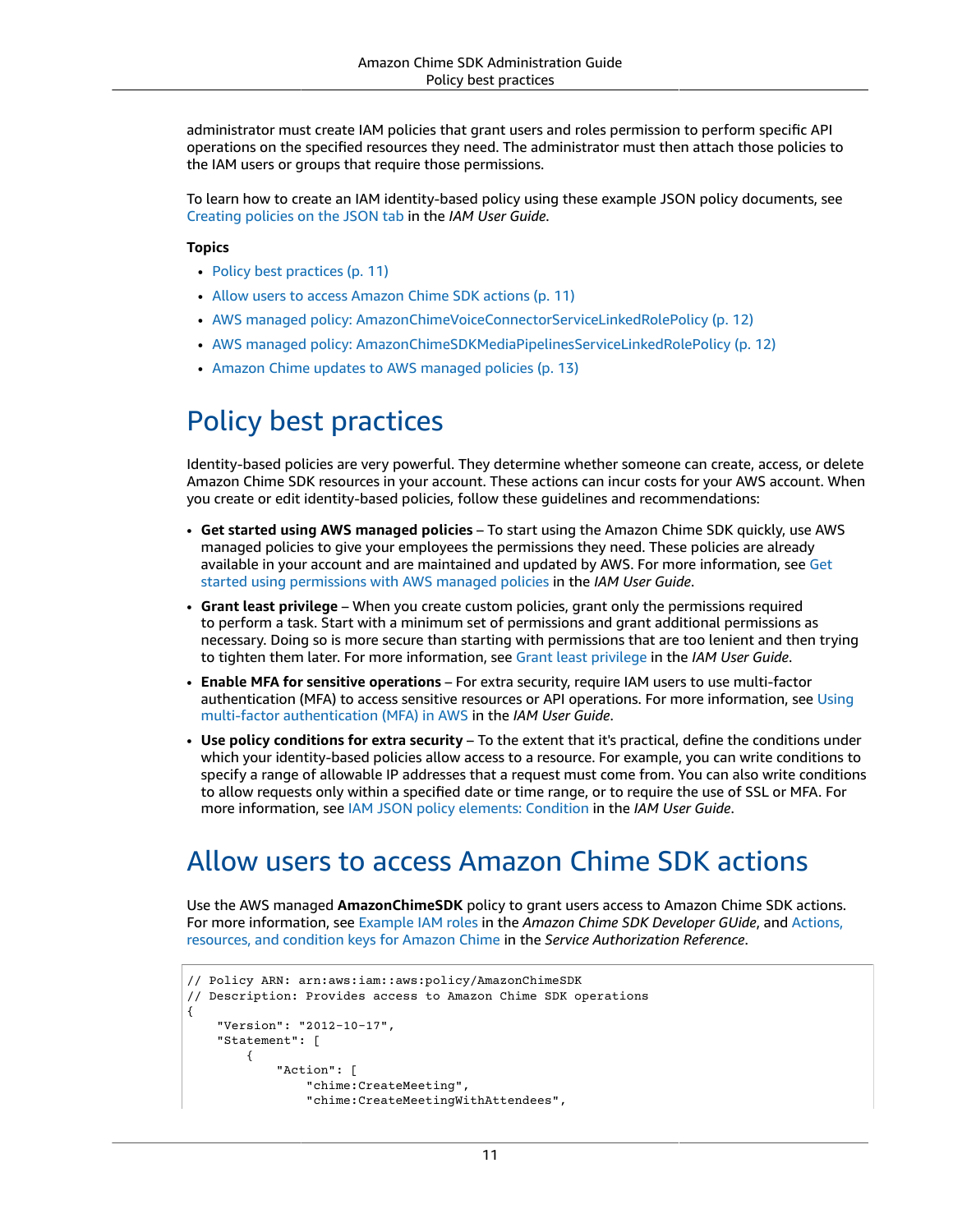administrator must create IAM policies that grant users and roles permission to perform specific API operations on the specified resources they need. The administrator must then attach those policies to the IAM users or groups that require those permissions.

To learn how to create an IAM identity-based policy using these example JSON policy documents, see Creating policies on the JSON tab in the *IAM User Guide*.

**Topics**

- Policy best practices (p. 11)
- Allow users to access Amazon Chime SDK actions (p. 11)
- AWS managed policy: AmazonChimeVoiceConnectorServiceLinkedRolePolicy (p. 12)
- AWS managed policy: AmazonChimeSDKMediaPipelinesServiceLinkedRolePolicy (p. 12)
- Amazon Chime updates to AWS managed policies (p. 13)

# Policy best practices

Identity-based policies are very powerful. They determine whether someone can create, access, or delete Amazon Chime SDK resources in your account. These actions can incur costs for your AWS account. When you create or edit identity-based policies, follow these guidelines and recommendations:

- **Get started using AWS managed policies** – To start using the Amazon Chime SDK quickly, use AWS managed policies to give your employees the permissions they need. These policies are already available in your account and are maintained and updated by AWS. For more information, see Get started using permissions with AWS managed policies in the *IAM User Guide*.
- **Grant least privilege** – When you create custom policies, grant only the permissions required to perform a task. Start with a minimum set of permissions and grant additional permissions as necessary. Doing so is more secure than starting with permissions that are too lenient and then trying to tighten them later. For more information, see Grant least privilege in the *IAM User Guide*.
- **Enable MFA for sensitive operations** – For extra security, require IAM users to use multi-factor authentication (MFA) to access sensitive resources or API operations. For more information, see Using multi-factor authentication (MFA) in AWS in the *IAM User Guide*.
- **Use policy conditions for extra security** – To the extent that it's practical, define the conditions under which your identity-based policies allow access to a resource. For example, you can write conditions to specify a range of allowable IP addresses that a request must come from. You can also write conditions to allow requests only within a specified date or time range, or to require the use of SSL or MFA. For more information, see IAM JSON policy elements: Condition in the *IAM User Guide*.

# Allow users to access Amazon Chime SDK actions

Use the AWS managed **AmazonChimeSDK** policy to grant users access to Amazon Chime SDK actions. For more information, see Example IAM roles in the *Amazon Chime SDK Developer GUide*, and Actions, resources, and condition keys for Amazon Chime in the *Service Authorization Reference*.

```
// Policy ARN: arn:aws:iam::aws:policy/AmazonChimeSDK
// Description: Provides access to Amazon Chime SDK operations
{
    "Version": "2012-10-17",
    "Statement": [
        {
            "Action": [
                "chime:CreateMeeting",
                "chime:CreateMeetingWithAttendees",
```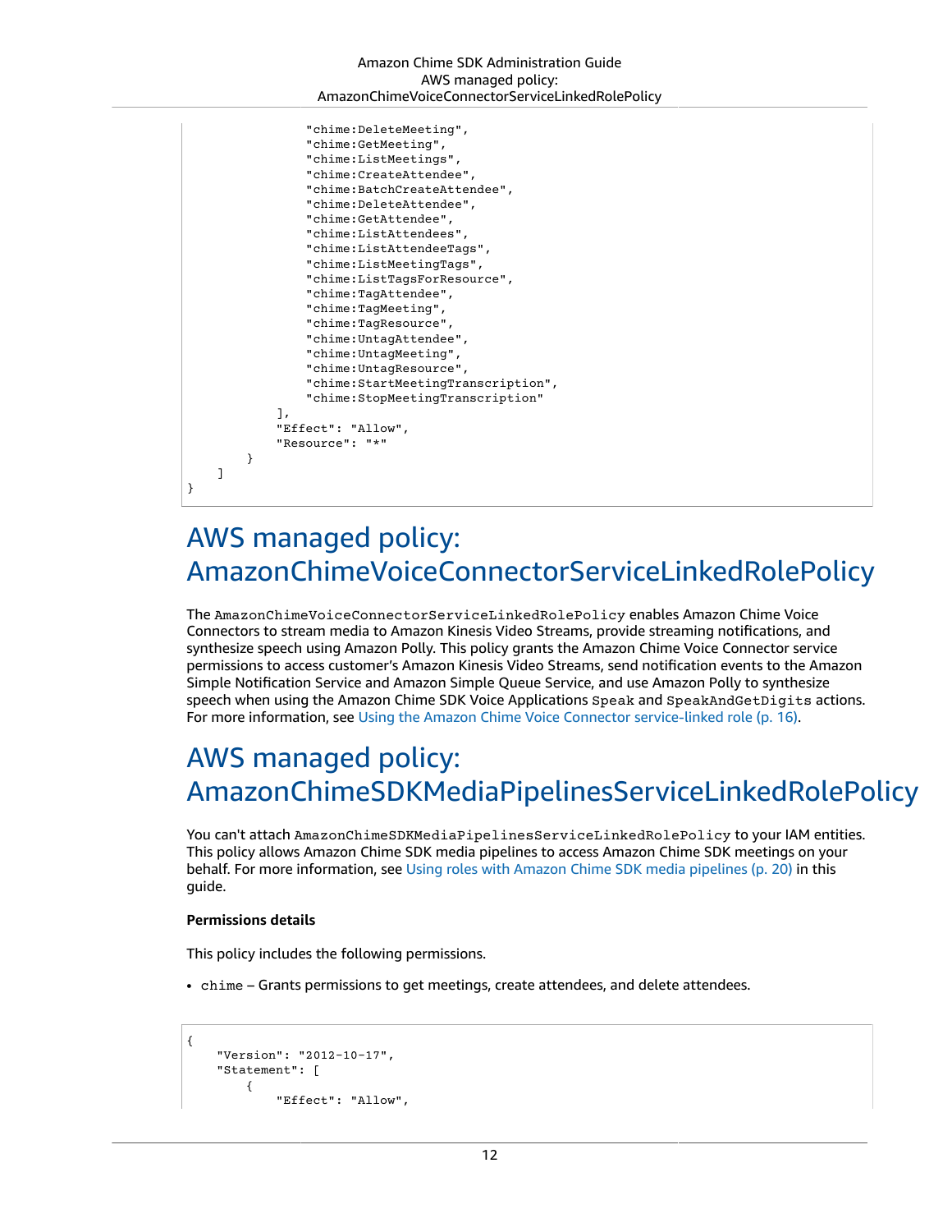```
                "chime:DeleteMeeting",
                "chime:GetMeeting",
                "chime:ListMeetings",
                "chime:CreateAttendee",
                "chime:BatchCreateAttendee",
                "chime:DeleteAttendee",
                "chime:GetAttendee",
                "chime:ListAttendees",
                "chime:ListAttendeeTags",
                "chime:ListMeetingTags",
                "chime:ListTagsForResource",
                "chime:TagAttendee",
                "chime:TagMeeting",
                "chime:TagResource",
                "chime:UntagAttendee",
                "chime:UntagMeeting",
                "chime:UntagResource",
                "chime:StartMeetingTranscription",
                "chime:StopMeetingTranscription"
            ],
            "Effect": "Allow",
            "Resource": "*"
        }
    ]
}
```

# AWS managed policy: AmazonChimeVoiceConnectorServiceLinkedRolePolicy

The `AmazonChimeVoiceConnectorServiceLinkedRolePolicy` enables Amazon Chime Voice Connectors to stream media to Amazon Kinesis Video Streams, provide streaming notifications, and synthesize speech using Amazon Polly. This policy grants the Amazon Chime Voice Connector service permissions to access customer's Amazon Kinesis Video Streams, send notification events to the Amazon Simple Notification Service and Amazon Simple Queue Service, and use Amazon Polly to synthesize speech when using the Amazon Chime SDK Voice Applications `Speak` and `SpeakAndGetDigits` actions. For more information, see Using the Amazon Chime Voice Connector service-linked role (p. 16).

# AWS managed policy: AmazonChimeSDKMediaPipelinesServiceLinkedRolePolicy

You can't attach `AmazonChimeSDKMediaPipelinesServiceLinkedRolePolicy` to your IAM entities. This policy allows Amazon Chime SDK media pipelines to access Amazon Chime SDK meetings on your behalf. For more information, see Using roles with Amazon Chime SDK media pipelines (p. 20) in this guide.

**Permissions details**

This policy includes the following permissions.

- `chime` – Grants permissions to get meetings, create attendees, and delete attendees.

```
{
    "Version": "2012-10-17",
    "Statement": [
        {
            "Effect": "Allow",
```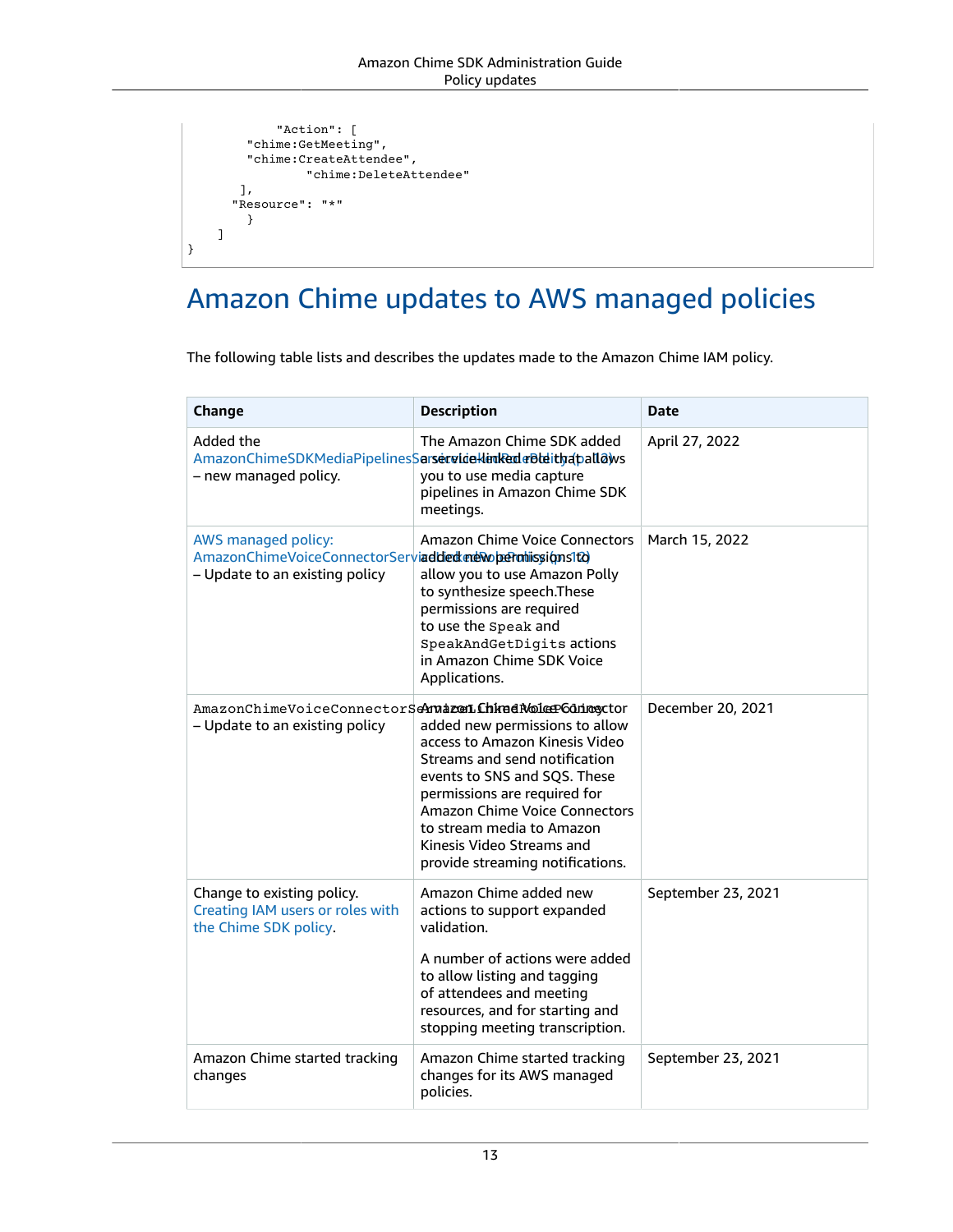```
        "Action": [
      "chime:GetMeeting",
      "chime:CreateAttendee",
            "chime:DeleteAttendee"
     ],
    "Resource": "*"
      }
  ]
}
```

## Amazon Chime updates to AWS managed policies

The following table lists and describes the updates made to the Amazon Chime IAM policy.

| Change | Description | Date |
| --- | --- | --- |
| Added the AmazonChimeSDKMediaPipelinesServiceLinkedRolePolicy (p. 12) – new managed policy. | The Amazon Chime SDK added a service-linked role that allows you to use media capture pipelines in Amazon Chime SDK meetings. | April 27, 2022 |
| AWS managed policy: AmazonChimeVoiceConnectorServiceLinkedRolePolicy (p. 10) – Update to an existing policy | Amazon Chime Voice Connectors added new permissions to allow you to use Amazon Polly to synthesize speech.These permissions are required to use the `Speak` and `SpeakAndGetDigits` actions in Amazon Chime SDK Voice Applications. | March 15, 2022 |
| `AmazonChimeVoiceConnectorServiceLinkedRolePolicy` – Update to an existing policy | Amazon Chime Voice Connector added new permissions to allow access to Amazon Kinesis Video Streams and send notification events to SNS and SQS. These permissions are required for Amazon Chime Voice Connectors to stream media to Amazon Kinesis Video Streams and provide streaming notifications. | December 20, 2021 |
| Change to existing policy. Creating IAM users or roles with the Chime SDK policy. | Amazon Chime added new actions to support expanded validation.<br><br>A number of actions were added to allow listing and tagging of attendees and meeting resources, and for starting and stopping meeting transcription. | September 23, 2021 |
| Amazon Chime started tracking changes | Amazon Chime started tracking changes for its AWS managed policies. | September 23, 2021 |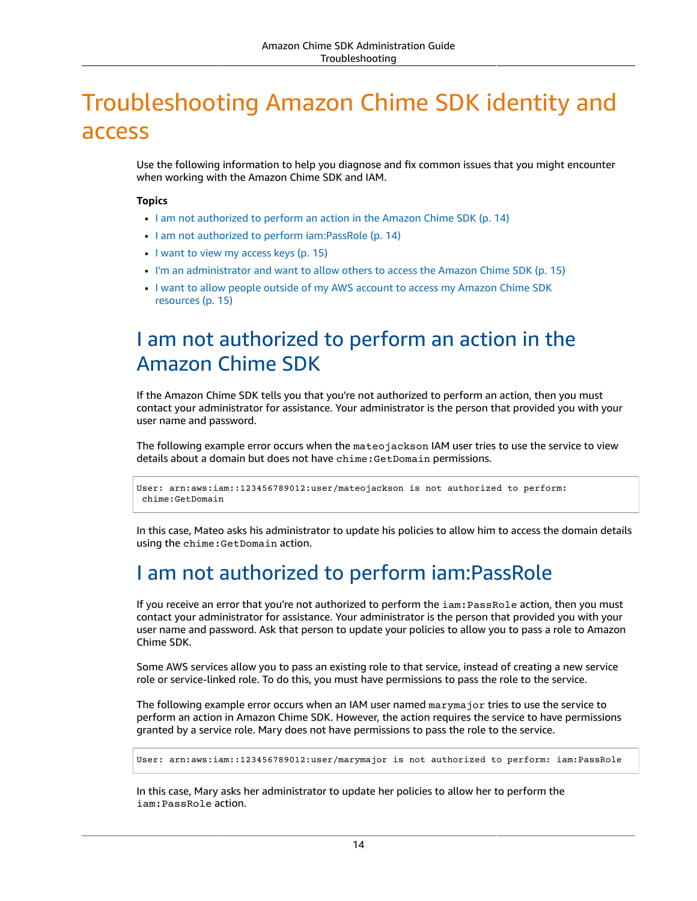# Troubleshooting Amazon Chime SDK identity and access

Use the following information to help you diagnose and fix common issues that you might encounter when working with the Amazon Chime SDK and IAM.

**Topics**

- I am not authorized to perform an action in the Amazon Chime SDK (p. 14)
- I am not authorized to perform iam:PassRole (p. 14)
- I want to view my access keys (p. 15)
- I'm an administrator and want to allow others to access the Amazon Chime SDK (p. 15)
- I want to allow people outside of my AWS account to access my Amazon Chime SDK resources (p. 15)

## I am not authorized to perform an action in the Amazon Chime SDK

If the Amazon Chime SDK tells you that you're not authorized to perform an action, then you must contact your administrator for assistance. Your administrator is the person that provided you with your user name and password.

The following example error occurs when the `mateojackson` IAM user tries to use the service to view details about a domain but does not have `chime:GetDomain` permissions.

```
User: arn:aws:iam::123456789012:user/mateojackson is not authorized to perform:
 chime:GetDomain
```

In this case, Mateo asks his administrator to update his policies to allow him to access the domain details using the `chime:GetDomain` action.

## I am not authorized to perform iam:PassRole

If you receive an error that you're not authorized to perform the `iam:PassRole` action, then you must contact your administrator for assistance. Your administrator is the person that provided you with your user name and password. Ask that person to update your policies to allow you to pass a role to Amazon Chime SDK.

Some AWS services allow you to pass an existing role to that service, instead of creating a new service role or service-linked role. To do this, you must have permissions to pass the role to the service.

The following example error occurs when an IAM user named `marymajor` tries to use the service to perform an action in Amazon Chime SDK. However, the action requires the service to have permissions granted by a service role. Mary does not have permissions to pass the role to the service.

```
User: arn:aws:iam::123456789012:user/marymajor is not authorized to perform: iam:PassRole
```

In this case, Mary asks her administrator to update her policies to allow her to perform the `iam:PassRole` action.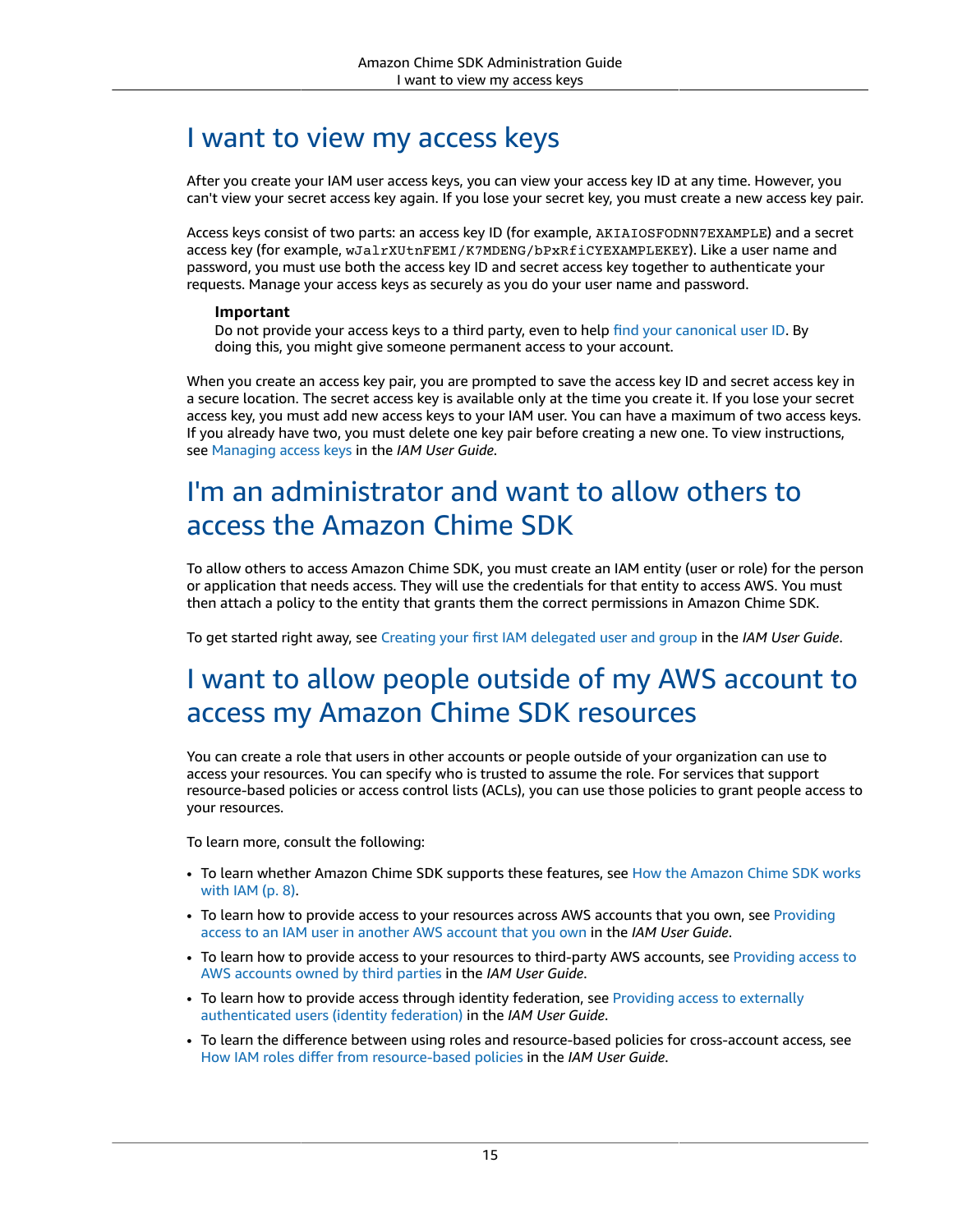# I want to view my access keys

After you create your IAM user access keys, you can view your access key ID at any time. However, you can't view your secret access key again. If you lose your secret key, you must create a new access key pair.

Access keys consist of two parts: an access key ID (for example, `AKIAIOSFODNN7EXAMPLE`) and a secret access key (for example, `wJalrXUtnFEMI/K7MDENG/bPxRfiCYEXAMPLEKEY`). Like a user name and password, you must use both the access key ID and secret access key together to authenticate your requests. Manage your access keys as securely as you do your user name and password.

> **Important**
> Do not provide your access keys to a third party, even to help find your canonical user ID. By doing this, you might give someone permanent access to your account.

When you create an access key pair, you are prompted to save the access key ID and secret access key in a secure location. The secret access key is available only at the time you create it. If you lose your secret access key, you must add new access keys to your IAM user. You can have a maximum of two access keys. If you already have two, you must delete one key pair before creating a new one. To view instructions, see Managing access keys in the *IAM User Guide*.

# I'm an administrator and want to allow others to access the Amazon Chime SDK

To allow others to access Amazon Chime SDK, you must create an IAM entity (user or role) for the person or application that needs access. They will use the credentials for that entity to access AWS. You must then attach a policy to the entity that grants them the correct permissions in Amazon Chime SDK.

To get started right away, see Creating your first IAM delegated user and group in the *IAM User Guide*.

# I want to allow people outside of my AWS account to access my Amazon Chime SDK resources

You can create a role that users in other accounts or people outside of your organization can use to access your resources. You can specify who is trusted to assume the role. For services that support resource-based policies or access control lists (ACLs), you can use those policies to grant people access to your resources.

To learn more, consult the following:

- To learn whether Amazon Chime SDK supports these features, see How the Amazon Chime SDK works with IAM (p. 8).
- To learn how to provide access to your resources across AWS accounts that you own, see Providing access to an IAM user in another AWS account that you own in the *IAM User Guide*.
- To learn how to provide access to your resources to third-party AWS accounts, see Providing access to AWS accounts owned by third parties in the *IAM User Guide*.
- To learn how to provide access through identity federation, see Providing access to externally authenticated users (identity federation) in the *IAM User Guide*.
- To learn the difference between using roles and resource-based policies for cross-account access, see How IAM roles differ from resource-based policies in the *IAM User Guide*.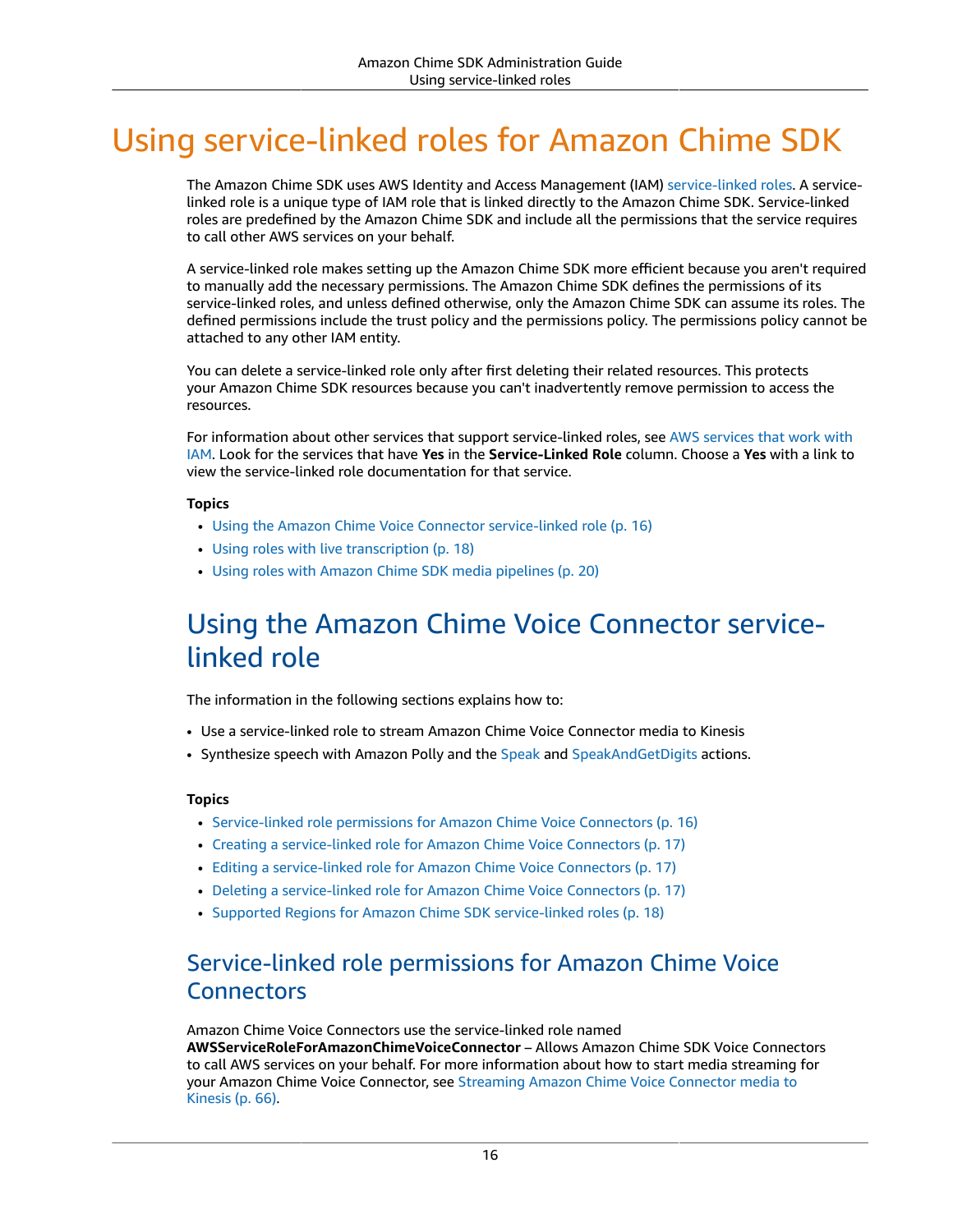# Using service-linked roles for Amazon Chime SDK

The Amazon Chime SDK uses AWS Identity and Access Management (IAM) service-linked roles. A service-linked role is a unique type of IAM role that is linked directly to the Amazon Chime SDK. Service-linked roles are predefined by the Amazon Chime SDK and include all the permissions that the service requires to call other AWS services on your behalf.

A service-linked role makes setting up the Amazon Chime SDK more efficient because you aren't required to manually add the necessary permissions. The Amazon Chime SDK defines the permissions of its service-linked roles, and unless defined otherwise, only the Amazon Chime SDK can assume its roles. The defined permissions include the trust policy and the permissions policy. The permissions policy cannot be attached to any other IAM entity.

You can delete a service-linked role only after first deleting their related resources. This protects your Amazon Chime SDK resources because you can't inadvertently remove permission to access the resources.

For information about other services that support service-linked roles, see AWS services that work with IAM. Look for the services that have **Yes** in the **Service-Linked Role** column. Choose a **Yes** with a link to view the service-linked role documentation for that service.

**Topics**

- Using the Amazon Chime Voice Connector service-linked role (p. 16)
- Using roles with live transcription (p. 18)
- Using roles with Amazon Chime SDK media pipelines (p. 20)

## Using the Amazon Chime Voice Connector service-linked role

The information in the following sections explains how to:

- Use a service-linked role to stream Amazon Chime Voice Connector media to Kinesis
- Synthesize speech with Amazon Polly and the Speak and SpeakAndGetDigits actions.

**Topics**

- Service-linked role permissions for Amazon Chime Voice Connectors (p. 16)
- Creating a service-linked role for Amazon Chime Voice Connectors (p. 17)
- Editing a service-linked role for Amazon Chime Voice Connectors (p. 17)
- Deleting a service-linked role for Amazon Chime Voice Connectors (p. 17)
- Supported Regions for Amazon Chime SDK service-linked roles (p. 18)

### Service-linked role permissions for Amazon Chime Voice Connectors

Amazon Chime Voice Connectors use the service-linked role named **AWSServiceRoleForAmazonChimeVoiceConnector** – Allows Amazon Chime SDK Voice Connectors to call AWS services on your behalf. For more information about how to start media streaming for your Amazon Chime Voice Connector, see Streaming Amazon Chime Voice Connector media to Kinesis (p. 66).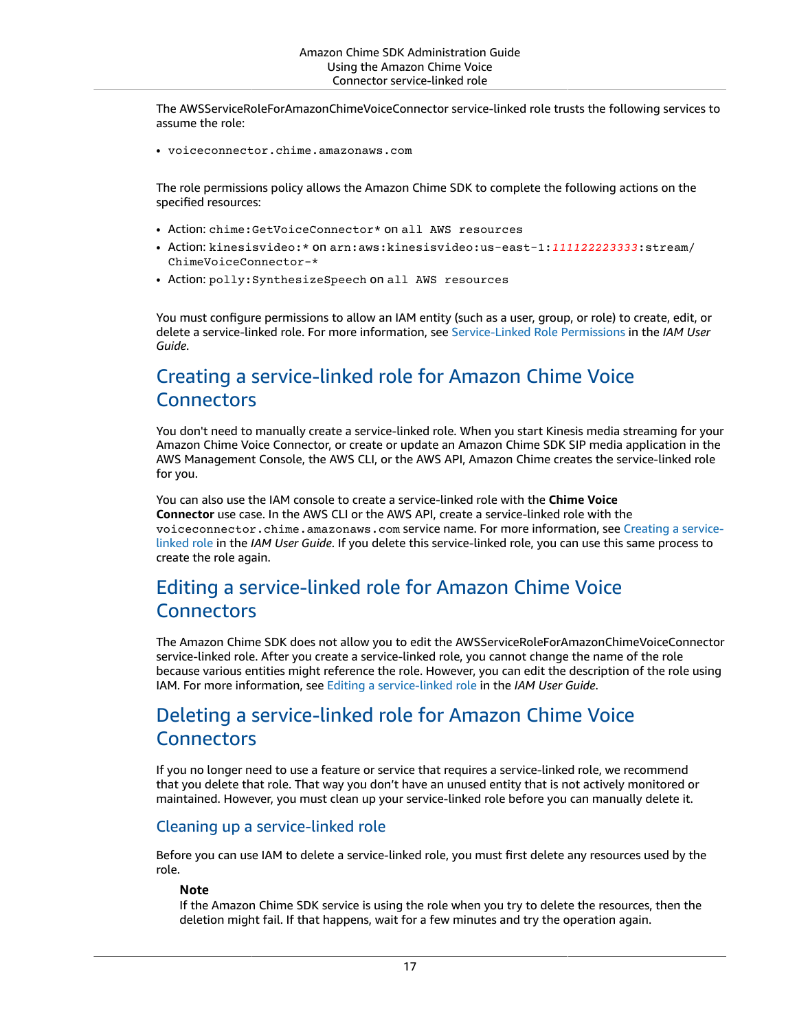The AWSServiceRoleForAmazonChimeVoiceConnector service-linked role trusts the following services to assume the role:

- `voiceconnector.chime.amazonaws.com`

The role permissions policy allows the Amazon Chime SDK to complete the following actions on the specified resources:

- Action: `chime:GetVoiceConnector*` on `all AWS resources`
- Action: `kinesisvideo:*` on `arn:aws:kinesisvideo:us-east-1:111122223333:stream/ChimeVoiceConnector-*`
- Action: `polly:SynthesizeSpeech` on `all AWS resources`

You must configure permissions to allow an IAM entity (such as a user, group, or role) to create, edit, or delete a service-linked role. For more information, see Service-Linked Role Permissions in the *IAM User Guide*.

## Creating a service-linked role for Amazon Chime Voice Connectors

You don't need to manually create a service-linked role. When you start Kinesis media streaming for your Amazon Chime Voice Connector, or create or update an Amazon Chime SDK SIP media application in the AWS Management Console, the AWS CLI, or the AWS API, Amazon Chime creates the service-linked role for you.

You can also use the IAM console to create a service-linked role with the **Chime Voice Connector** use case. In the AWS CLI or the AWS API, create a service-linked role with the `voiceconnector.chime.amazonaws.com` service name. For more information, see Creating a service-linked role in the *IAM User Guide*. If you delete this service-linked role, you can use this same process to create the role again.

## Editing a service-linked role for Amazon Chime Voice Connectors

The Amazon Chime SDK does not allow you to edit the AWSServiceRoleForAmazonChimeVoiceConnector service-linked role. After you create a service-linked role, you cannot change the name of the role because various entities might reference the role. However, you can edit the description of the role using IAM. For more information, see Editing a service-linked role in the *IAM User Guide*.

## Deleting a service-linked role for Amazon Chime Voice Connectors

If you no longer need to use a feature or service that requires a service-linked role, we recommend that you delete that role. That way you don't have an unused entity that is not actively monitored or maintained. However, you must clean up your service-linked role before you can manually delete it.

### Cleaning up a service-linked role

Before you can use IAM to delete a service-linked role, you must first delete any resources used by the role.

> **Note**
>
> If the Amazon Chime SDK service is using the role when you try to delete the resources, then the deletion might fail. If that happens, wait for a few minutes and try the operation again.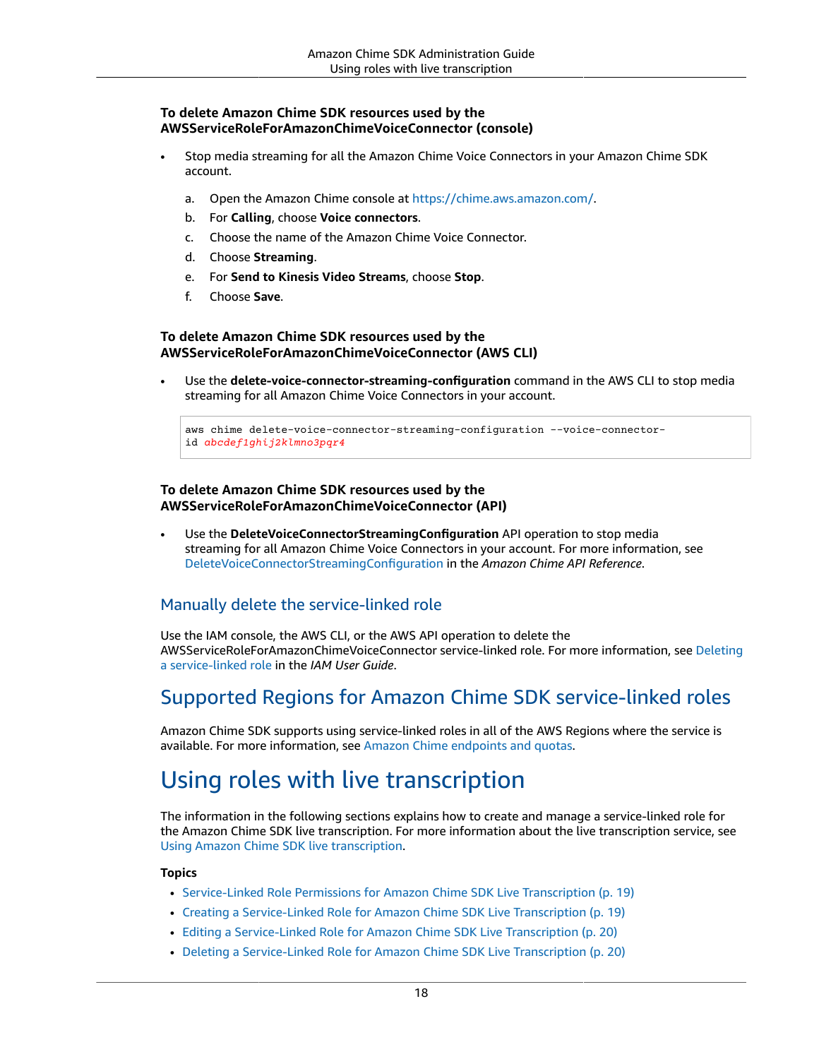**To delete Amazon Chime SDK resources used by the AWSServiceRoleForAmazonChimeVoiceConnector (console)**

- Stop media streaming for all the Amazon Chime Voice Connectors in your Amazon Chime SDK account.

  a. Open the Amazon Chime console at https://chime.aws.amazon.com/.

  b. For **Calling**, choose **Voice connectors**.

  c. Choose the name of the Amazon Chime Voice Connector.

  d. Choose **Streaming**.

  e. For **Send to Kinesis Video Streams**, choose **Stop**.

  f. Choose **Save**.

**To delete Amazon Chime SDK resources used by the AWSServiceRoleForAmazonChimeVoiceConnector (AWS CLI)**

- Use the **delete-voice-connector-streaming-configuration** command in the AWS CLI to stop media streaming for all Amazon Chime Voice Connectors in your account.

```
aws chime delete-voice-connector-streaming-configuration --voice-connector-id abcdef1ghij2klmno3pqr4
```

**To delete Amazon Chime SDK resources used by the AWSServiceRoleForAmazonChimeVoiceConnector (API)**

- Use the **DeleteVoiceConnectorStreamingConfiguration** API operation to stop media streaming for all Amazon Chime Voice Connectors in your account. For more information, see DeleteVoiceConnectorStreamingConfiguration in the *Amazon Chime API Reference*.

### Manually delete the service-linked role

Use the IAM console, the AWS CLI, or the AWS API operation to delete the AWSServiceRoleForAmazonChimeVoiceConnector service-linked role. For more information, see Deleting a service-linked role in the *IAM User Guide*.

## Supported Regions for Amazon Chime SDK service-linked roles

Amazon Chime SDK supports using service-linked roles in all of the AWS Regions where the service is available. For more information, see Amazon Chime endpoints and quotas.

# Using roles with live transcription

The information in the following sections explains how to create and manage a service-linked role for the Amazon Chime SDK live transcription. For more information about the live transcription service, see Using Amazon Chime SDK live transcription.

**Topics**

- Service-Linked Role Permissions for Amazon Chime SDK Live Transcription (p. 19)
- Creating a Service-Linked Role for Amazon Chime SDK Live Transcription (p. 19)
- Editing a Service-Linked Role for Amazon Chime SDK Live Transcription (p. 20)
- Deleting a Service-Linked Role for Amazon Chime SDK Live Transcription (p. 20)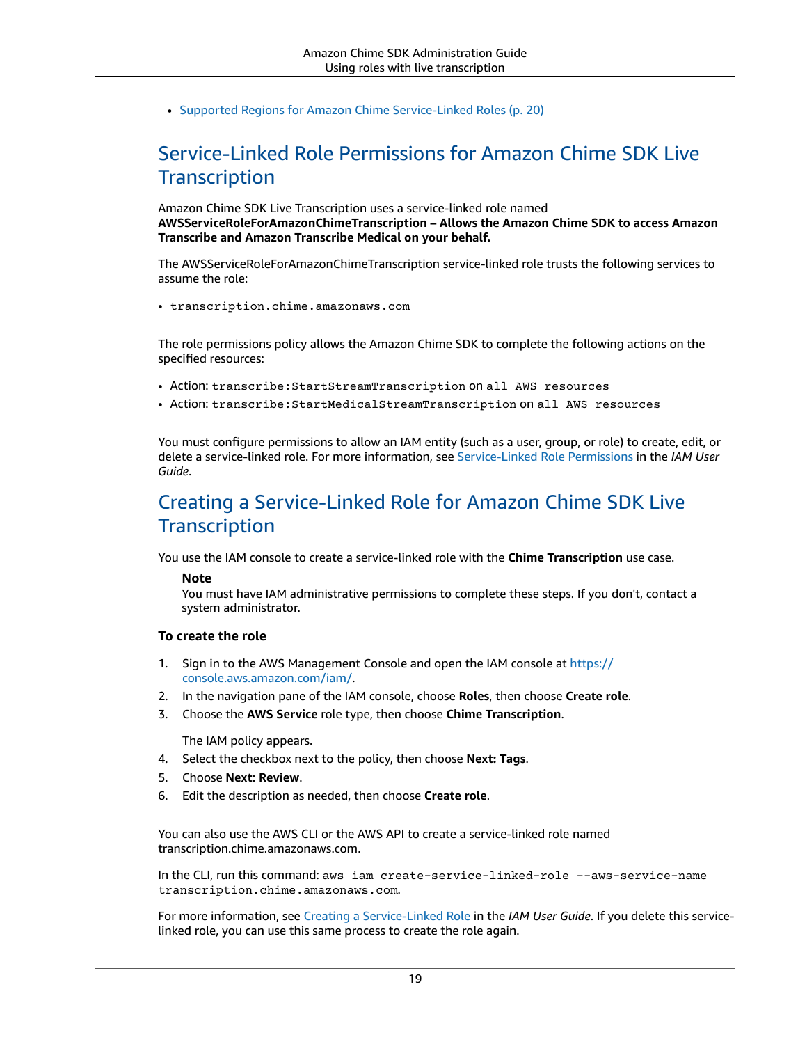- Supported Regions for Amazon Chime Service-Linked Roles (p. 20)

## Service-Linked Role Permissions for Amazon Chime SDK Live Transcription

Amazon Chime SDK Live Transcription uses a service-linked role named **AWSServiceRoleForAmazonChimeTranscription – Allows the Amazon Chime SDK to access Amazon Transcribe and Amazon Transcribe Medical on your behalf.**

The AWSServiceRoleForAmazonChimeTranscription service-linked role trusts the following services to assume the role:

- `transcription.chime.amazonaws.com`

The role permissions policy allows the Amazon Chime SDK to complete the following actions on the specified resources:

- Action: `transcribe:StartStreamTranscription` on `all AWS resources`
- Action: `transcribe:StartMedicalStreamTranscription` on `all AWS resources`

You must configure permissions to allow an IAM entity (such as a user, group, or role) to create, edit, or delete a service-linked role. For more information, see Service-Linked Role Permissions in the *IAM User Guide*.

## Creating a Service-Linked Role for Amazon Chime SDK Live Transcription

You use the IAM console to create a service-linked role with the **Chime Transcription** use case.

> **Note**
> You must have IAM administrative permissions to complete these steps. If you don't, contact a system administrator.

### To create the role

1. Sign in to the AWS Management Console and open the IAM console at https://console.aws.amazon.com/iam/.
2. In the navigation pane of the IAM console, choose **Roles**, then choose **Create role**.
3. Choose the **AWS Service** role type, then choose **Chime Transcription**.

   The IAM policy appears.
4. Select the checkbox next to the policy, then choose **Next: Tags**.
5. Choose **Next: Review**.
6. Edit the description as needed, then choose **Create role**.

You can also use the AWS CLI or the AWS API to create a service-linked role named transcription.chime.amazonaws.com.

In the CLI, run this command: `aws iam create-service-linked-role --aws-service-name transcription.chime.amazonaws.com`.

For more information, see Creating a Service-Linked Role in the *IAM User Guide*. If you delete this service-linked role, you can use this same process to create the role again.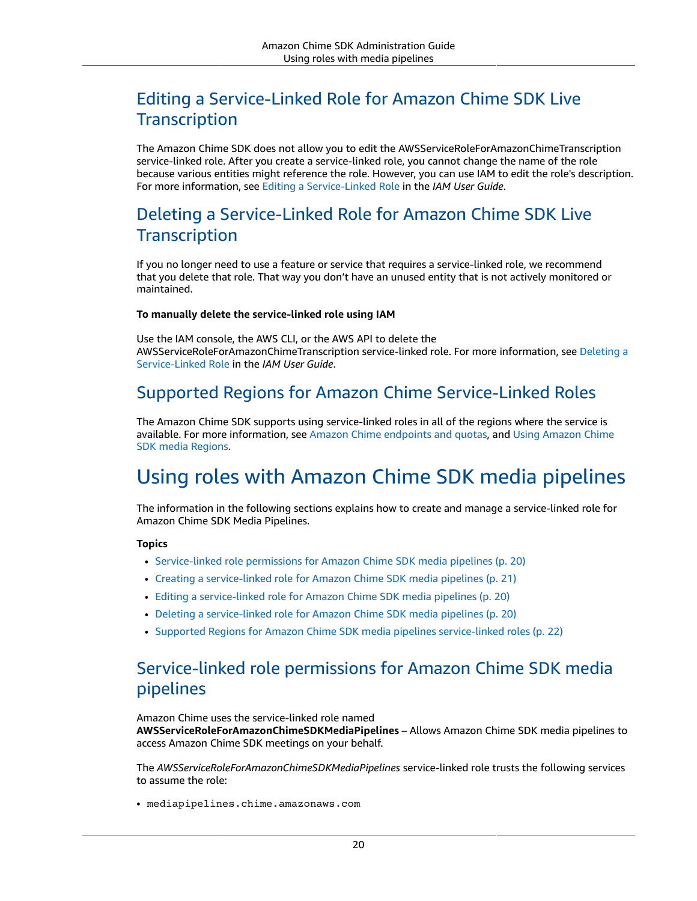## Editing a Service-Linked Role for Amazon Chime SDK Live Transcription

The Amazon Chime SDK does not allow you to edit the AWSServiceRoleForAmazonChimeTranscription service-linked role. After you create a service-linked role, you cannot change the name of the role because various entities might reference the role. However, you can use IAM to edit the role's description. For more information, see Editing a Service-Linked Role in the *IAM User Guide*.

## Deleting a Service-Linked Role for Amazon Chime SDK Live Transcription

If you no longer need to use a feature or service that requires a service-linked role, we recommend that you delete that role. That way you don't have an unused entity that is not actively monitored or maintained.

**To manually delete the service-linked role using IAM**

Use the IAM console, the AWS CLI, or the AWS API to delete the AWSServiceRoleForAmazonChimeTranscription service-linked role. For more information, see Deleting a Service-Linked Role in the *IAM User Guide*.

## Supported Regions for Amazon Chime Service-Linked Roles

The Amazon Chime SDK supports using service-linked roles in all of the regions where the service is available. For more information, see Amazon Chime endpoints and quotas, and Using Amazon Chime SDK media Regions.

# Using roles with Amazon Chime SDK media pipelines

The information in the following sections explains how to create and manage a service-linked role for Amazon Chime SDK Media Pipelines.

**Topics**

- Service-linked role permissions for Amazon Chime SDK media pipelines (p. 20)
- Creating a service-linked role for Amazon Chime SDK media pipelines (p. 21)
- Editing a service-linked role for Amazon Chime SDK media pipelines (p. 20)
- Deleting a service-linked role for Amazon Chime SDK media pipelines (p. 20)
- Supported Regions for Amazon Chime SDK media pipelines service-linked roles (p. 22)

## Service-linked role permissions for Amazon Chime SDK media pipelines

Amazon Chime uses the service-linked role named **AWSServiceRoleForAmazonChimeSDKMediaPipelines** – Allows Amazon Chime SDK media pipelines to access Amazon Chime SDK meetings on your behalf.

The *AWSServiceRoleForAmazonChimeSDKMediaPipelines* service-linked role trusts the following services to assume the role:

- `mediapipelines.chime.amazonaws.com`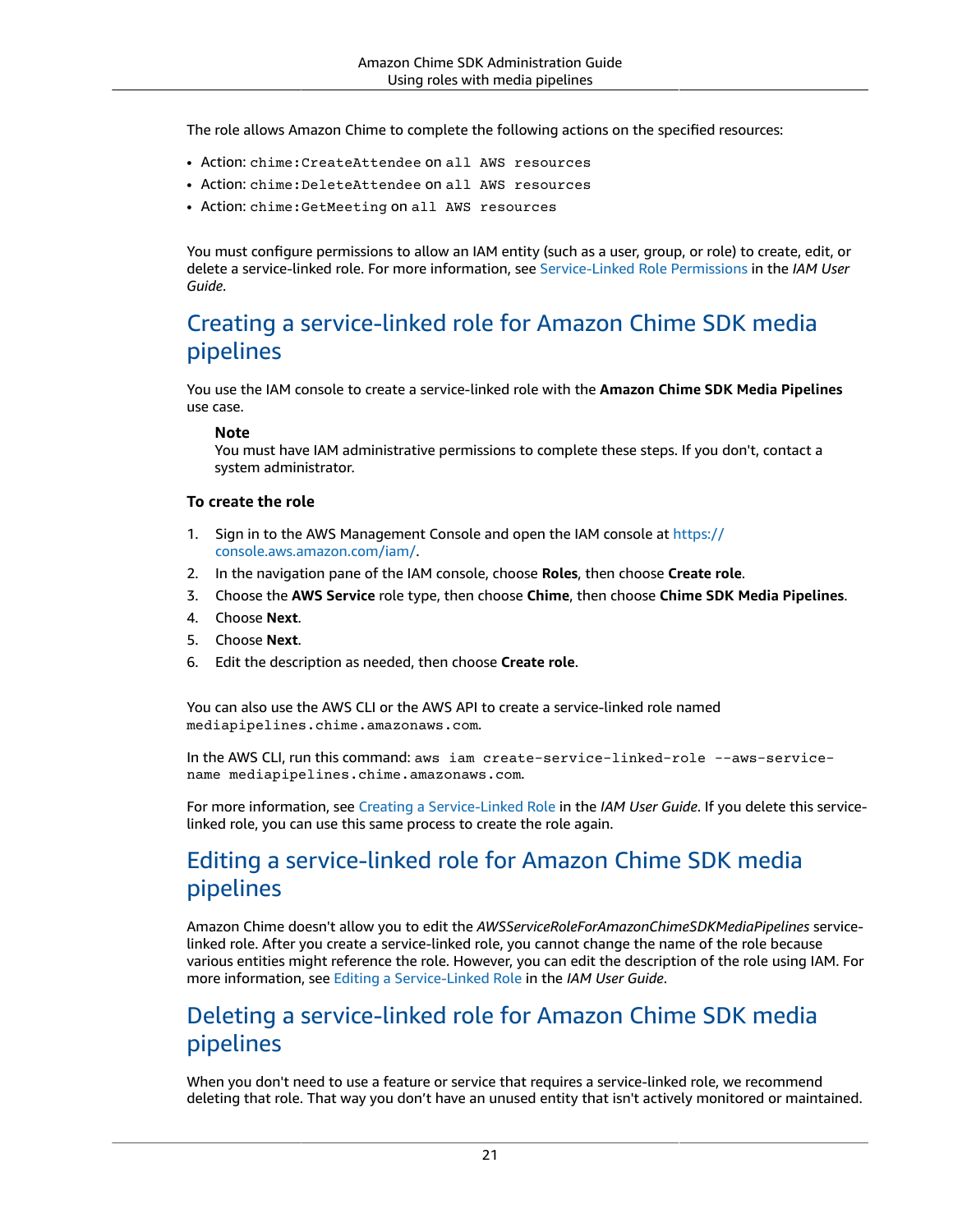The role allows Amazon Chime to complete the following actions on the specified resources:

- Action: `chime:CreateAttendee` on `all AWS resources`
- Action: `chime:DeleteAttendee` on `all AWS resources`
- Action: `chime:GetMeeting` on `all AWS resources`

You must configure permissions to allow an IAM entity (such as a user, group, or role) to create, edit, or delete a service-linked role. For more information, see Service-Linked Role Permissions in the *IAM User Guide*.

## Creating a service-linked role for Amazon Chime SDK media pipelines

You use the IAM console to create a service-linked role with the **Amazon Chime SDK Media Pipelines** use case.

> **Note**
> You must have IAM administrative permissions to complete these steps. If you don't, contact a system administrator.

### To create the role

1. Sign in to the AWS Management Console and open the IAM console at https://console.aws.amazon.com/iam/.
2. In the navigation pane of the IAM console, choose **Roles**, then choose **Create role**.
3. Choose the **AWS Service** role type, then choose **Chime**, then choose **Chime SDK Media Pipelines**.
4. Choose **Next**.
5. Choose **Next**.
6. Edit the description as needed, then choose **Create role**.

You can also use the AWS CLI or the AWS API to create a service-linked role named `mediapipelines.chime.amazonaws.com`.

In the AWS CLI, run this command: `aws iam create-service-linked-role --aws-service-name mediapipelines.chime.amazonaws.com`.

For more information, see Creating a Service-Linked Role in the *IAM User Guide*. If you delete this service-linked role, you can use this same process to create the role again.

## Editing a service-linked role for Amazon Chime SDK media pipelines

Amazon Chime doesn't allow you to edit the *AWSServiceRoleForAmazonChimeSDKMediaPipelines* service-linked role. After you create a service-linked role, you cannot change the name of the role because various entities might reference the role. However, you can edit the description of the role using IAM. For more information, see Editing a Service-Linked Role in the *IAM User Guide*.

## Deleting a service-linked role for Amazon Chime SDK media pipelines

When you don't need to use a feature or service that requires a service-linked role, we recommend deleting that role. That way you don't have an unused entity that isn't actively monitored or maintained.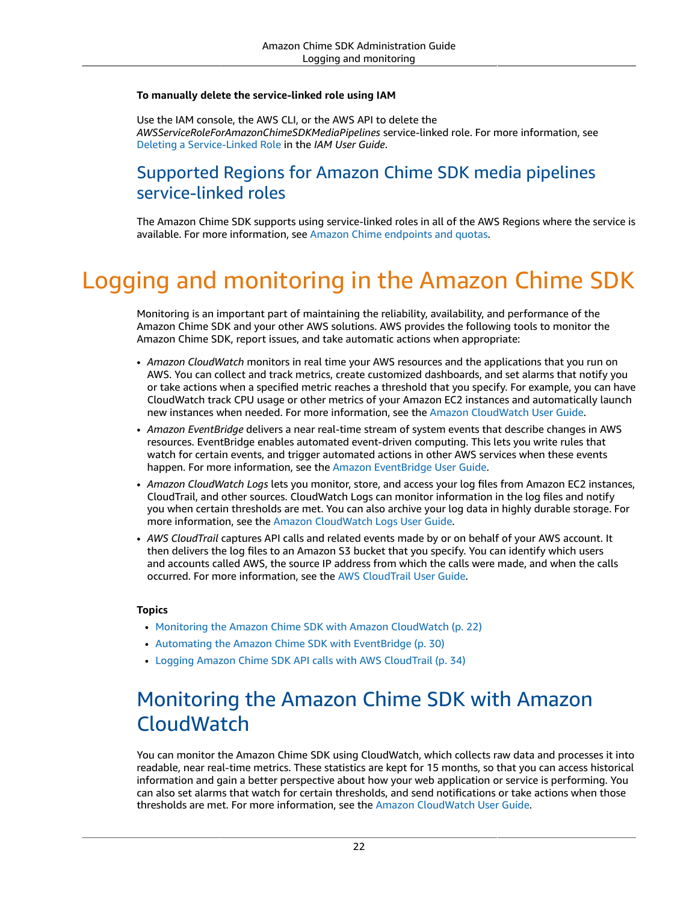**To manually delete the service-linked role using IAM**

Use the IAM console, the AWS CLI, or the AWS API to delete the *AWSServiceRoleForAmazonChimeSDKMediaPipelines* service-linked role. For more information, see Deleting a Service-Linked Role in the *IAM User Guide*.

## Supported Regions for Amazon Chime SDK media pipelines service-linked roles

The Amazon Chime SDK supports using service-linked roles in all of the AWS Regions where the service is available. For more information, see Amazon Chime endpoints and quotas.

# Logging and monitoring in the Amazon Chime SDK

Monitoring is an important part of maintaining the reliability, availability, and performance of the Amazon Chime SDK and your other AWS solutions. AWS provides the following tools to monitor the Amazon Chime SDK, report issues, and take automatic actions when appropriate:

- *Amazon CloudWatch* monitors in real time your AWS resources and the applications that you run on AWS. You can collect and track metrics, create customized dashboards, and set alarms that notify you or take actions when a specified metric reaches a threshold that you specify. For example, you can have CloudWatch track CPU usage or other metrics of your Amazon EC2 instances and automatically launch new instances when needed. For more information, see the Amazon CloudWatch User Guide.
- *Amazon EventBridge* delivers a near real-time stream of system events that describe changes in AWS resources. EventBridge enables automated event-driven computing. This lets you write rules that watch for certain events, and trigger automated actions in other AWS services when these events happen. For more information, see the Amazon EventBridge User Guide.
- *Amazon CloudWatch Logs* lets you monitor, store, and access your log files from Amazon EC2 instances, CloudTrail, and other sources. CloudWatch Logs can monitor information in the log files and notify you when certain thresholds are met. You can also archive your log data in highly durable storage. For more information, see the Amazon CloudWatch Logs User Guide.
- *AWS CloudTrail* captures API calls and related events made by or on behalf of your AWS account. It then delivers the log files to an Amazon S3 bucket that you specify. You can identify which users and accounts called AWS, the source IP address from which the calls were made, and when the calls occurred. For more information, see the AWS CloudTrail User Guide.

**Topics**

- Monitoring the Amazon Chime SDK with Amazon CloudWatch (p. 22)
- Automating the Amazon Chime SDK with EventBridge (p. 30)
- Logging Amazon Chime SDK API calls with AWS CloudTrail (p. 34)

## Monitoring the Amazon Chime SDK with Amazon CloudWatch

You can monitor the Amazon Chime SDK using CloudWatch, which collects raw data and processes it into readable, near real-time metrics. These statistics are kept for 15 months, so that you can access historical information and gain a better perspective about how your web application or service is performing. You can also set alarms that watch for certain thresholds, and send notifications or take actions when those thresholds are met. For more information, see the Amazon CloudWatch User Guide.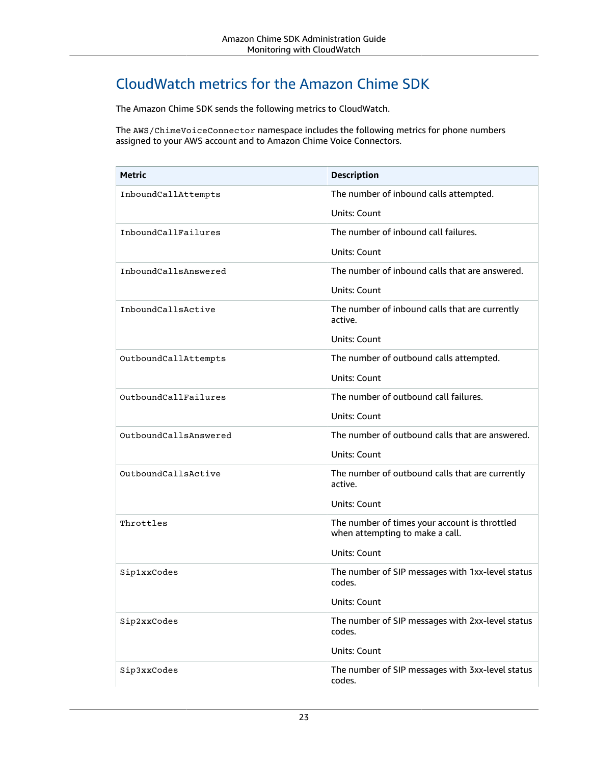## CloudWatch metrics for the Amazon Chime SDK

The Amazon Chime SDK sends the following metrics to CloudWatch.

The `AWS/ChimeVoiceConnector` namespace includes the following metrics for phone numbers assigned to your AWS account and to Amazon Chime Voice Connectors.

| Metric | Description |
|---|---|
| `InboundCallAttempts` | The number of inbound calls attempted.<br><br>Units: Count |
| `InboundCallFailures` | The number of inbound call failures.<br><br>Units: Count |
| `InboundCallsAnswered` | The number of inbound calls that are answered.<br><br>Units: Count |
| `InboundCallsActive` | The number of inbound calls that are currently active.<br><br>Units: Count |
| `OutboundCallAttempts` | The number of outbound calls attempted.<br><br>Units: Count |
| `OutboundCallFailures` | The number of outbound call failures.<br><br>Units: Count |
| `OutboundCallsAnswered` | The number of outbound calls that are answered.<br><br>Units: Count |
| `OutboundCallsActive` | The number of outbound calls that are currently active.<br><br>Units: Count |
| `Throttles` | The number of times your account is throttled when attempting to make a call.<br><br>Units: Count |
| `Sip1xxCodes` | The number of SIP messages with 1xx-level status codes.<br><br>Units: Count |
| `Sip2xxCodes` | The number of SIP messages with 2xx-level status codes.<br><br>Units: Count |
| `Sip3xxCodes` | The number of SIP messages with 3xx-level status codes. |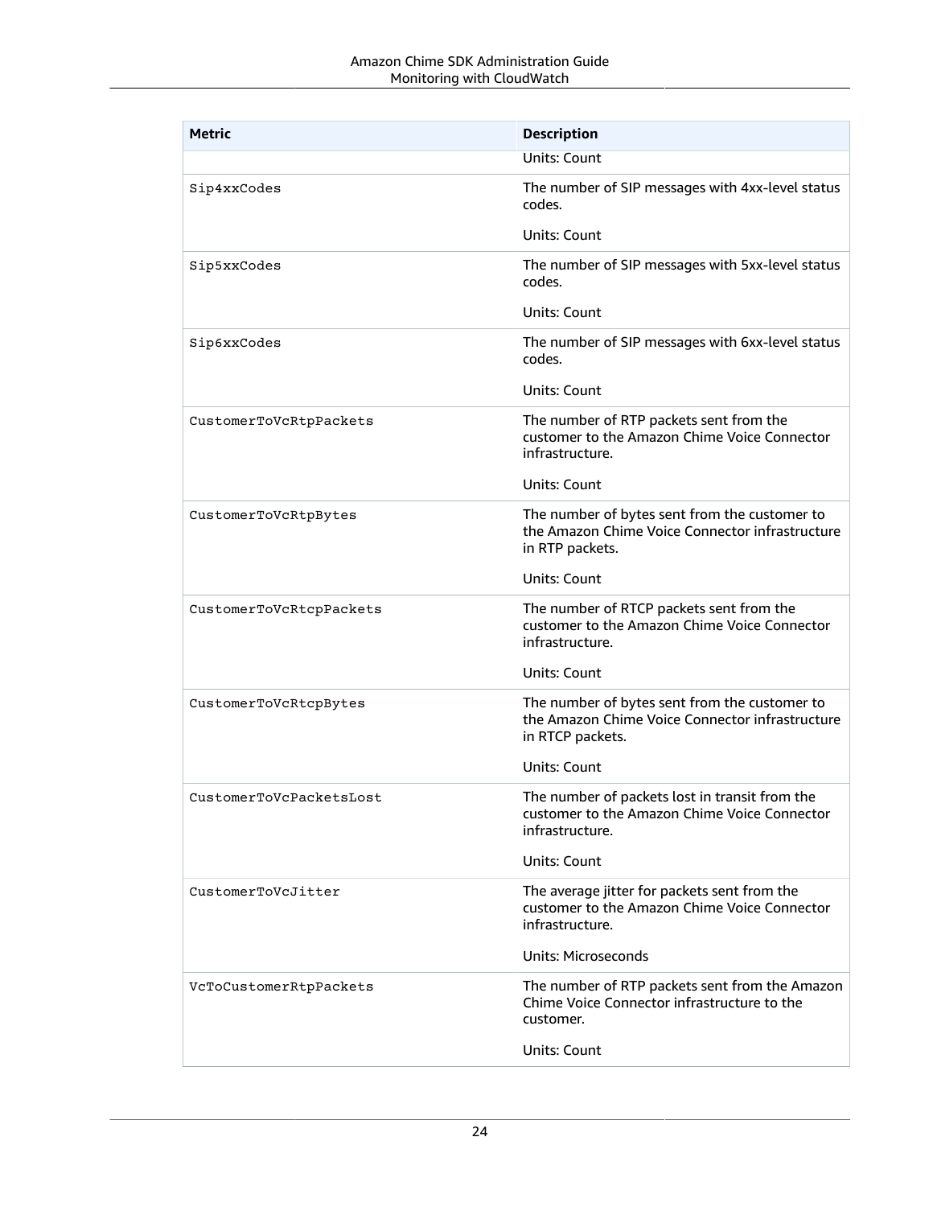| Metric | Description |
| --- | --- |
| | Units: Count |
| Sip4xxCodes | The number of SIP messages with 4xx-level status codes.<br><br>Units: Count |
| Sip5xxCodes | The number of SIP messages with 5xx-level status codes.<br><br>Units: Count |
| Sip6xxCodes | The number of SIP messages with 6xx-level status codes.<br><br>Units: Count |
| CustomerToVcRtpPackets | The number of RTP packets sent from the customer to the Amazon Chime Voice Connector infrastructure.<br><br>Units: Count |
| CustomerToVcRtpBytes | The number of bytes sent from the customer to the Amazon Chime Voice Connector infrastructure in RTP packets.<br><br>Units: Count |
| CustomerToVcRtcpPackets | The number of RTCP packets sent from the customer to the Amazon Chime Voice Connector infrastructure.<br><br>Units: Count |
| CustomerToVcRtcpBytes | The number of bytes sent from the customer to the Amazon Chime Voice Connector infrastructure in RTCP packets.<br><br>Units: Count |
| CustomerToVcPacketsLost | The number of packets lost in transit from the customer to the Amazon Chime Voice Connector infrastructure.<br><br>Units: Count |
| CustomerToVcJitter | The average jitter for packets sent from the customer to the Amazon Chime Voice Connector infrastructure.<br><br>Units: Microseconds |
| VcToCustomerRtpPackets | The number of RTP packets sent from the Amazon Chime Voice Connector infrastructure to the customer.<br><br>Units: Count |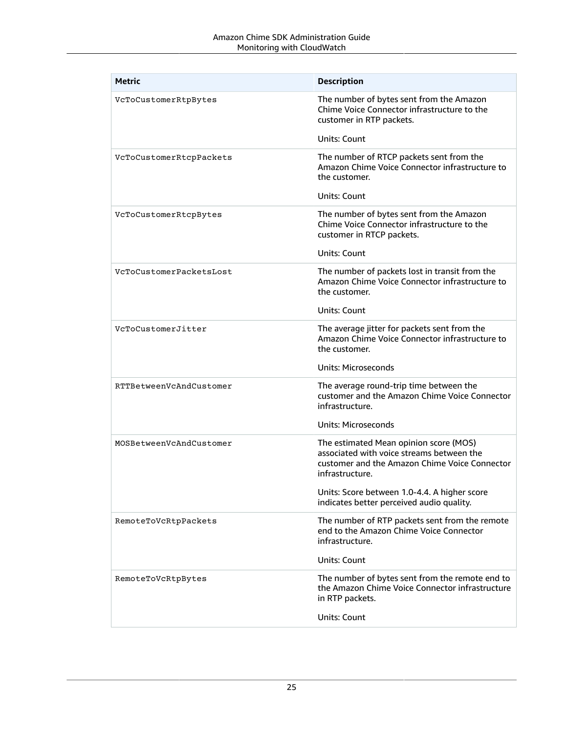| Metric | Description |
| --- | --- |
| VcToCustomerRtpBytes | The number of bytes sent from the Amazon Chime Voice Connector infrastructure to the customer in RTP packets.<br><br>Units: Count |
| VcToCustomerRtcpPackets | The number of RTCP packets sent from the Amazon Chime Voice Connector infrastructure to the customer.<br><br>Units: Count |
| VcToCustomerRtcpBytes | The number of bytes sent from the Amazon Chime Voice Connector infrastructure to the customer in RTCP packets.<br><br>Units: Count |
| VcToCustomerPacketsLost | The number of packets lost in transit from the Amazon Chime Voice Connector infrastructure to the customer.<br><br>Units: Count |
| VcToCustomerJitter | The average jitter for packets sent from the Amazon Chime Voice Connector infrastructure to the customer.<br><br>Units: Microseconds |
| RTTBetweenVcAndCustomer | The average round-trip time between the customer and the Amazon Chime Voice Connector infrastructure.<br><br>Units: Microseconds |
| MOSBetweenVcAndCustomer | The estimated Mean opinion score (MOS) associated with voice streams between the customer and the Amazon Chime Voice Connector infrastructure.<br><br>Units: Score between 1.0-4.4. A higher score indicates better perceived audio quality. |
| RemoteToVcRtpPackets | The number of RTP packets sent from the remote end to the Amazon Chime Voice Connector infrastructure.<br><br>Units: Count |
| RemoteToVcRtpBytes | The number of bytes sent from the remote end to the Amazon Chime Voice Connector infrastructure in RTP packets.<br><br>Units: Count |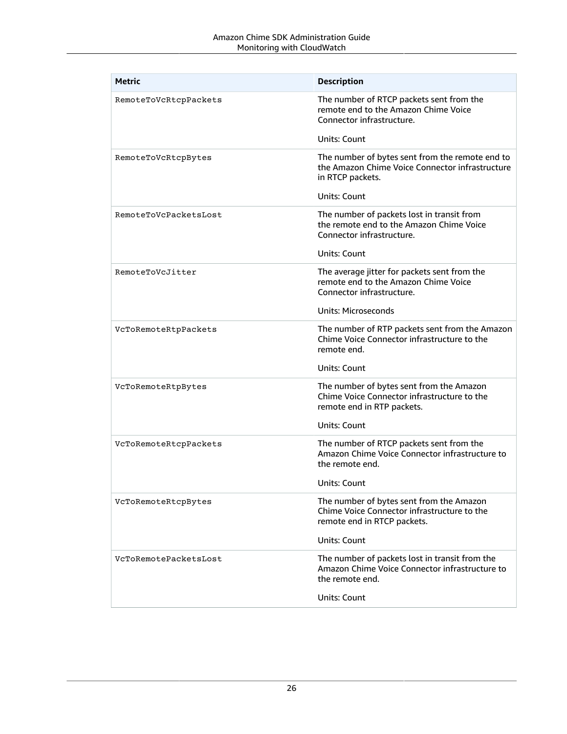| Metric | Description |
| --- | --- |
| `RemoteToVcRtcpPackets` | The number of RTCP packets sent from the remote end to the Amazon Chime Voice Connector infrastructure.<br><br>Units: Count |
| `RemoteToVcRtcpBytes` | The number of bytes sent from the remote end to the Amazon Chime Voice Connector infrastructure in RTCP packets.<br><br>Units: Count |
| `RemoteToVcPacketsLost` | The number of packets lost in transit from the remote end to the Amazon Chime Voice Connector infrastructure.<br><br>Units: Count |
| `RemoteToVcJitter` | The average jitter for packets sent from the remote end to the Amazon Chime Voice Connector infrastructure.<br><br>Units: Microseconds |
| `VcToRemoteRtpPackets` | The number of RTP packets sent from the Amazon Chime Voice Connector infrastructure to the remote end.<br><br>Units: Count |
| `VcToRemoteRtpBytes` | The number of bytes sent from the Amazon Chime Voice Connector infrastructure to the remote end in RTP packets.<br><br>Units: Count |
| `VcToRemoteRtcpPackets` | The number of RTCP packets sent from the Amazon Chime Voice Connector infrastructure to the remote end.<br><br>Units: Count |
| `VcToRemoteRtcpBytes` | The number of bytes sent from the Amazon Chime Voice Connector infrastructure to the remote end in RTCP packets.<br><br>Units: Count |
| `VcToRemotePacketsLost` | The number of packets lost in transit from the Amazon Chime Voice Connector infrastructure to the remote end.<br><br>Units: Count |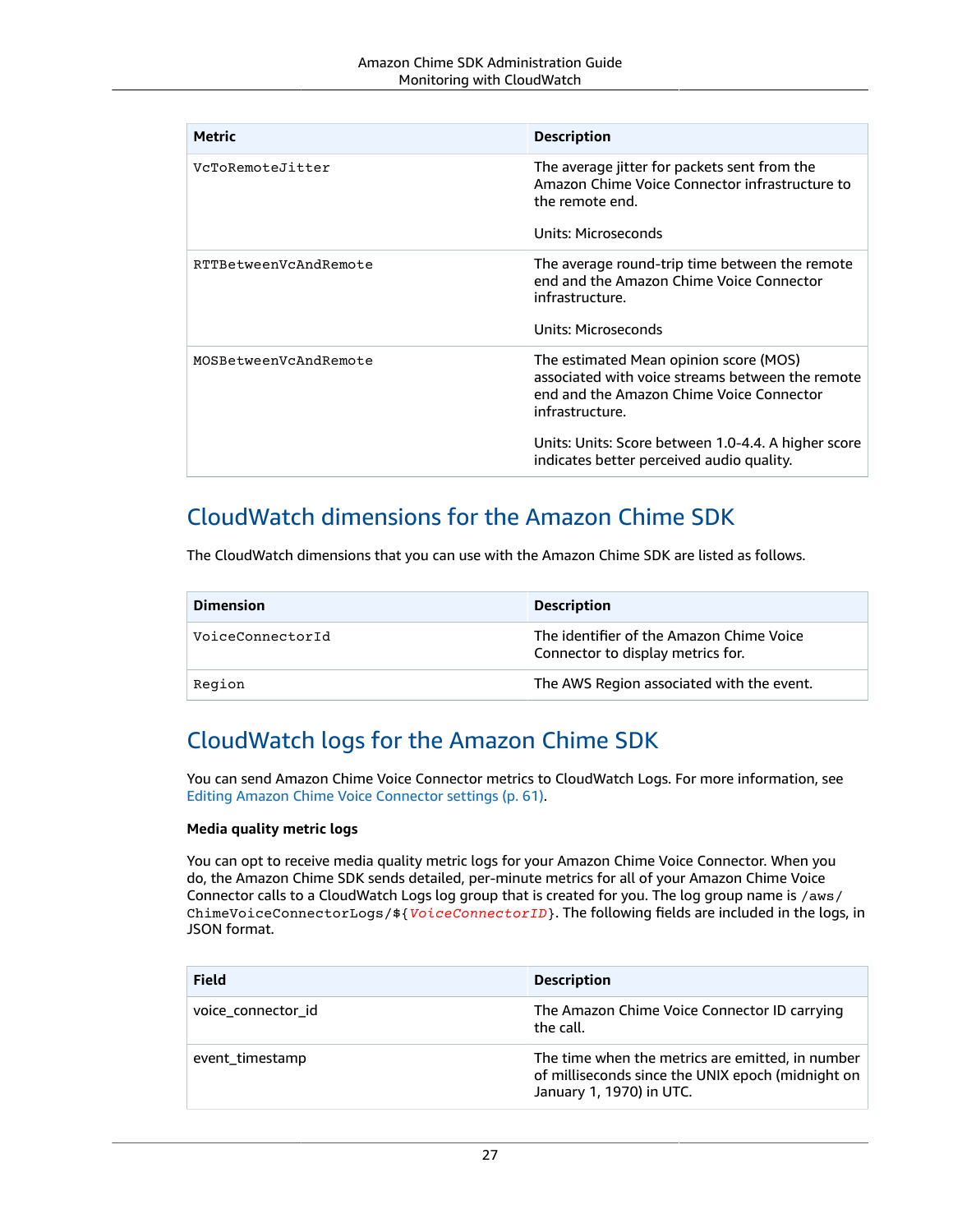| Metric | Description |
| --- | --- |
| `VcToRemoteJitter` | The average jitter for packets sent from the Amazon Chime Voice Connector infrastructure to the remote end.<br><br>Units: Microseconds |
| `RTTBetweenVcAndRemote` | The average round-trip time between the remote end and the Amazon Chime Voice Connector infrastructure.<br><br>Units: Microseconds |
| `MOSBetweenVcAndRemote` | The estimated Mean opinion score (MOS) associated with voice streams between the remote end and the Amazon Chime Voice Connector infrastructure.<br><br>Units: Units: Score between 1.0-4.4. A higher score indicates better perceived audio quality. |

## CloudWatch dimensions for the Amazon Chime SDK

The CloudWatch dimensions that you can use with the Amazon Chime SDK are listed as follows.

| Dimension | Description |
| --- | --- |
| `VoiceConnectorId` | The identifier of the Amazon Chime Voice Connector to display metrics for. |
| `Region` | The AWS Region associated with the event. |

## CloudWatch logs for the Amazon Chime SDK

You can send Amazon Chime Voice Connector metrics to CloudWatch Logs. For more information, see Editing Amazon Chime Voice Connector settings (p. 61).

**Media quality metric logs**

You can opt to receive media quality metric logs for your Amazon Chime Voice Connector. When you do, the Amazon Chime SDK sends detailed, per-minute metrics for all of your Amazon Chime Voice Connector calls to a CloudWatch Logs log group that is created for you. The log group name is `/aws/ChimeVoiceConnectorLogs/${VoiceConnectorID}`. The following fields are included in the logs, in JSON format.

| Field | Description |
| --- | --- |
| voice_connector_id | The Amazon Chime Voice Connector ID carrying the call. |
| event_timestamp | The time when the metrics are emitted, in number of milliseconds since the UNIX epoch (midnight on January 1, 1970) in UTC. |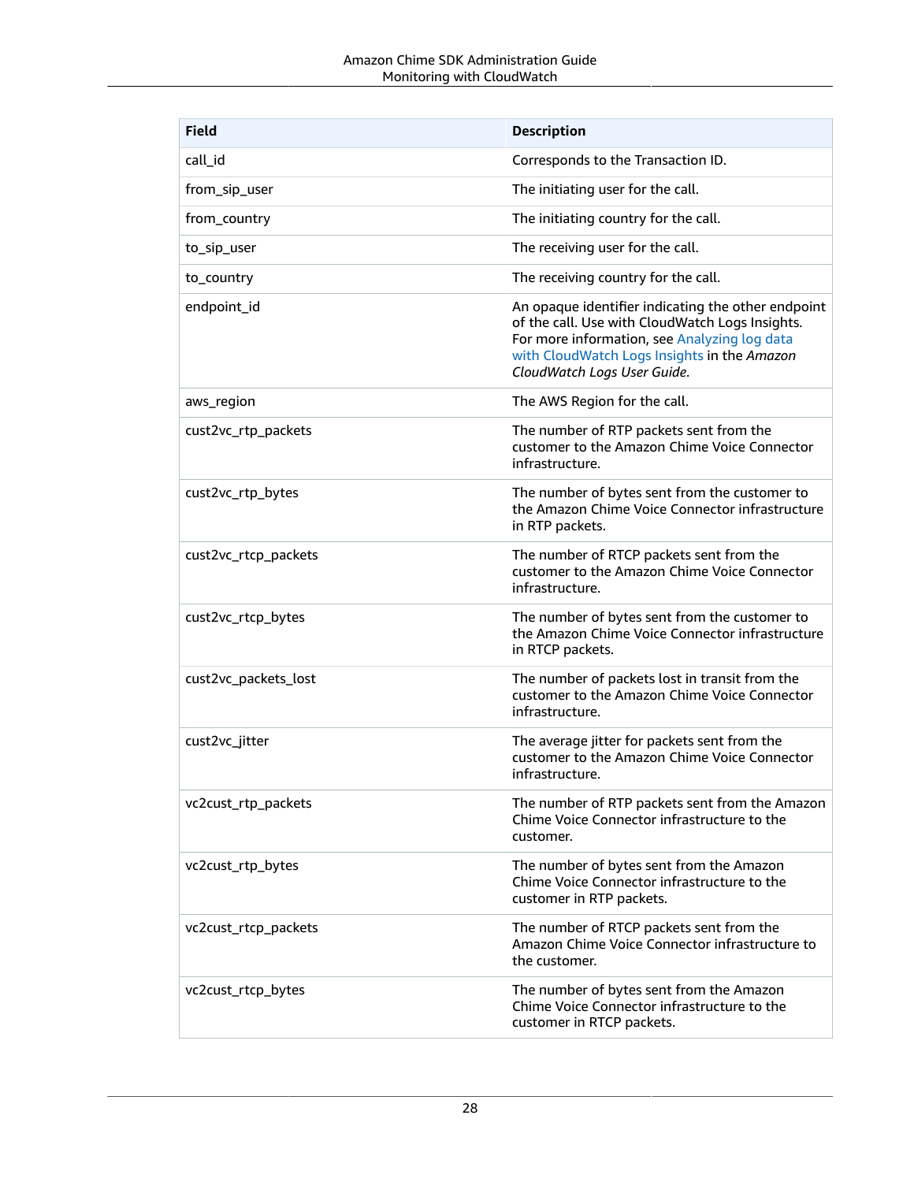| Field | Description |
| --- | --- |
| call_id | Corresponds to the Transaction ID. |
| from_sip_user | The initiating user for the call. |
| from_country | The initiating country for the call. |
| to_sip_user | The receiving user for the call. |
| to_country | The receiving country for the call. |
| endpoint_id | An opaque identifier indicating the other endpoint of the call. Use with CloudWatch Logs Insights. For more information, see Analyzing log data with CloudWatch Logs Insights in the *Amazon CloudWatch Logs User Guide*. |
| aws_region | The AWS Region for the call. |
| cust2vc_rtp_packets | The number of RTP packets sent from the customer to the Amazon Chime Voice Connector infrastructure. |
| cust2vc_rtp_bytes | The number of bytes sent from the customer to the Amazon Chime Voice Connector infrastructure in RTP packets. |
| cust2vc_rtcp_packets | The number of RTCP packets sent from the customer to the Amazon Chime Voice Connector infrastructure. |
| cust2vc_rtcp_bytes | The number of bytes sent from the customer to the Amazon Chime Voice Connector infrastructure in RTCP packets. |
| cust2vc_packets_lost | The number of packets lost in transit from the customer to the Amazon Chime Voice Connector infrastructure. |
| cust2vc_jitter | The average jitter for packets sent from the customer to the Amazon Chime Voice Connector infrastructure. |
| vc2cust_rtp_packets | The number of RTP packets sent from the Amazon Chime Voice Connector infrastructure to the customer. |
| vc2cust_rtp_bytes | The number of bytes sent from the Amazon Chime Voice Connector infrastructure to the customer in RTP packets. |
| vc2cust_rtcp_packets | The number of RTCP packets sent from the Amazon Chime Voice Connector infrastructure to the customer. |
| vc2cust_rtcp_bytes | The number of bytes sent from the Amazon Chime Voice Connector infrastructure to the customer in RTCP packets. |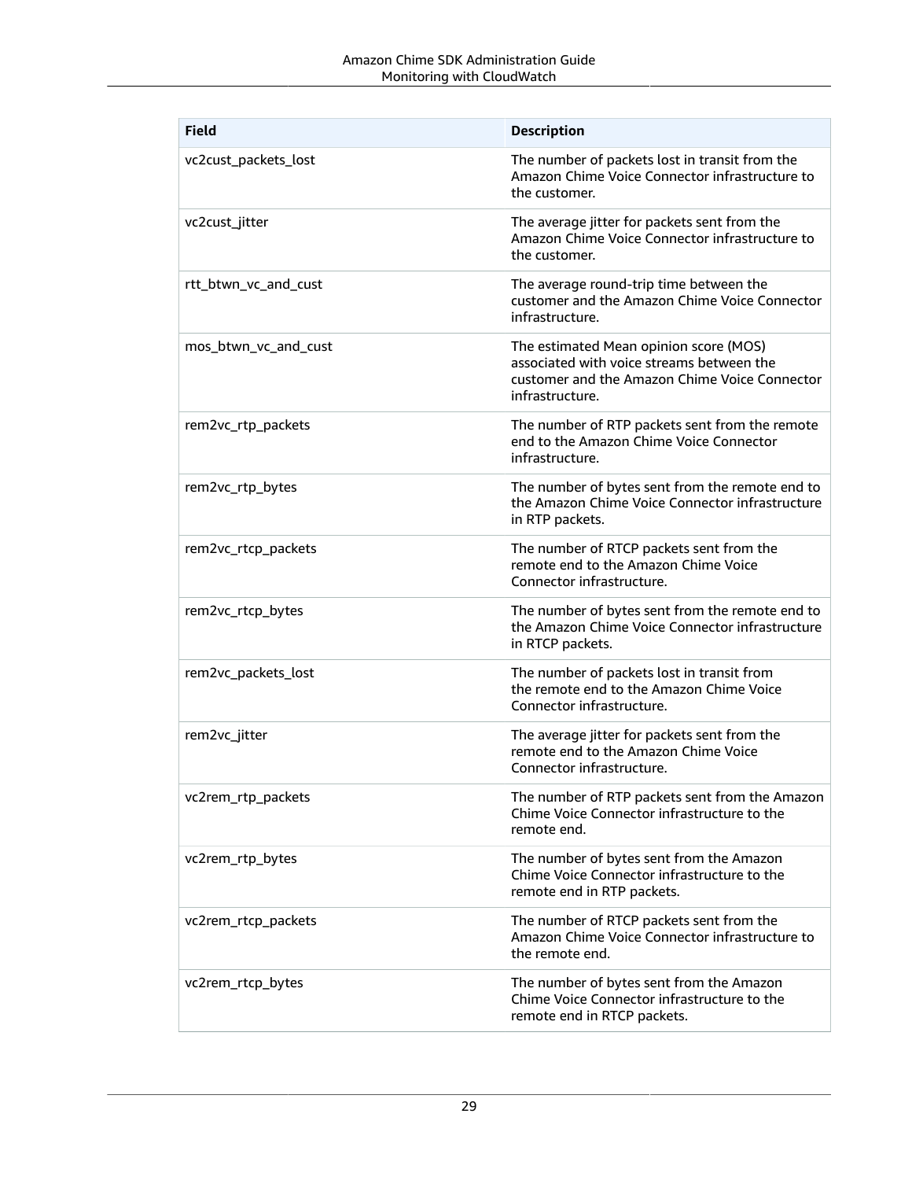| Field | Description |
| --- | --- |
| vc2cust_packets_lost | The number of packets lost in transit from the Amazon Chime Voice Connector infrastructure to the customer. |
| vc2cust_jitter | The average jitter for packets sent from the Amazon Chime Voice Connector infrastructure to the customer. |
| rtt_btwn_vc_and_cust | The average round-trip time between the customer and the Amazon Chime Voice Connector infrastructure. |
| mos_btwn_vc_and_cust | The estimated Mean opinion score (MOS) associated with voice streams between the customer and the Amazon Chime Voice Connector infrastructure. |
| rem2vc_rtp_packets | The number of RTP packets sent from the remote end to the Amazon Chime Voice Connector infrastructure. |
| rem2vc_rtp_bytes | The number of bytes sent from the remote end to the Amazon Chime Voice Connector infrastructure in RTP packets. |
| rem2vc_rtcp_packets | The number of RTCP packets sent from the remote end to the Amazon Chime Voice Connector infrastructure. |
| rem2vc_rtcp_bytes | The number of bytes sent from the remote end to the Amazon Chime Voice Connector infrastructure in RTCP packets. |
| rem2vc_packets_lost | The number of packets lost in transit from the remote end to the Amazon Chime Voice Connector infrastructure. |
| rem2vc_jitter | The average jitter for packets sent from the remote end to the Amazon Chime Voice Connector infrastructure. |
| vc2rem_rtp_packets | The number of RTP packets sent from the Amazon Chime Voice Connector infrastructure to the remote end. |
| vc2rem_rtp_bytes | The number of bytes sent from the Amazon Chime Voice Connector infrastructure to the remote end in RTP packets. |
| vc2rem_rtcp_packets | The number of RTCP packets sent from the Amazon Chime Voice Connector infrastructure to the remote end. |
| vc2rem_rtcp_bytes | The number of bytes sent from the Amazon Chime Voice Connector infrastructure to the remote end in RTCP packets. |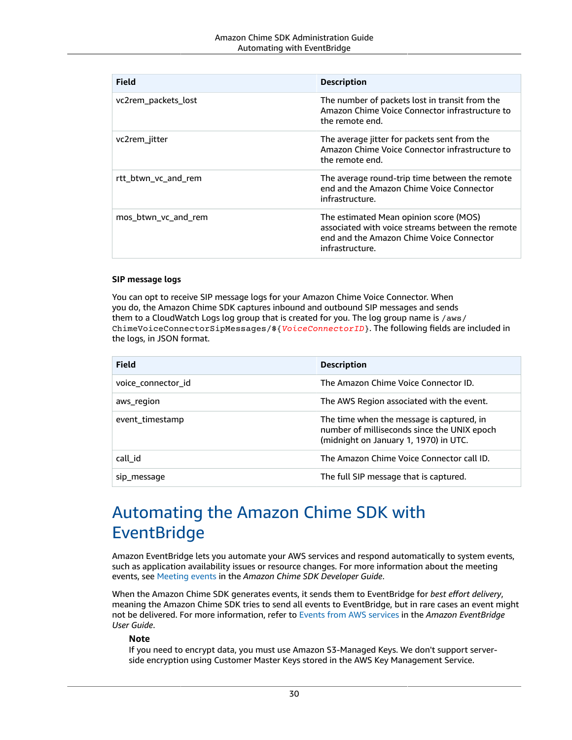| Field | Description |
| --- | --- |
| vc2rem_packets_lost | The number of packets lost in transit from the Amazon Chime Voice Connector infrastructure to the remote end. |
| vc2rem_jitter | The average jitter for packets sent from the Amazon Chime Voice Connector infrastructure to the remote end. |
| rtt_btwn_vc_and_rem | The average round-trip time between the remote end and the Amazon Chime Voice Connector infrastructure. |
| mos_btwn_vc_and_rem | The estimated Mean opinion score (MOS) associated with voice streams between the remote end and the Amazon Chime Voice Connector infrastructure. |

**SIP message logs**

You can opt to receive SIP message logs for your Amazon Chime Voice Connector. When you do, the Amazon Chime SDK captures inbound and outbound SIP messages and sends them to a CloudWatch Logs log group that is created for you. The log group name is `/aws/ChimeVoiceConnectorSipMessages/${VoiceConnectorID}`. The following fields are included in the logs, in JSON format.

| Field | Description |
| --- | --- |
| voice_connector_id | The Amazon Chime Voice Connector ID. |
| aws_region | The AWS Region associated with the event. |
| event_timestamp | The time when the message is captured, in number of milliseconds since the UNIX epoch (midnight on January 1, 1970) in UTC. |
| call_id | The Amazon Chime Voice Connector call ID. |
| sip_message | The full SIP message that is captured. |

# Automating the Amazon Chime SDK with EventBridge

Amazon EventBridge lets you automate your AWS services and respond automatically to system events, such as application availability issues or resource changes. For more information about the meeting events, see Meeting events in the *Amazon Chime SDK Developer Guide*.

When the Amazon Chime SDK generates events, it sends them to EventBridge for *best effort delivery*, meaning the Amazon Chime SDK tries to send all events to EventBridge, but in rare cases an event might not be delivered. For more information, refer to Events from AWS services in the *Amazon EventBridge User Guide*.

> **Note**
> If you need to encrypt data, you must use Amazon S3-Managed Keys. We don't support server-side encryption using Customer Master Keys stored in the AWS Key Management Service.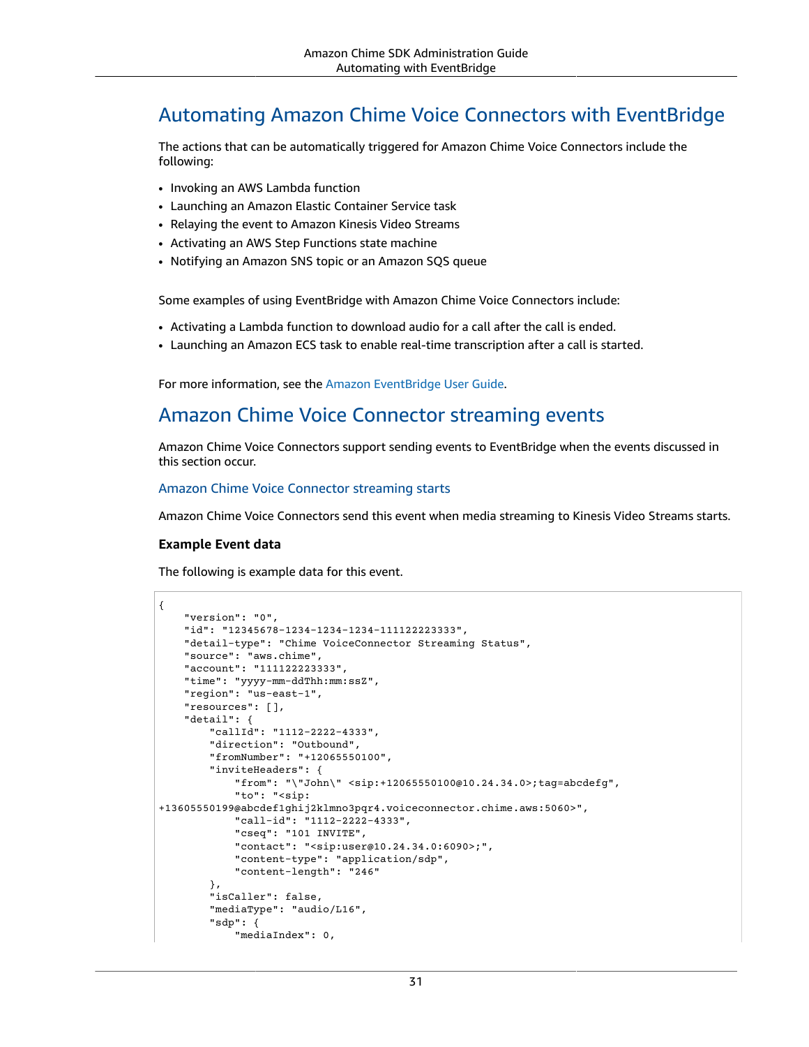# Automating Amazon Chime Voice Connectors with EventBridge

The actions that can be automatically triggered for Amazon Chime Voice Connectors include the following:

- Invoking an AWS Lambda function
- Launching an Amazon Elastic Container Service task
- Relaying the event to Amazon Kinesis Video Streams
- Activating an AWS Step Functions state machine
- Notifying an Amazon SNS topic or an Amazon SQS queue

Some examples of using EventBridge with Amazon Chime Voice Connectors include:

- Activating a Lambda function to download audio for a call after the call is ended.
- Launching an Amazon ECS task to enable real-time transcription after a call is started.

For more information, see the Amazon EventBridge User Guide.

# Amazon Chime Voice Connector streaming events

Amazon Chime Voice Connectors support sending events to EventBridge when the events discussed in this section occur.

## Amazon Chime Voice Connector streaming starts

Amazon Chime Voice Connectors send this event when media streaming to Kinesis Video Streams starts.

**Example Event data**

The following is example data for this event.

```
{
    "version": "0",
    "id": "12345678-1234-1234-1234-111122223333",
    "detail-type": "Chime VoiceConnector Streaming Status",
    "source": "aws.chime",
    "account": "111122223333",
    "time": "yyyy-mm-ddThh:mm:ssZ",
    "region": "us-east-1",
    "resources": [],
    "detail": {
        "callId": "1112-2222-4333",
        "direction": "Outbound",
        "fromNumber": "+12065550100",
        "inviteHeaders": {
            "from": "\"John\" <sip:+12065550100@10.24.34.0>;tag=abcdefg",
            "to": "<sip:
+13605550199@abcdef1ghij2klmno3pqr4.voiceconnector.chime.aws:5060>",
            "call-id": "1112-2222-4333",
            "cseq": "101 INVITE",
            "contact": "<sip:user@10.24.34.0:6090>;",
            "content-type": "application/sdp",
            "content-length": "246"
        },
        "isCaller": false,
        "mediaType": "audio/L16",
        "sdp": {
            "mediaIndex": 0,
```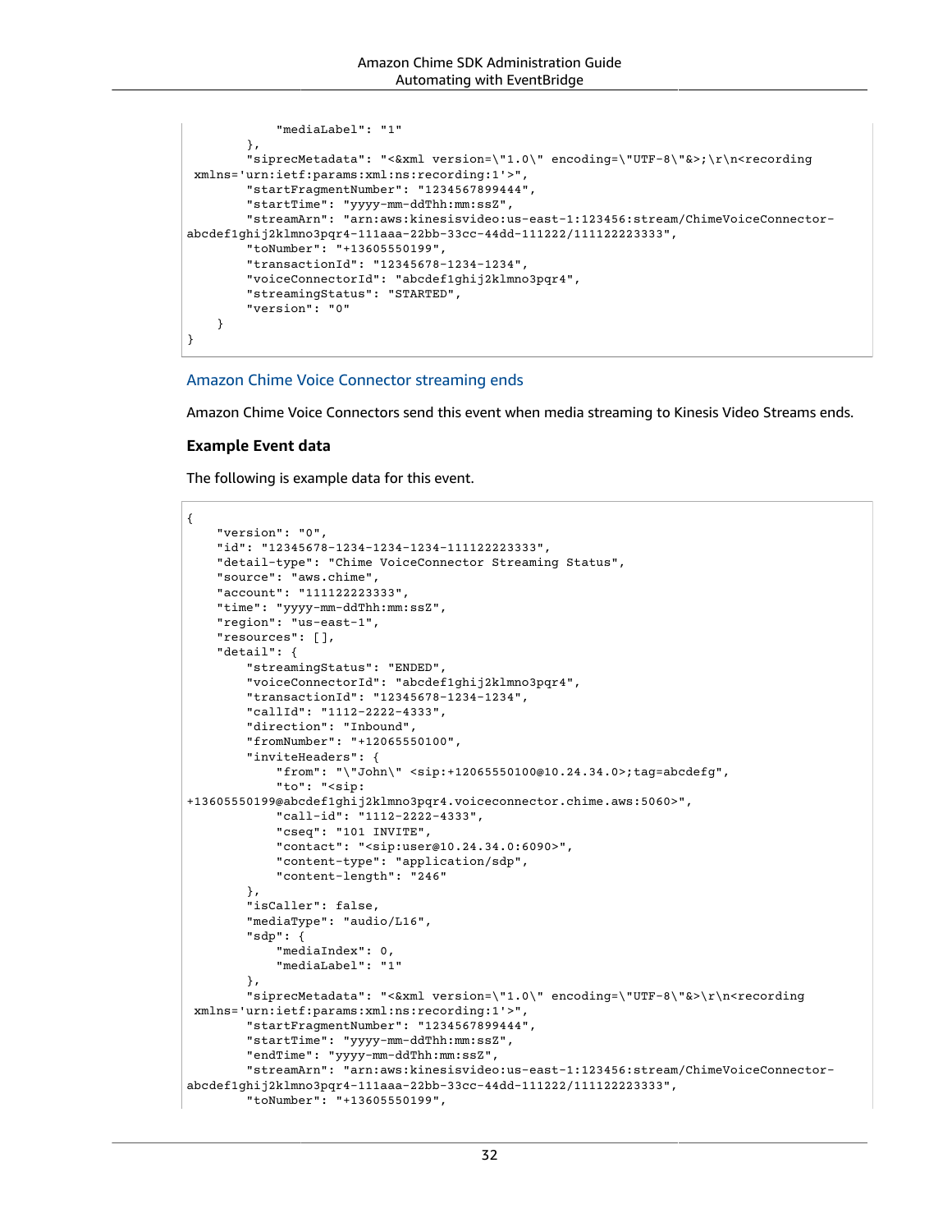```
            "mediaLabel": "1"
        },
        "siprecMetadata": "<&xml version=\"1.0\" encoding=\"UTF-8\"&>;\r\n<recording
 xmlns='urn:ietf:params:xml:ns:recording:1'>",
        "startFragmentNumber": "1234567899444",
        "startTime": "yyyy-mm-ddThh:mm:ssZ",
        "streamArn": "arn:aws:kinesisvideo:us-east-1:123456:stream/ChimeVoiceConnector-
abcdef1ghij2klmno3pqr4-111aaa-22bb-33cc-44dd-111222/111122223333",
        "toNumber": "+13605550199",
        "transactionId": "12345678-1234-1234",
        "voiceConnectorId": "abcdef1ghij2klmno3pqr4",
        "streamingStatus": "STARTED",
        "version": "0"
    }
}
```

## Amazon Chime Voice Connector streaming ends

Amazon Chime Voice Connectors send this event when media streaming to Kinesis Video Streams ends.

### Example Event data

The following is example data for this event.

```
{
    "version": "0",
    "id": "12345678-1234-1234-1234-111122223333",
    "detail-type": "Chime VoiceConnector Streaming Status",
    "source": "aws.chime",
    "account": "111122223333",
    "time": "yyyy-mm-ddThh:mm:ssZ",
    "region": "us-east-1",
    "resources": [],
    "detail": {
        "streamingStatus": "ENDED",
        "voiceConnectorId": "abcdef1ghij2klmno3pqr4",
        "transactionId": "12345678-1234-1234",
        "callId": "1112-2222-4333",
        "direction": "Inbound",
        "fromNumber": "+12065550100",
        "inviteHeaders": {
            "from": "\"John\" <sip:+12065550100@10.24.34.0>;tag=abcdefg",
            "to": "<sip:
+13605550199@abcdef1ghij2klmno3pqr4.voiceconnector.chime.aws:5060>",
            "call-id": "1112-2222-4333",
            "cseq": "101 INVITE",
            "contact": "<sip:user@10.24.34.0:6090>",
            "content-type": "application/sdp",
            "content-length": "246"
        },
        "isCaller": false,
        "mediaType": "audio/L16",
        "sdp": {
            "mediaIndex": 0,
            "mediaLabel": "1"
        },
        "siprecMetadata": "<&xml version=\"1.0\" encoding=\"UTF-8\"&>\r\n<recording
 xmlns='urn:ietf:params:xml:ns:recording:1'>",
        "startFragmentNumber": "1234567899444",
        "startTime": "yyyy-mm-ddThh:mm:ssZ",
        "endTime": "yyyy-mm-ddThh:mm:ssZ",
        "streamArn": "arn:aws:kinesisvideo:us-east-1:123456:stream/ChimeVoiceConnector-
abcdef1ghij2klmno3pqr4-111aaa-22bb-33cc-44dd-111222/111122223333",
        "toNumber": "+13605550199",
```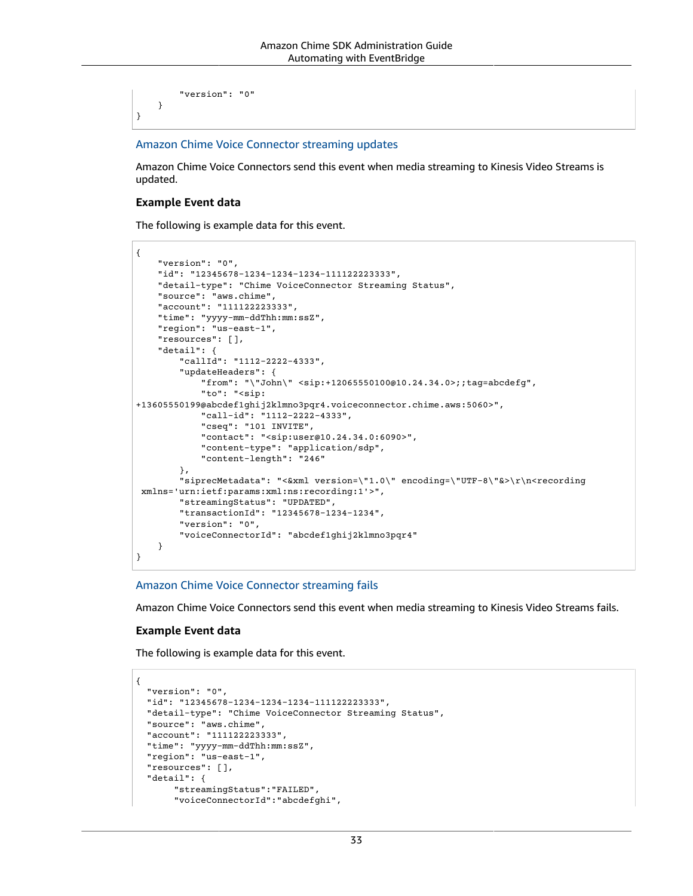```
        "version": "0"
    }
}
```

### Amazon Chime Voice Connector streaming updates

Amazon Chime Voice Connectors send this event when media streaming to Kinesis Video Streams is updated.

#### Example Event data

The following is example data for this event.

```
{
    "version": "0",
    "id": "12345678-1234-1234-1234-111122223333",
    "detail-type": "Chime VoiceConnector Streaming Status",
    "source": "aws.chime",
    "account": "111122223333",
    "time": "yyyy-mm-ddThh:mm:ssZ",
    "region": "us-east-1",
    "resources": [],
    "detail": {
        "callId": "1112-2222-4333",
        "updateHeaders": {
            "from": "\"John\" <sip:+12065550100@10.24.34.0>;;tag=abcdefg",
            "to": "<sip:
+13605550199@abcdef1ghij2klmno3pqr4.voiceconnector.chime.aws:5060>",
            "call-id": "1112-2222-4333",
            "cseq": "101 INVITE",
            "contact": "<sip:user@10.24.34.0:6090>",
            "content-type": "application/sdp",
            "content-length": "246"
        },
        "siprecMetadata": "<&xml version=\"1.0\" encoding=\"UTF-8\"&>\r\n<recording
 xmlns='urn:ietf:params:xml:ns:recording:1'>",
        "streamingStatus": "UPDATED",
        "transactionId": "12345678-1234-1234",
        "version": "0",
        "voiceConnectorId": "abcdef1ghij2klmno3pqr4"
    }
}
```

### Amazon Chime Voice Connector streaming fails

Amazon Chime Voice Connectors send this event when media streaming to Kinesis Video Streams fails.

#### Example Event data

The following is example data for this event.

```
{
  "version": "0",
  "id": "12345678-1234-1234-1234-111122223333",
  "detail-type": "Chime VoiceConnector Streaming Status",
  "source": "aws.chime",
  "account": "111122223333",
  "time": "yyyy-mm-ddThh:mm:ssZ",
  "region": "us-east-1",
  "resources": [],
  "detail": {
       "streamingStatus":"FAILED",
       "voiceConnectorId":"abcdefghi",
```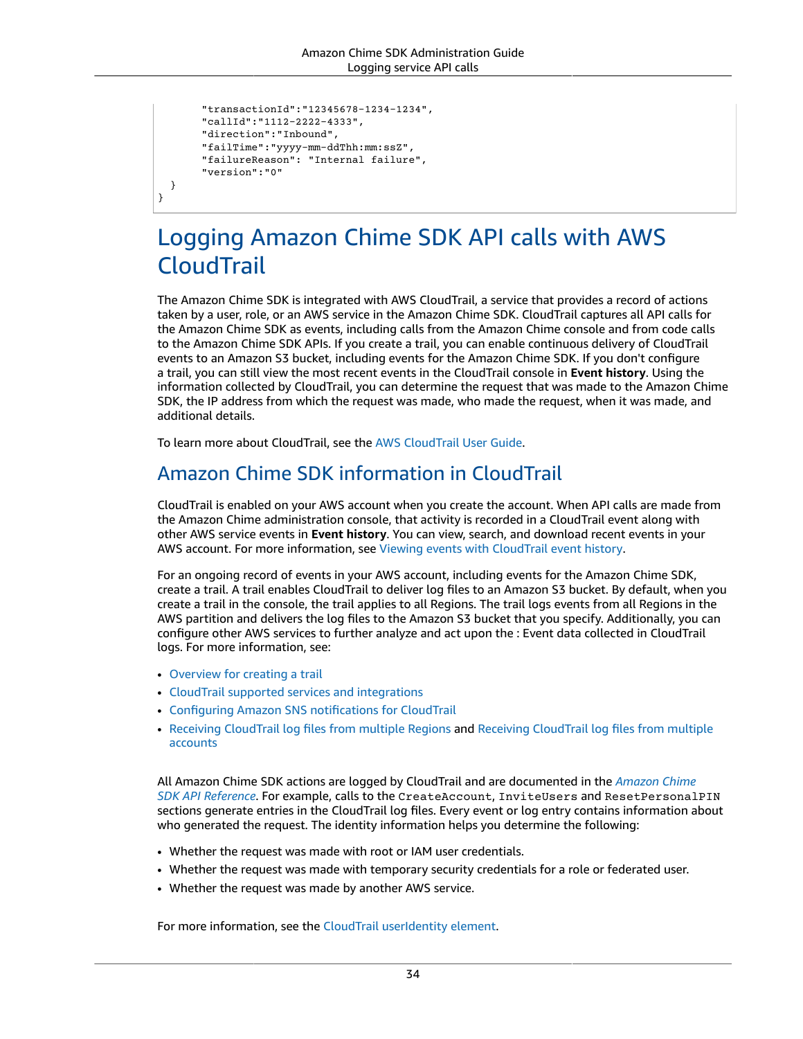```
        "transactionId":"12345678-1234-1234",
        "callId":"1112-2222-4333",
        "direction":"Inbound",
        "failTime":"yyyy-mm-ddThh:mm:ssZ",
        "failureReason": "Internal failure",
        "version":"0"
    }
}
```

# Logging Amazon Chime SDK API calls with AWS CloudTrail

The Amazon Chime SDK is integrated with AWS CloudTrail, a service that provides a record of actions taken by a user, role, or an AWS service in the Amazon Chime SDK. CloudTrail captures all API calls for the Amazon Chime SDK as events, including calls from the Amazon Chime console and from code calls to the Amazon Chime SDK APIs. If you create a trail, you can enable continuous delivery of CloudTrail events to an Amazon S3 bucket, including events for the Amazon Chime SDK. If you don't configure a trail, you can still view the most recent events in the CloudTrail console in **Event history**. Using the information collected by CloudTrail, you can determine the request that was made to the Amazon Chime SDK, the IP address from which the request was made, who made the request, when it was made, and additional details.

To learn more about CloudTrail, see the AWS CloudTrail User Guide.

## Amazon Chime SDK information in CloudTrail

CloudTrail is enabled on your AWS account when you create the account. When API calls are made from the Amazon Chime administration console, that activity is recorded in a CloudTrail event along with other AWS service events in **Event history**. You can view, search, and download recent events in your AWS account. For more information, see Viewing events with CloudTrail event history.

For an ongoing record of events in your AWS account, including events for the Amazon Chime SDK, create a trail. A trail enables CloudTrail to deliver log files to an Amazon S3 bucket. By default, when you create a trail in the console, the trail applies to all Regions. The trail logs events from all Regions in the AWS partition and delivers the log files to the Amazon S3 bucket that you specify. Additionally, you can configure other AWS services to further analyze and act upon the : Event data collected in CloudTrail logs. For more information, see:

- Overview for creating a trail
- CloudTrail supported services and integrations
- Configuring Amazon SNS notifications for CloudTrail
- Receiving CloudTrail log files from multiple Regions and Receiving CloudTrail log files from multiple accounts

All Amazon Chime SDK actions are logged by CloudTrail and are documented in the *Amazon Chime SDK API Reference*. For example, calls to the `CreateAccount`, `InviteUsers` and `ResetPersonalPIN` sections generate entries in the CloudTrail log files. Every event or log entry contains information about who generated the request. The identity information helps you determine the following:

- Whether the request was made with root or IAM user credentials.
- Whether the request was made with temporary security credentials for a role or federated user.
- Whether the request was made by another AWS service.

For more information, see the CloudTrail userIdentity element.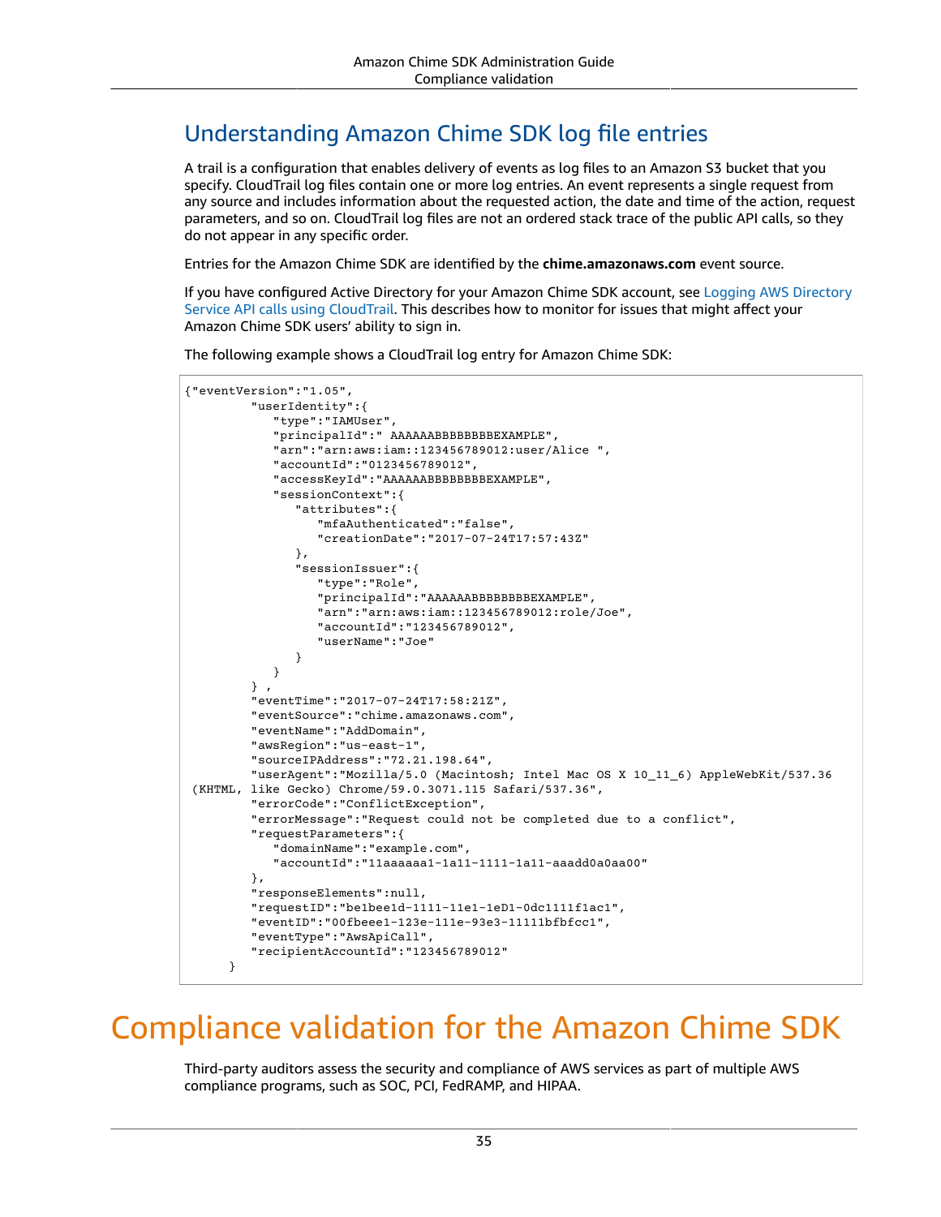## Understanding Amazon Chime SDK log file entries

A trail is a configuration that enables delivery of events as log files to an Amazon S3 bucket that you specify. CloudTrail log files contain one or more log entries. An event represents a single request from any source and includes information about the requested action, the date and time of the action, request parameters, and so on. CloudTrail log files are not an ordered stack trace of the public API calls, so they do not appear in any specific order.

Entries for the Amazon Chime SDK are identified by the **chime.amazonaws.com** event source.

If you have configured Active Directory for your Amazon Chime SDK account, see Logging AWS Directory Service API calls using CloudTrail. This describes how to monitor for issues that might affect your Amazon Chime SDK users' ability to sign in.

The following example shows a CloudTrail log entry for Amazon Chime SDK:

```
{"eventVersion":"1.05",
         "userIdentity":{
            "type":"IAMUser",
            "principalId":" AAAAAABBBBBBBBEXAMPLE",
            "arn":"arn:aws:iam::123456789012:user/Alice ",
            "accountId":"0123456789012",
            "accessKeyId":"AAAAAABBBBBBBBEXAMPLE",
            "sessionContext":{
               "attributes":{
                  "mfaAuthenticated":"false",
                  "creationDate":"2017-07-24T17:57:43Z"
               },
               "sessionIssuer":{
                  "type":"Role",
                  "principalId":"AAAAAABBBBBBBBEXAMPLE",
                  "arn":"arn:aws:iam::123456789012:role/Joe",
                  "accountId":"123456789012",
                  "userName":"Joe"
               }
            }
         } ,
         "eventTime":"2017-07-24T17:58:21Z",
         "eventSource":"chime.amazonaws.com",
         "eventName":"AddDomain",
         "awsRegion":"us-east-1",
         "sourceIPAddress":"72.21.198.64",
         "userAgent":"Mozilla/5.0 (Macintosh; Intel Mac OS X 10_11_6) AppleWebKit/537.36
 (KHTML, like Gecko) Chrome/59.0.3071.115 Safari/537.36",
         "errorCode":"ConflictException",
         "errorMessage":"Request could not be completed due to a conflict",
         "requestParameters":{
            "domainName":"example.com",
            "accountId":"11aaaaaa1-1a11-1111-1a11-aaadd0a0aa00"
         },
         "responseElements":null,
         "requestID":"be1bee1d-1111-11e1-1eD1-0dc1111f1ac1",
         "eventID":"00fbeee1-123e-111e-93e3-11111bfbfcc1",
         "eventType":"AwsApiCall",
         "recipientAccountId":"123456789012"
      }
```

# Compliance validation for the Amazon Chime SDK

Third-party auditors assess the security and compliance of AWS services as part of multiple AWS compliance programs, such as SOC, PCI, FedRAMP, and HIPAA.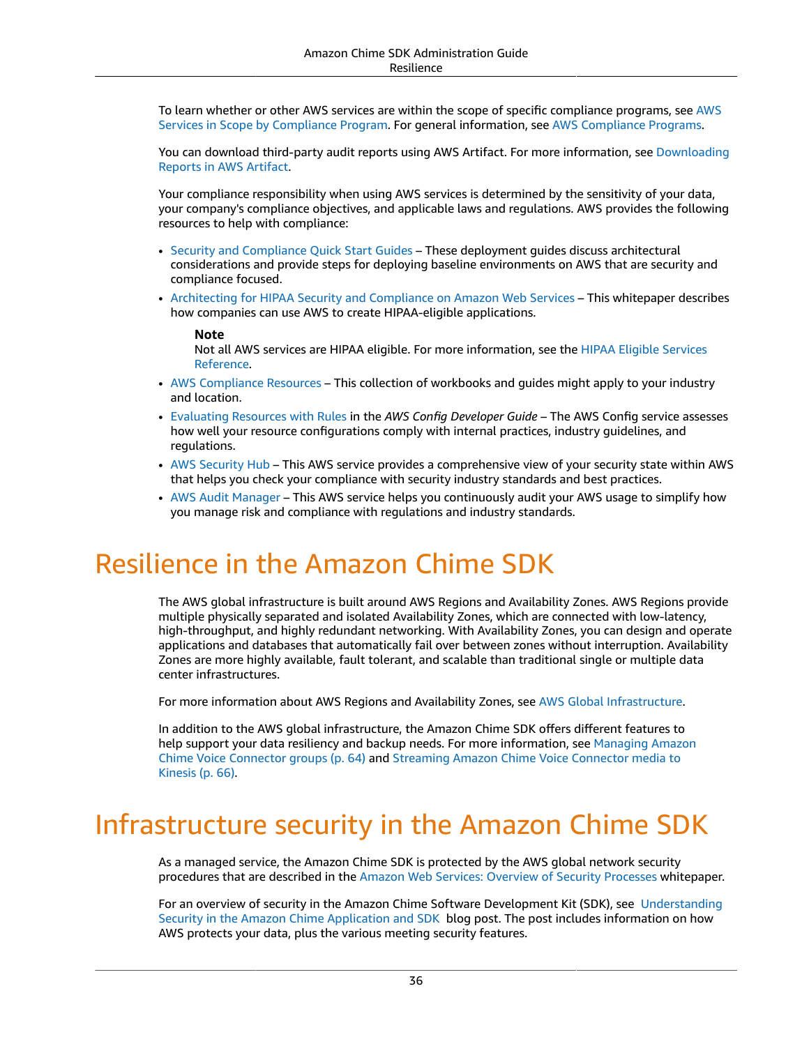To learn whether or other AWS services are within the scope of specific compliance programs, see AWS Services in Scope by Compliance Program. For general information, see AWS Compliance Programs.

You can download third-party audit reports using AWS Artifact. For more information, see Downloading Reports in AWS Artifact.

Your compliance responsibility when using AWS services is determined by the sensitivity of your data, your company's compliance objectives, and applicable laws and regulations. AWS provides the following resources to help with compliance:

- Security and Compliance Quick Start Guides – These deployment guides discuss architectural considerations and provide steps for deploying baseline environments on AWS that are security and compliance focused.
- Architecting for HIPAA Security and Compliance on Amazon Web Services – This whitepaper describes how companies can use AWS to create HIPAA-eligible applications.

  **Note**
  Not all AWS services are HIPAA eligible. For more information, see the HIPAA Eligible Services Reference.
- AWS Compliance Resources – This collection of workbooks and guides might apply to your industry and location.
- Evaluating Resources with Rules in the *AWS Config Developer Guide* – The AWS Config service assesses how well your resource configurations comply with internal practices, industry guidelines, and regulations.
- AWS Security Hub – This AWS service provides a comprehensive view of your security state within AWS that helps you check your compliance with security industry standards and best practices.
- AWS Audit Manager – This AWS service helps you continuously audit your AWS usage to simplify how you manage risk and compliance with regulations and industry standards.

# Resilience in the Amazon Chime SDK

The AWS global infrastructure is built around AWS Regions and Availability Zones. AWS Regions provide multiple physically separated and isolated Availability Zones, which are connected with low-latency, high-throughput, and highly redundant networking. With Availability Zones, you can design and operate applications and databases that automatically fail over between zones without interruption. Availability Zones are more highly available, fault tolerant, and scalable than traditional single or multiple data center infrastructures.

For more information about AWS Regions and Availability Zones, see AWS Global Infrastructure.

In addition to the AWS global infrastructure, the Amazon Chime SDK offers different features to help support your data resiliency and backup needs. For more information, see Managing Amazon Chime Voice Connector groups (p. 64) and Streaming Amazon Chime Voice Connector media to Kinesis (p. 66).

# Infrastructure security in the Amazon Chime SDK

As a managed service, the Amazon Chime SDK is protected by the AWS global network security procedures that are described in the Amazon Web Services: Overview of Security Processes whitepaper.

For an overview of security in the Amazon Chime Software Development Kit (SDK), see Understanding Security in the Amazon Chime Application and SDK blog post. The post includes information on how AWS protects your data, plus the various meeting security features.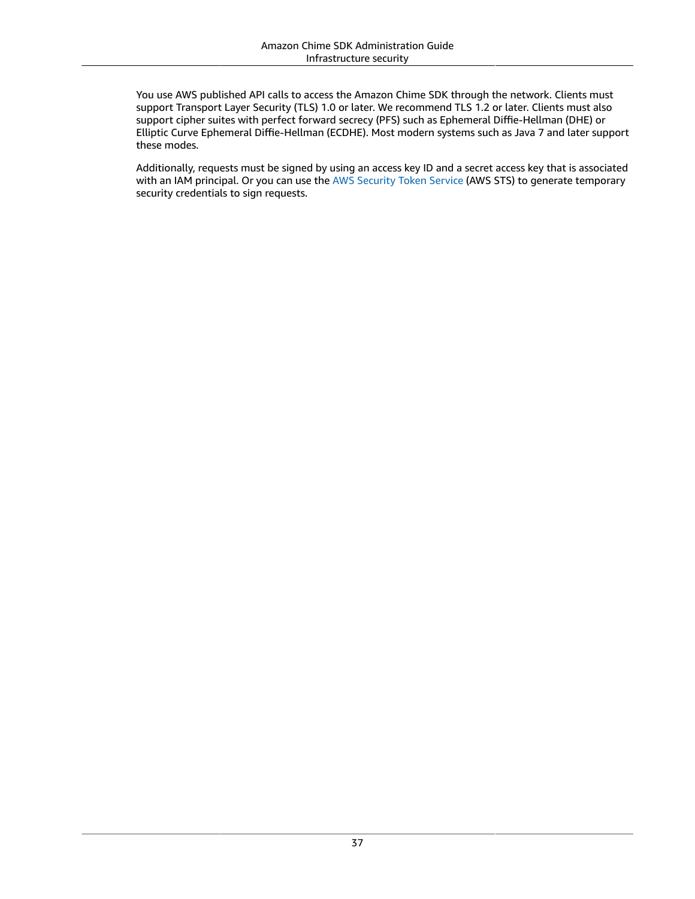You use AWS published API calls to access the Amazon Chime SDK through the network. Clients must support Transport Layer Security (TLS) 1.0 or later. We recommend TLS 1.2 or later. Clients must also support cipher suites with perfect forward secrecy (PFS) such as Ephemeral Diffie-Hellman (DHE) or Elliptic Curve Ephemeral Diffie-Hellman (ECDHE). Most modern systems such as Java 7 and later support these modes.

Additionally, requests must be signed by using an access key ID and a secret access key that is associated with an IAM principal. Or you can use the AWS Security Token Service (AWS STS) to generate temporary security credentials to sign requests.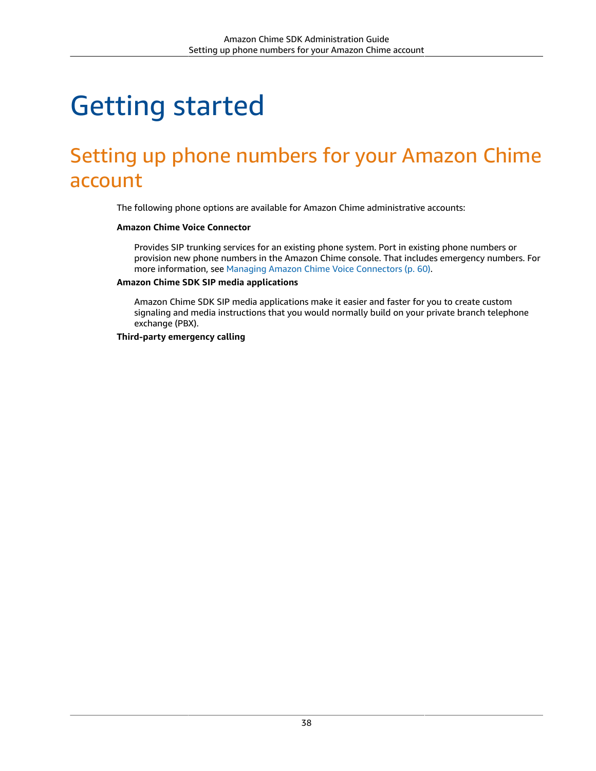# Getting started

## Setting up phone numbers for your Amazon Chime account

The following phone options are available for Amazon Chime administrative accounts:

**Amazon Chime Voice Connector**

Provides SIP trunking services for an existing phone system. Port in existing phone numbers or provision new phone numbers in the Amazon Chime console. That includes emergency numbers. For more information, see Managing Amazon Chime Voice Connectors (p. 60).

**Amazon Chime SDK SIP media applications**

Amazon Chime SDK SIP media applications make it easier and faster for you to create custom signaling and media instructions that you would normally build on your private branch telephone exchange (PBX).

**Third-party emergency calling**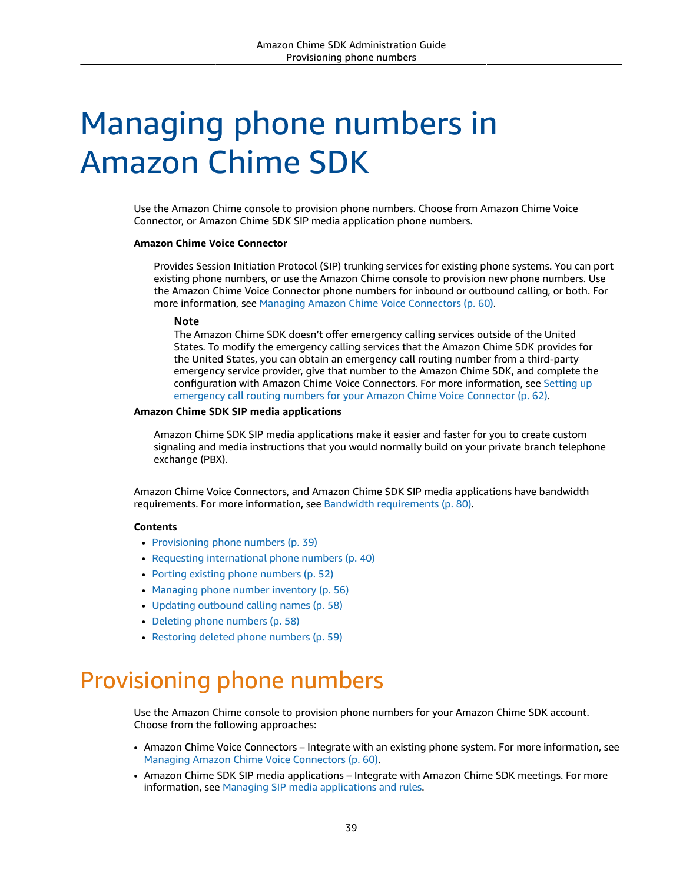# Managing phone numbers in Amazon Chime SDK

Use the Amazon Chime console to provision phone numbers. Choose from Amazon Chime Voice Connector, or Amazon Chime SDK SIP media application phone numbers.

**Amazon Chime Voice Connector**

Provides Session Initiation Protocol (SIP) trunking services for existing phone systems. You can port existing phone numbers, or use the Amazon Chime console to provision new phone numbers. Use the Amazon Chime Voice Connector phone numbers for inbound or outbound calling, or both. For more information, see Managing Amazon Chime Voice Connectors (p. 60).

> **Note**
> The Amazon Chime SDK doesn't offer emergency calling services outside of the United States. To modify the emergency calling services that the Amazon Chime SDK provides for the United States, you can obtain an emergency call routing number from a third-party emergency service provider, give that number to the Amazon Chime SDK, and complete the configuration with Amazon Chime Voice Connectors. For more information, see Setting up emergency call routing numbers for your Amazon Chime Voice Connector (p. 62).

**Amazon Chime SDK SIP media applications**

Amazon Chime SDK SIP media applications make it easier and faster for you to create custom signaling and media instructions that you would normally build on your private branch telephone exchange (PBX).

Amazon Chime Voice Connectors, and Amazon Chime SDK SIP media applications have bandwidth requirements. For more information, see Bandwidth requirements (p. 80).

**Contents**

- Provisioning phone numbers (p. 39)
- Requesting international phone numbers (p. 40)
- Porting existing phone numbers (p. 52)
- Managing phone number inventory (p. 56)
- Updating outbound calling names (p. 58)
- Deleting phone numbers (p. 58)
- Restoring deleted phone numbers (p. 59)

## Provisioning phone numbers

Use the Amazon Chime console to provision phone numbers for your Amazon Chime SDK account. Choose from the following approaches:

- Amazon Chime Voice Connectors – Integrate with an existing phone system. For more information, see Managing Amazon Chime Voice Connectors (p. 60).
- Amazon Chime SDK SIP media applications – Integrate with Amazon Chime SDK meetings. For more information, see Managing SIP media applications and rules.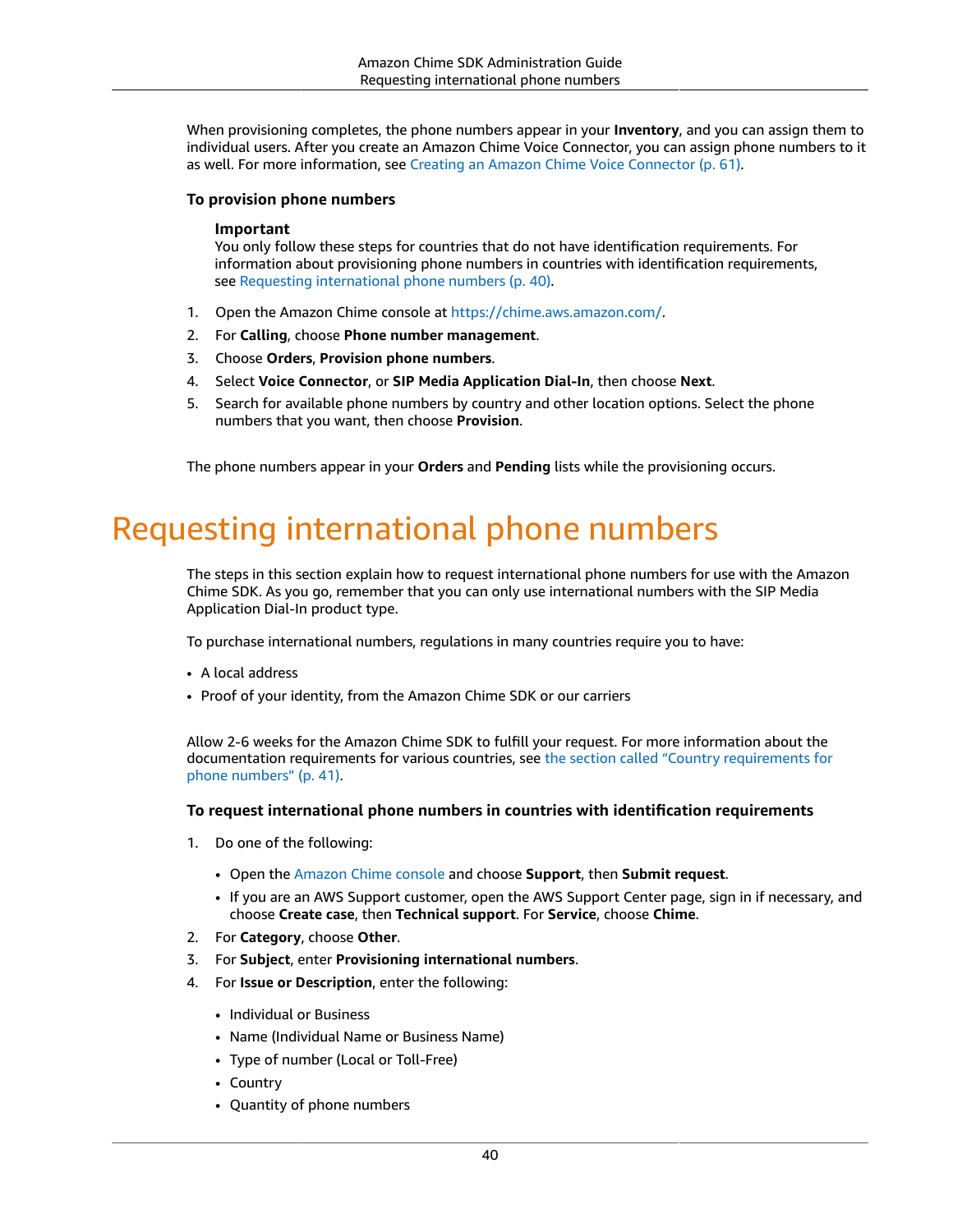When provisioning completes, the phone numbers appear in your **Inventory**, and you can assign them to individual users. After you create an Amazon Chime Voice Connector, you can assign phone numbers to it as well. For more information, see Creating an Amazon Chime Voice Connector (p. 61).

### To provision phone numbers

**Important**
You only follow these steps for countries that do not have identification requirements. For information about provisioning phone numbers in countries with identification requirements, see Requesting international phone numbers (p. 40).

1. Open the Amazon Chime console at https://chime.aws.amazon.com/.
2. For **Calling**, choose **Phone number management**.
3. Choose **Orders**, **Provision phone numbers**.
4. Select **Voice Connector**, or **SIP Media Application Dial-In**, then choose **Next**.
5. Search for available phone numbers by country and other location options. Select the phone numbers that you want, then choose **Provision**.

The phone numbers appear in your **Orders** and **Pending** lists while the provisioning occurs.

# Requesting international phone numbers

The steps in this section explain how to request international phone numbers for use with the Amazon Chime SDK. As you go, remember that you can only use international numbers with the SIP Media Application Dial-In product type.

To purchase international numbers, regulations in many countries require you to have:

- A local address
- Proof of your identity, from the Amazon Chime SDK or our carriers

Allow 2-6 weeks for the Amazon Chime SDK to fulfill your request. For more information about the documentation requirements for various countries, see the section called "Country requirements for phone numbers" (p. 41).

### To request international phone numbers in countries with identification requirements

1. Do one of the following:
   - Open the Amazon Chime console and choose **Support**, then **Submit request**.
   - If you are an AWS Support customer, open the AWS Support Center page, sign in if necessary, and choose **Create case**, then **Technical support**. For **Service**, choose **Chime**.
2. For **Category**, choose **Other**.
3. For **Subject**, enter **Provisioning international numbers**.
4. For **Issue or Description**, enter the following:
   - Individual or Business
   - Name (Individual Name or Business Name)
   - Type of number (Local or Toll-Free)
   - Country
   - Quantity of phone numbers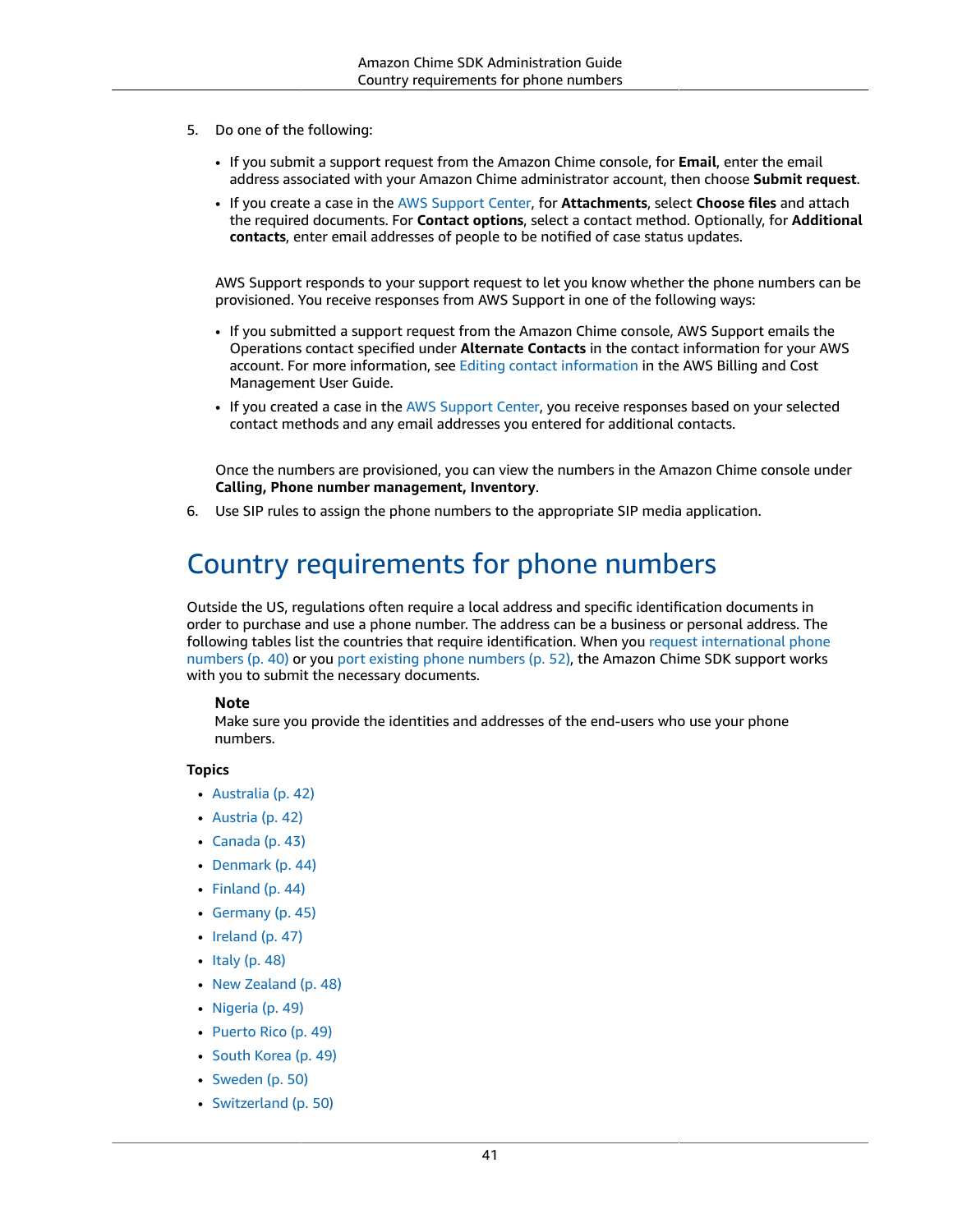5. Do one of the following:

   - If you submit a support request from the Amazon Chime console, for **Email**, enter the email address associated with your Amazon Chime administrator account, then choose **Submit request**.
   - If you create a case in the AWS Support Center, for **Attachments**, select **Choose files** and attach the required documents. For **Contact options**, select a contact method. Optionally, for **Additional contacts**, enter email addresses of people to be notified of case status updates.

   AWS Support responds to your support request to let you know whether the phone numbers can be provisioned. You receive responses from AWS Support in one of the following ways:

   - If you submitted a support request from the Amazon Chime console, AWS Support emails the Operations contact specified under **Alternate Contacts** in the contact information for your AWS account. For more information, see Editing contact information in the AWS Billing and Cost Management User Guide.
   - If you created a case in the AWS Support Center, you receive responses based on your selected contact methods and any email addresses you entered for additional contacts.

   Once the numbers are provisioned, you can view the numbers in the Amazon Chime console under **Calling, Phone number management, Inventory**.

6. Use SIP rules to assign the phone numbers to the appropriate SIP media application.

# Country requirements for phone numbers

Outside the US, regulations often require a local address and specific identification documents in order to purchase and use a phone number. The address can be a business or personal address. The following tables list the countries that require identification. When you request international phone numbers (p. 40) or you port existing phone numbers (p. 52), the Amazon Chime SDK support works with you to submit the necessary documents.

> **Note**
> Make sure you provide the identities and addresses of the end-users who use your phone numbers.

**Topics**

- Australia (p. 42)
- Austria (p. 42)
- Canada (p. 43)
- Denmark (p. 44)
- Finland (p. 44)
- Germany (p. 45)
- Ireland (p. 47)
- Italy (p. 48)
- New Zealand (p. 48)
- Nigeria (p. 49)
- Puerto Rico (p. 49)
- South Korea (p. 49)
- Sweden (p. 50)
- Switzerland (p. 50)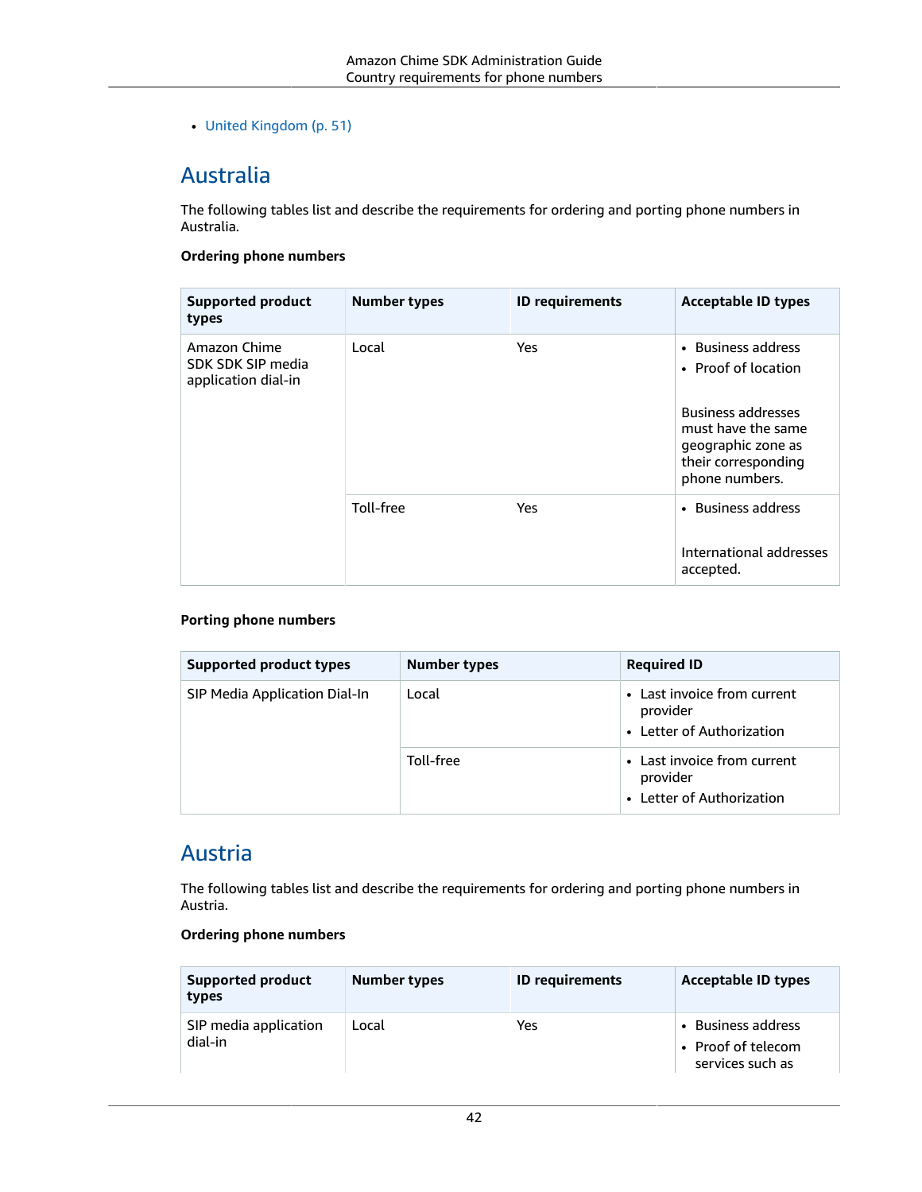- United Kingdom (p. 51)

## Australia

The following tables list and describe the requirements for ordering and porting phone numbers in Australia.

**Ordering phone numbers**

| Supported product types | Number types | ID requirements | Acceptable ID types |
| --- | --- | --- | --- |
| Amazon Chime SDK SDK SIP media application dial-in | Local | Yes | • Business address<br>• Proof of location<br><br>Business addresses must have the same geographic zone as their corresponding phone numbers. |
| | Toll-free | Yes | • Business address<br><br>International addresses accepted. |

**Porting phone numbers**

| Supported product types | Number types | Required ID |
| --- | --- | --- |
| SIP Media Application Dial-In | Local | • Last invoice from current provider<br>• Letter of Authorization |
| | Toll-free | • Last invoice from current provider<br>• Letter of Authorization |

## Austria

The following tables list and describe the requirements for ordering and porting phone numbers in Austria.

**Ordering phone numbers**

| Supported product types | Number types | ID requirements | Acceptable ID types |
| --- | --- | --- | --- |
| SIP media application dial-in | Local | Yes | • Business address<br>• Proof of telecom services such as |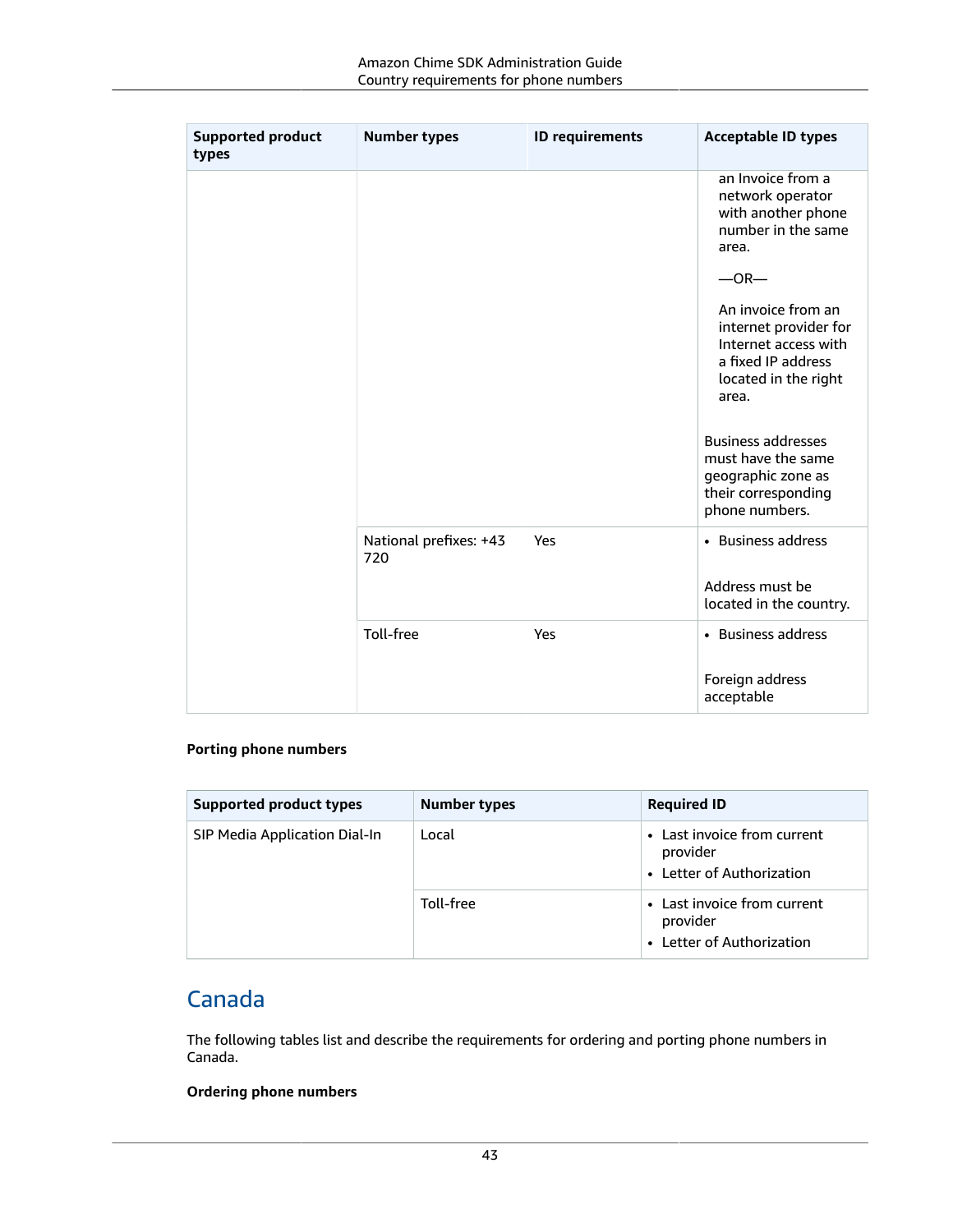| Supported product types | Number types | ID requirements | Acceptable ID types |
|---|---|---|---|
| | | | an Invoice from a network operator with another phone number in the same area.<br><br>—OR—<br><br>An invoice from an internet provider for Internet access with a fixed IP address located in the right area.<br><br>Business addresses must have the same geographic zone as their corresponding phone numbers. |
| | National prefixes: +43 720 | Yes | • Business address<br><br>Address must be located in the country. |
| | Toll-free | Yes | • Business address<br><br>Foreign address acceptable |

**Porting phone numbers**

| Supported product types | Number types | Required ID |
|---|---|---|
| SIP Media Application Dial-In | Local | • Last invoice from current provider<br>• Letter of Authorization |
| | Toll-free | • Last invoice from current provider<br>• Letter of Authorization |

## Canada

The following tables list and describe the requirements for ordering and porting phone numbers in Canada.

**Ordering phone numbers**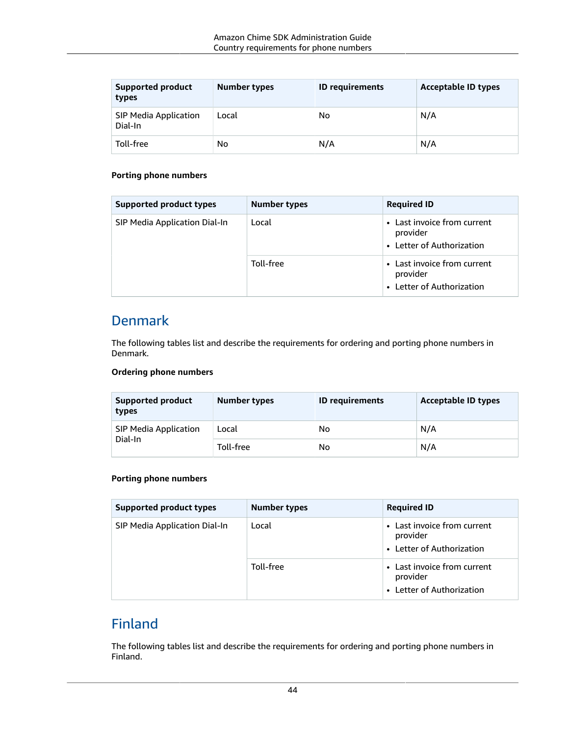| Supported product types | Number types | ID requirements | Acceptable ID types |
|---|---|---|---|
| SIP Media Application Dial-In | Local | No | N/A |
| Toll-free | No | N/A | N/A |

**Porting phone numbers**

| Supported product types | Number types | Required ID |
|---|---|---|
| SIP Media Application Dial-In | Local | • Last invoice from current provider<br>• Letter of Authorization |
| | Toll-free | • Last invoice from current provider<br>• Letter of Authorization |

## Denmark

The following tables list and describe the requirements for ordering and porting phone numbers in Denmark.

**Ordering phone numbers**

| Supported product types | Number types | ID requirements | Acceptable ID types |
|---|---|---|---|
| SIP Media Application Dial-In | Local | No | N/A |
| | Toll-free | No | N/A |

**Porting phone numbers**

| Supported product types | Number types | Required ID |
|---|---|---|
| SIP Media Application Dial-In | Local | • Last invoice from current provider<br>• Letter of Authorization |
| | Toll-free | • Last invoice from current provider<br>• Letter of Authorization |

## Finland

The following tables list and describe the requirements for ordering and porting phone numbers in Finland.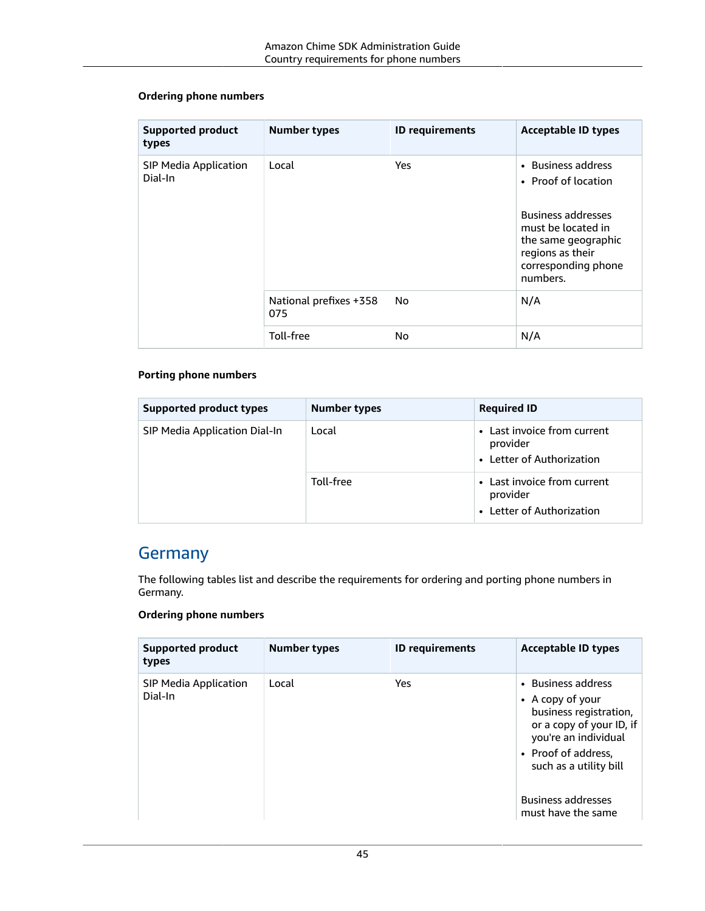**Ordering phone numbers**

| Supported product types | Number types | ID requirements | Acceptable ID types |
| --- | --- | --- | --- |
| SIP Media Application Dial-In | Local | Yes | • Business address<br>• Proof of location<br><br>Business addresses must be located in the same geographic regions as their corresponding phone numbers. |
| | National prefixes +358 075 | No | N/A |
| | Toll-free | No | N/A |

**Porting phone numbers**

| Supported product types | Number types | Required ID |
| --- | --- | --- |
| SIP Media Application Dial-In | Local | • Last invoice from current provider<br>• Letter of Authorization |
| | Toll-free | • Last invoice from current provider<br>• Letter of Authorization |

## Germany

The following tables list and describe the requirements for ordering and porting phone numbers in Germany.

**Ordering phone numbers**

| Supported product types | Number types | ID requirements | Acceptable ID types |
| --- | --- | --- | --- |
| SIP Media Application Dial-In | Local | Yes | • Business address<br>• A copy of your business registration, or a copy of your ID, if you're an individual<br>• Proof of address, such as a utility bill<br><br>Business addresses must have the same |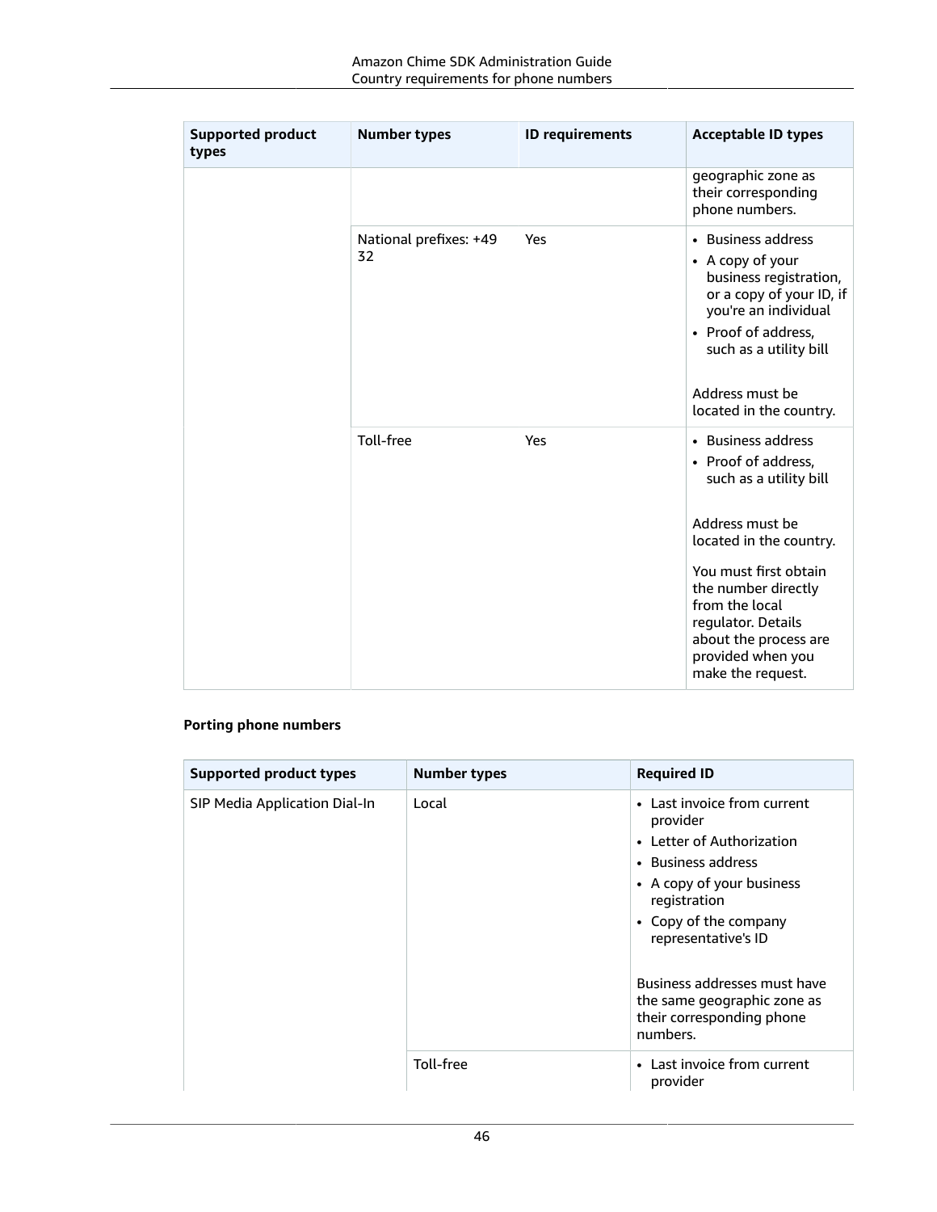| Supported product types | Number types | ID requirements | Acceptable ID types |
| --- | --- | --- | --- |
| | | | geographic zone as their corresponding phone numbers. |
| | National prefixes: +49 32 | Yes | • Business address<br>• A copy of your business registration, or a copy of your ID, if you're an individual<br>• Proof of address, such as a utility bill<br><br>Address must be located in the country. |
| | Toll-free | Yes | • Business address<br>• Proof of address, such as a utility bill<br><br>Address must be located in the country.<br><br>You must first obtain the number directly from the local regulator. Details about the process are provided when you make the request. |

**Porting phone numbers**

| Supported product types | Number types | Required ID |
| --- | --- | --- |
| SIP Media Application Dial-In | Local | • Last invoice from current provider<br>• Letter of Authorization<br>• Business address<br>• A copy of your business registration<br>• Copy of the company representative's ID<br><br>Business addresses must have the same geographic zone as their corresponding phone numbers. |
| | Toll-free | • Last invoice from current provider |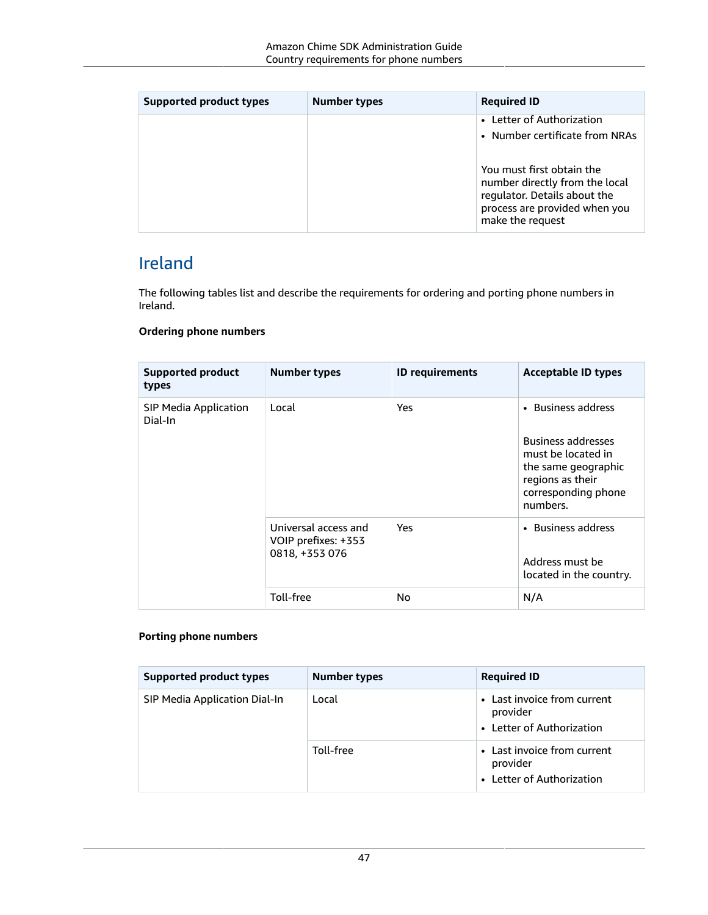| Supported product types | Number types | Required ID |
|---|---|---|
| | | • Letter of Authorization<br>• Number certificate from NRAs<br><br>You must first obtain the number directly from the local regulator. Details about the process are provided when you make the request |

## Ireland

The following tables list and describe the requirements for ordering and porting phone numbers in Ireland.

**Ordering phone numbers**

| Supported product types | Number types | ID requirements | Acceptable ID types |
|---|---|---|---|
| SIP Media Application Dial-In | Local | Yes | • Business address<br><br>Business addresses must be located in the same geographic regions as their corresponding phone numbers. |
| | Universal access and VOIP prefixes: +353 0818, +353 076 | Yes | • Business address<br><br>Address must be located in the country. |
| | Toll-free | No | N/A |

**Porting phone numbers**

| Supported product types | Number types | Required ID |
|---|---|---|
| SIP Media Application Dial-In | Local | • Last invoice from current provider<br>• Letter of Authorization |
| | Toll-free | • Last invoice from current provider<br>• Letter of Authorization |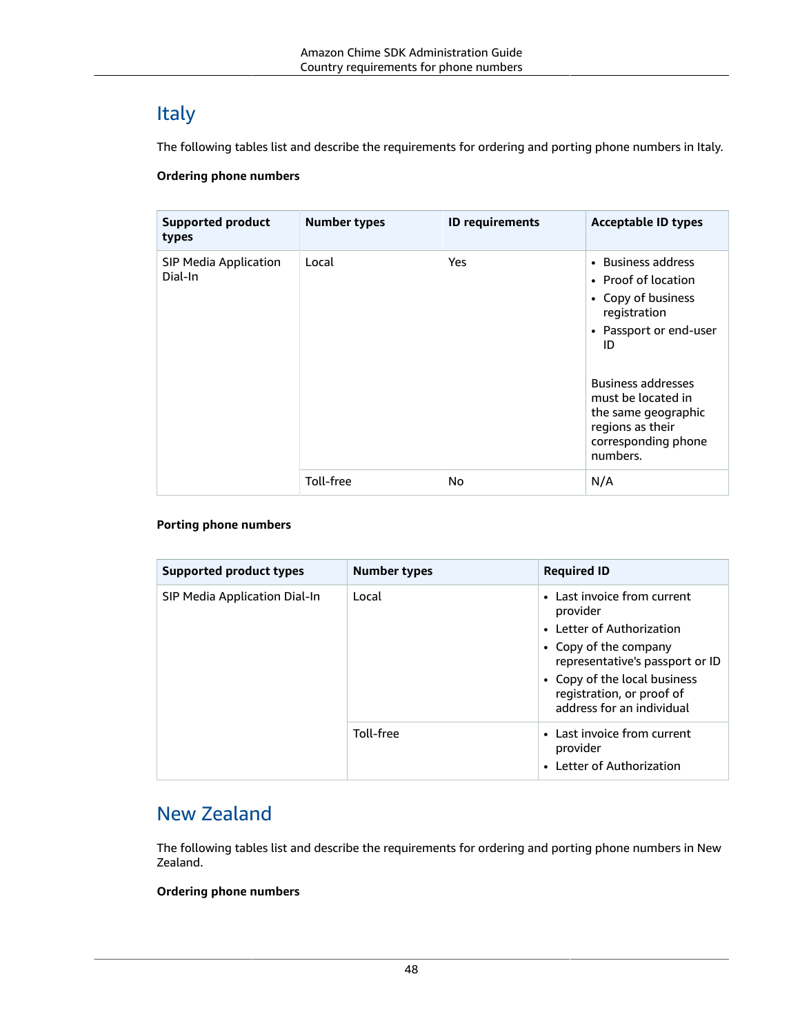## Italy

The following tables list and describe the requirements for ordering and porting phone numbers in Italy.

**Ordering phone numbers**

| Supported product types | Number types | ID requirements | Acceptable ID types |
| --- | --- | --- | --- |
| SIP Media Application Dial-In | Local | Yes | • Business address<br>• Proof of location<br>• Copy of business registration<br>• Passport or end-user ID<br><br>Business addresses must be located in the same geographic regions as their corresponding phone numbers. |
| | Toll-free | No | N/A |

**Porting phone numbers**

| Supported product types | Number types | Required ID |
| --- | --- | --- |
| SIP Media Application Dial-In | Local | • Last invoice from current provider<br>• Letter of Authorization<br>• Copy of the company representative's passport or ID<br>• Copy of the local business registration, or proof of address for an individual |
| | Toll-free | • Last invoice from current provider<br>• Letter of Authorization |

## New Zealand

The following tables list and describe the requirements for ordering and porting phone numbers in New Zealand.

**Ordering phone numbers**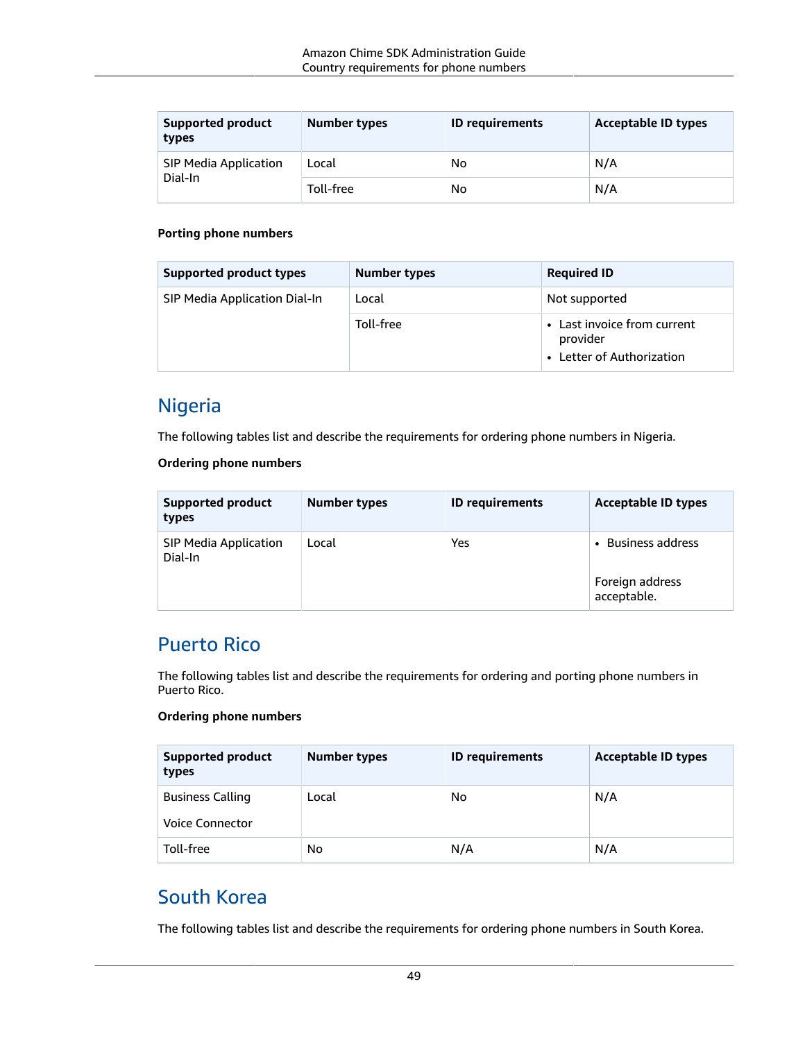| Supported product types | Number types | ID requirements | Acceptable ID types |
| --- | --- | --- | --- |
| SIP Media Application Dial-In | Local | No | N/A |
| | Toll-free | No | N/A |

**Porting phone numbers**

| Supported product types | Number types | Required ID |
| --- | --- | --- |
| SIP Media Application Dial-In | Local | Not supported |
| | Toll-free | • Last invoice from current provider<br>• Letter of Authorization |

## Nigeria

The following tables list and describe the requirements for ordering phone numbers in Nigeria.

**Ordering phone numbers**

| Supported product types | Number types | ID requirements | Acceptable ID types |
| --- | --- | --- | --- |
| SIP Media Application Dial-In | Local | Yes | • Business address<br><br>Foreign address acceptable. |

## Puerto Rico

The following tables list and describe the requirements for ordering and porting phone numbers in Puerto Rico.

**Ordering phone numbers**

| Supported product types | Number types | ID requirements | Acceptable ID types |
| --- | --- | --- | --- |
| Business Calling<br><br>Voice Connector | Local | No | N/A |
| Toll-free | No | N/A | N/A |

## South Korea

The following tables list and describe the requirements for ordering phone numbers in South Korea.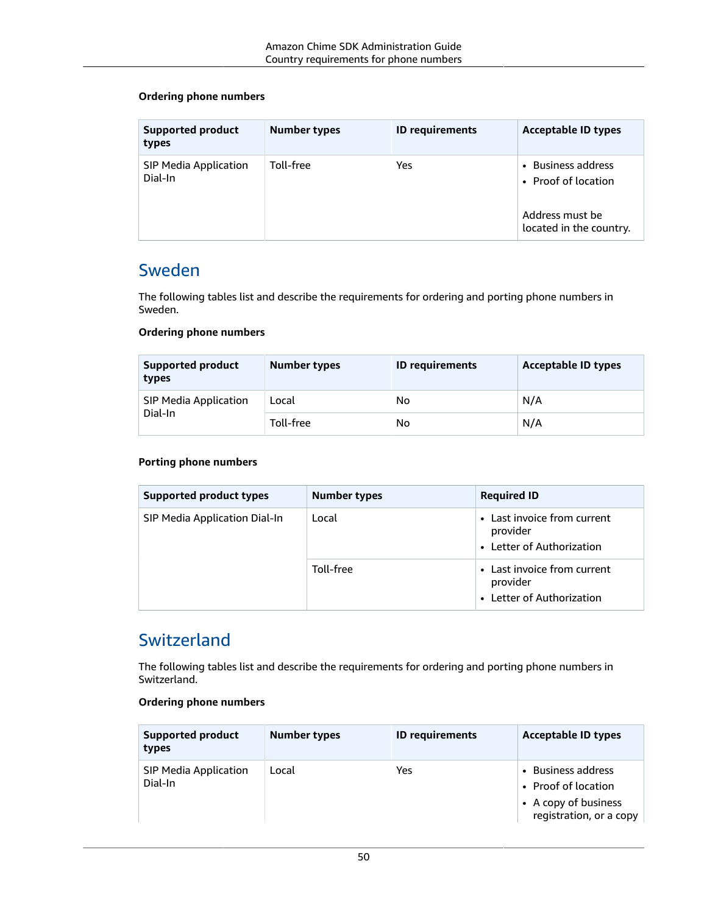#### Ordering phone numbers

| Supported product types | Number types | ID requirements | Acceptable ID types |
|---|---|---|---|
| SIP Media Application Dial-In | Toll-free | Yes | • Business address<br>• Proof of location<br><br>Address must be located in the country. |

## Sweden

The following tables list and describe the requirements for ordering and porting phone numbers in Sweden.

#### Ordering phone numbers

| Supported product types | Number types | ID requirements | Acceptable ID types |
|---|---|---|---|
| SIP Media Application Dial-In | Local | No | N/A |
| | Toll-free | No | N/A |

#### Porting phone numbers

| Supported product types | Number types | Required ID |
|---|---|---|
| SIP Media Application Dial-In | Local | • Last invoice from current provider<br>• Letter of Authorization |
| | Toll-free | • Last invoice from current provider<br>• Letter of Authorization |

## Switzerland

The following tables list and describe the requirements for ordering and porting phone numbers in Switzerland.

#### Ordering phone numbers

| Supported product types | Number types | ID requirements | Acceptable ID types |
|---|---|---|---|
| SIP Media Application Dial-In | Local | Yes | • Business address<br>• Proof of location<br>• A copy of business registration, or a copy |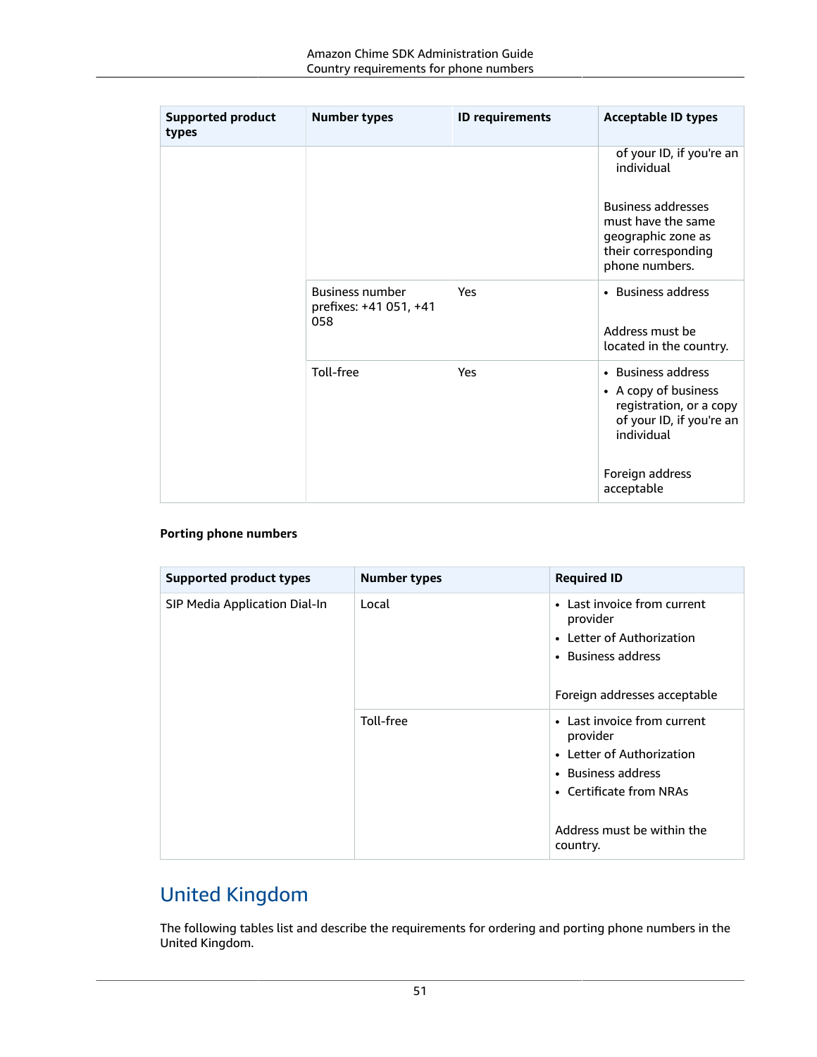| Supported product types | Number types | ID requirements | Acceptable ID types |
| --- | --- | --- | --- |
| | | | of your ID, if you're an individual<br><br>Business addresses must have the same geographic zone as their corresponding phone numbers. |
| | Business number prefixes: +41 051, +41 058 | Yes | • Business address<br><br>Address must be located in the country. |
| | Toll-free | Yes | • Business address<br>• A copy of business registration, or a copy of your ID, if you're an individual<br><br>Foreign address acceptable |

**Porting phone numbers**

| Supported product types | Number types | Required ID |
| --- | --- | --- |
| SIP Media Application Dial-In | Local | • Last invoice from current provider<br>• Letter of Authorization<br>• Business address<br><br>Foreign addresses acceptable |
| | Toll-free | • Last invoice from current provider<br>• Letter of Authorization<br>• Business address<br>• Certificate from NRAs<br><br>Address must be within the country. |

## United Kingdom

The following tables list and describe the requirements for ordering and porting phone numbers in the United Kingdom.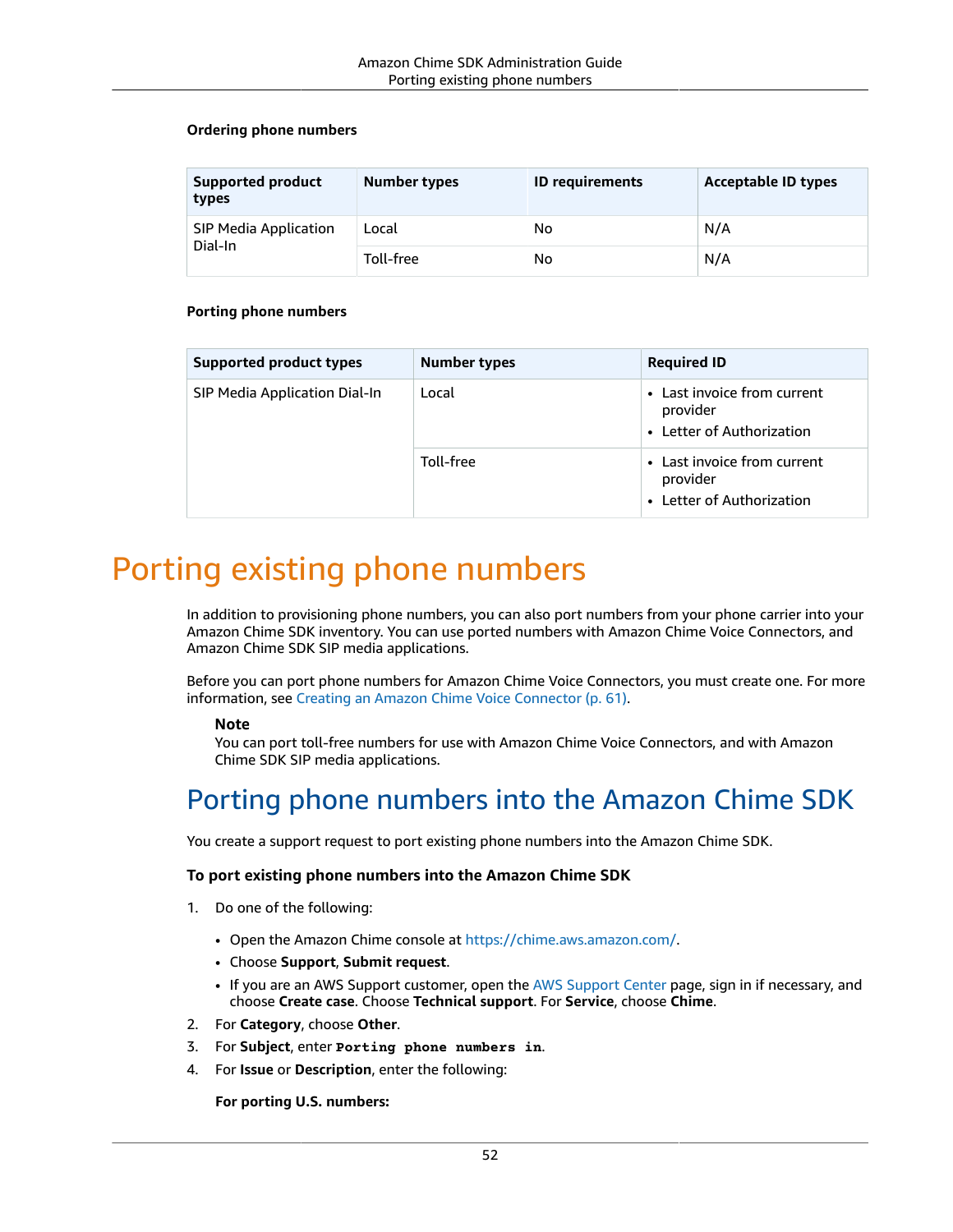**Ordering phone numbers**

| Supported product types | Number types | ID requirements | Acceptable ID types |
| --- | --- | --- | --- |
| SIP Media Application Dial-In | Local | No | N/A |
| | Toll-free | No | N/A |

**Porting phone numbers**

| Supported product types | Number types | Required ID |
| --- | --- | --- |
| SIP Media Application Dial-In | Local | • Last invoice from current provider<br>• Letter of Authorization |
| | Toll-free | • Last invoice from current provider<br>• Letter of Authorization |

# Porting existing phone numbers

In addition to provisioning phone numbers, you can also port numbers from your phone carrier into your Amazon Chime SDK inventory. You can use ported numbers with Amazon Chime Voice Connectors, and Amazon Chime SDK SIP media applications.

Before you can port phone numbers for Amazon Chime Voice Connectors, you must create one. For more information, see Creating an Amazon Chime Voice Connector (p. 61).

> **Note**
> You can port toll-free numbers for use with Amazon Chime Voice Connectors, and with Amazon Chime SDK SIP media applications.

## Porting phone numbers into the Amazon Chime SDK

You create a support request to port existing phone numbers into the Amazon Chime SDK.

**To port existing phone numbers into the Amazon Chime SDK**

1. Do one of the following:
   - Open the Amazon Chime console at https://chime.aws.amazon.com/.
   - Choose **Support**, **Submit request**.
   - If you are an AWS Support customer, open the AWS Support Center page, sign in if necessary, and choose **Create case**. Choose **Technical support**. For **Service**, choose **Chime**.
2. For **Category**, choose **Other**.
3. For **Subject**, enter `Porting phone numbers in`.
4. For **Issue** or **Description**, enter the following:

   **For porting U.S. numbers:**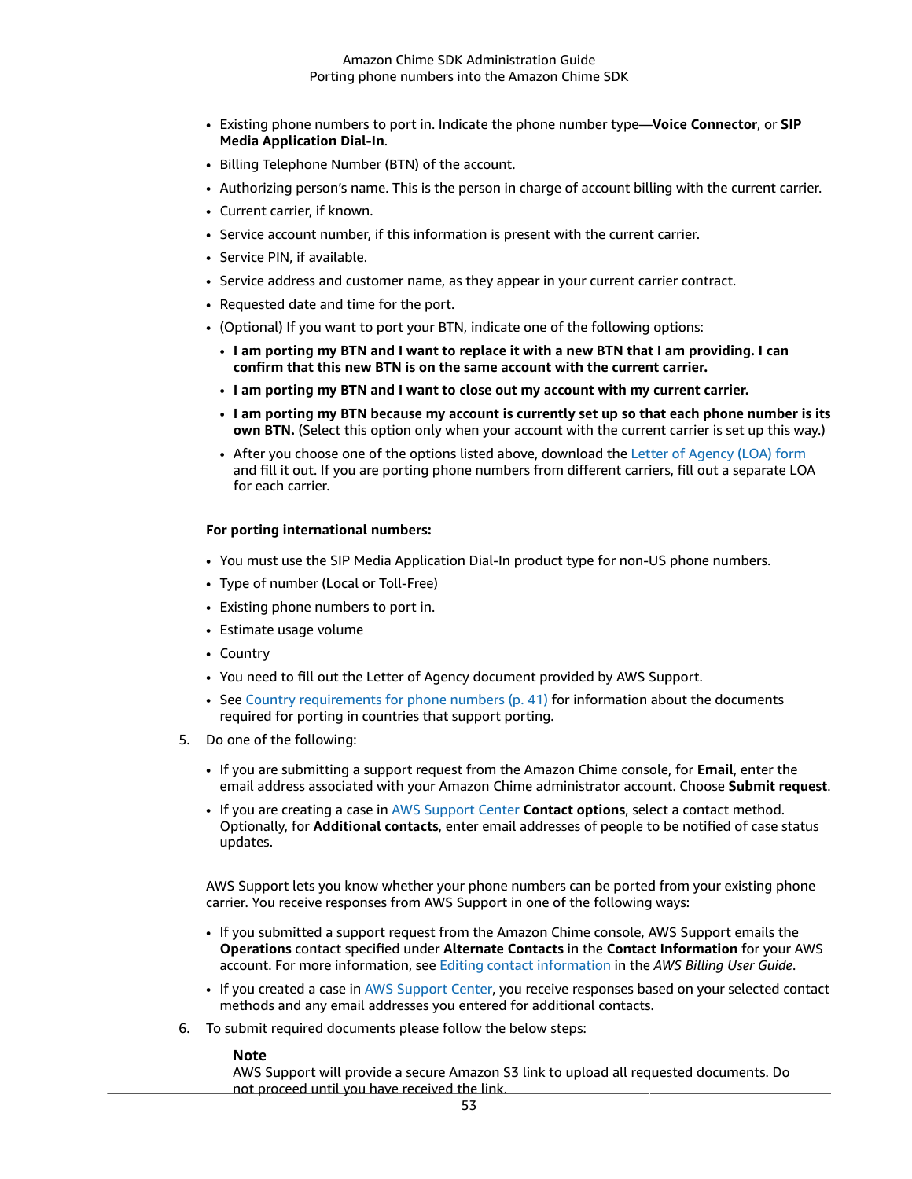- Existing phone numbers to port in. Indicate the phone number type—**Voice Connector**, or **SIP Media Application Dial-In**.
- Billing Telephone Number (BTN) of the account.
- Authorizing person's name. This is the person in charge of account billing with the current carrier.
- Current carrier, if known.
- Service account number, if this information is present with the current carrier.
- Service PIN, if available.
- Service address and customer name, as they appear in your current carrier contract.
- Requested date and time for the port.
- (Optional) If you want to port your BTN, indicate one of the following options:
  - **I am porting my BTN and I want to replace it with a new BTN that I am providing. I can confirm that this new BTN is on the same account with the current carrier.**
  - **I am porting my BTN and I want to close out my account with my current carrier.**
  - **I am porting my BTN because my account is currently set up so that each phone number is its own BTN.** (Select this option only when your account with the current carrier is set up this way.)
  - After you choose one of the options listed above, download the Letter of Agency (LOA) form and fill it out. If you are porting phone numbers from different carriers, fill out a separate LOA for each carrier.

**For porting international numbers:**

- You must use the SIP Media Application Dial-In product type for non-US phone numbers.
- Type of number (Local or Toll-Free)
- Existing phone numbers to port in.
- Estimate usage volume
- Country
- You need to fill out the Letter of Agency document provided by AWS Support.
- See Country requirements for phone numbers (p. 41) for information about the documents required for porting in countries that support porting.

5. Do one of the following:

   - If you are submitting a support request from the Amazon Chime console, for **Email**, enter the email address associated with your Amazon Chime administrator account. Choose **Submit request**.
   - If you are creating a case in AWS Support Center **Contact options**, select a contact method. Optionally, for **Additional contacts**, enter email addresses of people to be notified of case status updates.

   AWS Support lets you know whether your phone numbers can be ported from your existing phone carrier. You receive responses from AWS Support in one of the following ways:

   - If you submitted a support request from the Amazon Chime console, AWS Support emails the **Operations** contact specified under **Alternate Contacts** in the **Contact Information** for your AWS account. For more information, see Editing contact information in the *AWS Billing User Guide*.
   - If you created a case in AWS Support Center, you receive responses based on your selected contact methods and any email addresses you entered for additional contacts.

6. To submit required documents please follow the below steps:

   **Note**

   AWS Support will provide a secure Amazon S3 link to upload all requested documents. Do not proceed until you have received the link.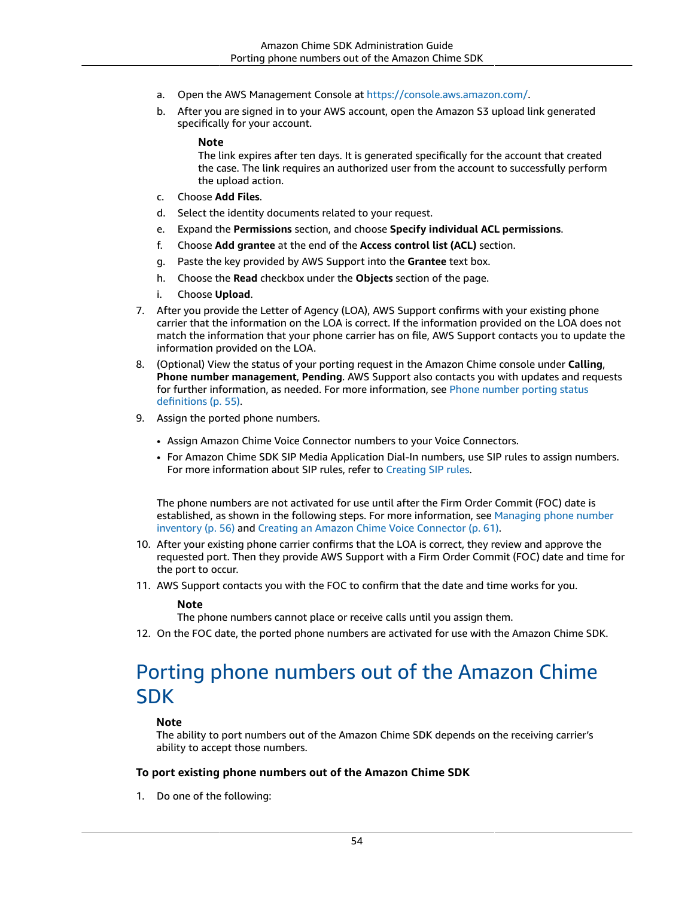a. Open the AWS Management Console at https://console.aws.amazon.com/.

   b. After you are signed in to your AWS account, open the Amazon S3 upload link generated specifically for your account.

      **Note**
      The link expires after ten days. It is generated specifically for the account that created the case. The link requires an authorized user from the account to successfully perform the upload action.

   c. Choose **Add Files**.

   d. Select the identity documents related to your request.

   e. Expand the **Permissions** section, and choose **Specify individual ACL permissions**.

   f. Choose **Add grantee** at the end of the **Access control list (ACL)** section.

   g. Paste the key provided by AWS Support into the **Grantee** text box.

   h. Choose the **Read** checkbox under the **Objects** section of the page.

   i. Choose **Upload**.

7. After you provide the Letter of Agency (LOA), AWS Support confirms with your existing phone carrier that the information on the LOA is correct. If the information provided on the LOA does not match the information that your phone carrier has on file, AWS Support contacts you to update the information provided on the LOA.

8. (Optional) View the status of your porting request in the Amazon Chime console under **Calling**, **Phone number management**, **Pending**. AWS Support also contacts you with updates and requests for further information, as needed. For more information, see Phone number porting status definitions (p. 55).

9. Assign the ported phone numbers.

   - Assign Amazon Chime Voice Connector numbers to your Voice Connectors.
   - For Amazon Chime SDK SIP Media Application Dial-In numbers, use SIP rules to assign numbers. For more information about SIP rules, refer to Creating SIP rules.

   The phone numbers are not activated for use until after the Firm Order Commit (FOC) date is established, as shown in the following steps. For more information, see Managing phone number inventory (p. 56) and Creating an Amazon Chime Voice Connector (p. 61).

10. After your existing phone carrier confirms that the LOA is correct, they review and approve the requested port. Then they provide AWS Support with a Firm Order Commit (FOC) date and time for the port to occur.

11. AWS Support contacts you with the FOC to confirm that the date and time works for you.

    **Note**
    The phone numbers cannot place or receive calls until you assign them.

12. On the FOC date, the ported phone numbers are activated for use with the Amazon Chime SDK.

# Porting phone numbers out of the Amazon Chime SDK

**Note**
The ability to port numbers out of the Amazon Chime SDK depends on the receiving carrier's ability to accept those numbers.

**To port existing phone numbers out of the Amazon Chime SDK**

1. Do one of the following: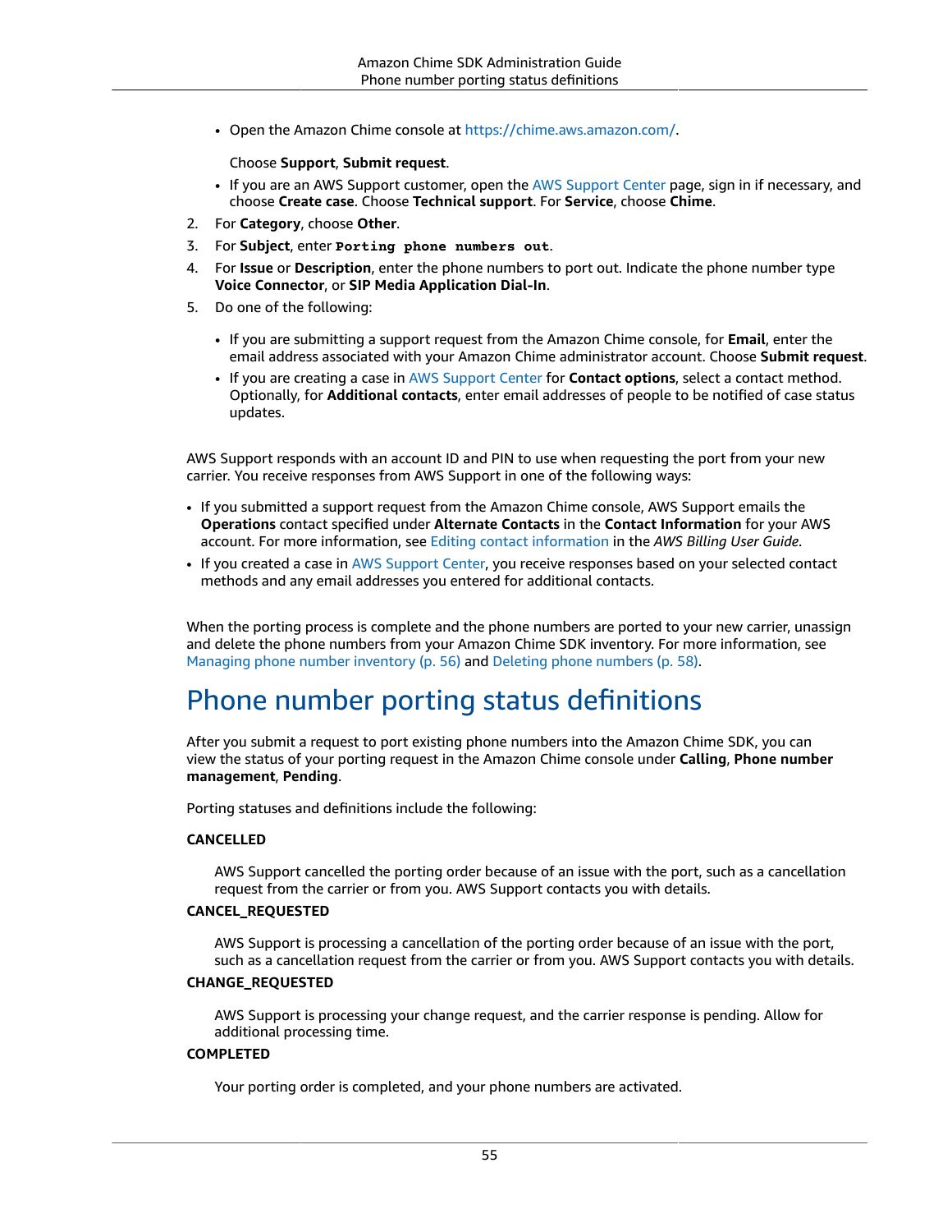- Open the Amazon Chime console at https://chime.aws.amazon.com/.

  Choose **Support**, **Submit request**.
- If you are an AWS Support customer, open the AWS Support Center page, sign in if necessary, and choose **Create case**. Choose **Technical support**. For **Service**, choose **Chime**.

2. For **Category**, choose **Other**.
3. For **Subject**, enter `Porting phone numbers out`.
4. For **Issue** or **Description**, enter the phone numbers to port out. Indicate the phone number type **Voice Connector**, or **SIP Media Application Dial-In**.
5. Do one of the following:
   - If you are submitting a support request from the Amazon Chime console, for **Email**, enter the email address associated with your Amazon Chime administrator account. Choose **Submit request**.
   - If you are creating a case in AWS Support Center for **Contact options**, select a contact method. Optionally, for **Additional contacts**, enter email addresses of people to be notified of case status updates.

AWS Support responds with an account ID and PIN to use when requesting the port from your new carrier. You receive responses from AWS Support in one of the following ways:

- If you submitted a support request from the Amazon Chime console, AWS Support emails the **Operations** contact specified under **Alternate Contacts** in the **Contact Information** for your AWS account. For more information, see Editing contact information in the *AWS Billing User Guide*.
- If you created a case in AWS Support Center, you receive responses based on your selected contact methods and any email addresses you entered for additional contacts.

When the porting process is complete and the phone numbers are ported to your new carrier, unassign and delete the phone numbers from your Amazon Chime SDK inventory. For more information, see Managing phone number inventory (p. 56) and Deleting phone numbers (p. 58).

# Phone number porting status definitions

After you submit a request to port existing phone numbers into the Amazon Chime SDK, you can view the status of your porting request in the Amazon Chime console under **Calling**, **Phone number management**, **Pending**.

Porting statuses and definitions include the following:

**CANCELLED**

AWS Support cancelled the porting order because of an issue with the port, such as a cancellation request from the carrier or from you. AWS Support contacts you with details.

**CANCEL_REQUESTED**

AWS Support is processing a cancellation of the porting order because of an issue with the port, such as a cancellation request from the carrier or from you. AWS Support contacts you with details.

**CHANGE_REQUESTED**

AWS Support is processing your change request, and the carrier response is pending. Allow for additional processing time.

**COMPLETED**

Your porting order is completed, and your phone numbers are activated.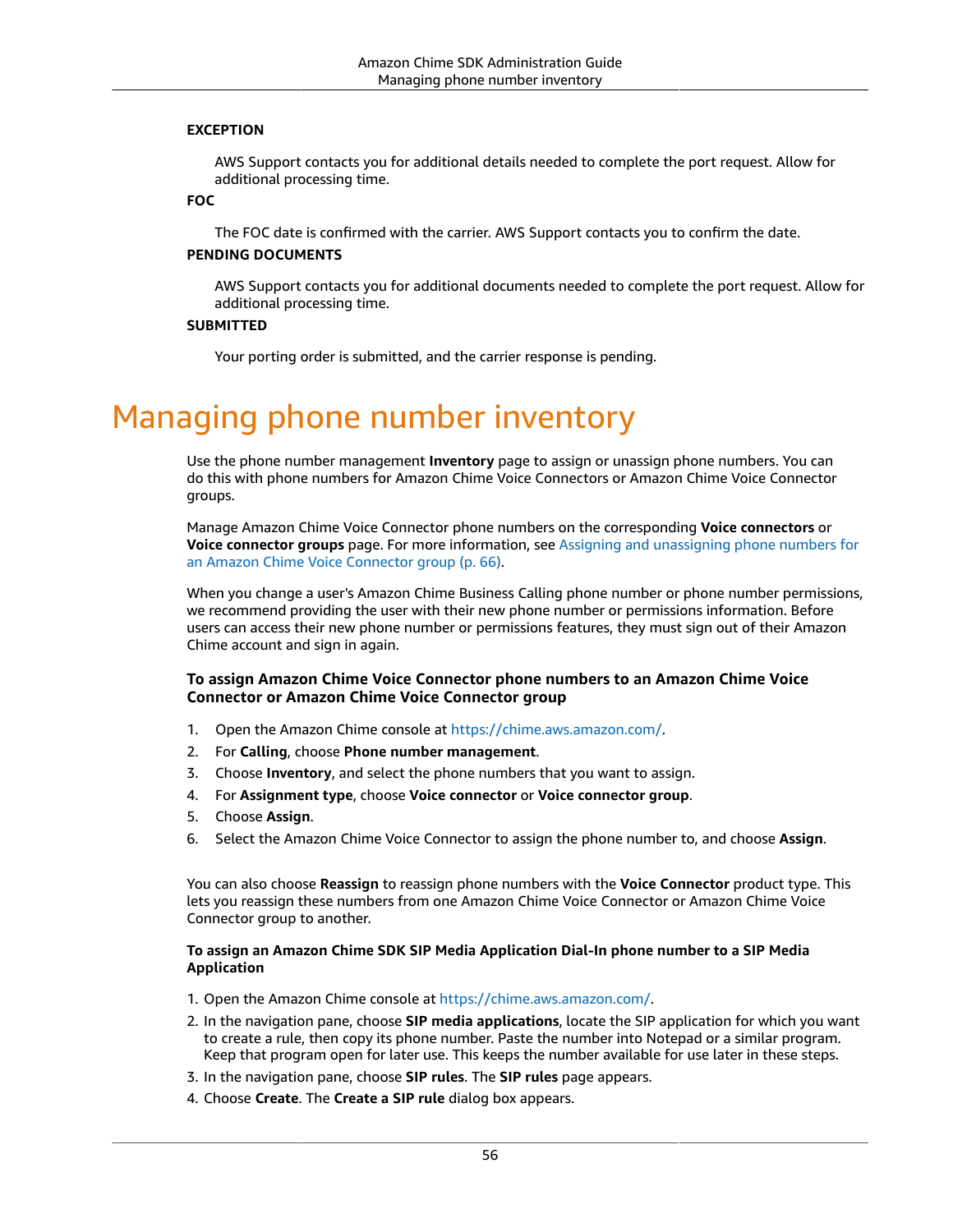**EXCEPTION**

AWS Support contacts you for additional details needed to complete the port request. Allow for additional processing time.

**FOC**

The FOC date is confirmed with the carrier. AWS Support contacts you to confirm the date.

**PENDING DOCUMENTS**

AWS Support contacts you for additional documents needed to complete the port request. Allow for additional processing time.

**SUBMITTED**

Your porting order is submitted, and the carrier response is pending.

# Managing phone number inventory

Use the phone number management **Inventory** page to assign or unassign phone numbers. You can do this with phone numbers for Amazon Chime Voice Connectors or Amazon Chime Voice Connector groups.

Manage Amazon Chime Voice Connector phone numbers on the corresponding **Voice connectors** or **Voice connector groups** page. For more information, see Assigning and unassigning phone numbers for an Amazon Chime Voice Connector group (p. 66).

When you change a user's Amazon Chime Business Calling phone number or phone number permissions, we recommend providing the user with their new phone number or permissions information. Before users can access their new phone number or permissions features, they must sign out of their Amazon Chime account and sign in again.

### To assign Amazon Chime Voice Connector phone numbers to an Amazon Chime Voice Connector or Amazon Chime Voice Connector group

1. Open the Amazon Chime console at https://chime.aws.amazon.com/.
2. For **Calling**, choose **Phone number management**.
3. Choose **Inventory**, and select the phone numbers that you want to assign.
4. For **Assignment type**, choose **Voice connector** or **Voice connector group**.
5. Choose **Assign**.
6. Select the Amazon Chime Voice Connector to assign the phone number to, and choose **Assign**.

You can also choose **Reassign** to reassign phone numbers with the **Voice Connector** product type. This lets you reassign these numbers from one Amazon Chime Voice Connector or Amazon Chime Voice Connector group to another.

**To assign an Amazon Chime SDK SIP Media Application Dial-In phone number to a SIP Media Application**

1. Open the Amazon Chime console at https://chime.aws.amazon.com/.
2. In the navigation pane, choose **SIP media applications**, locate the SIP application for which you want to create a rule, then copy its phone number. Paste the number into Notepad or a similar program. Keep that program open for later use. This keeps the number available for use later in these steps.
3. In the navigation pane, choose **SIP rules**. The **SIP rules** page appears.
4. Choose **Create**. The **Create a SIP rule** dialog box appears.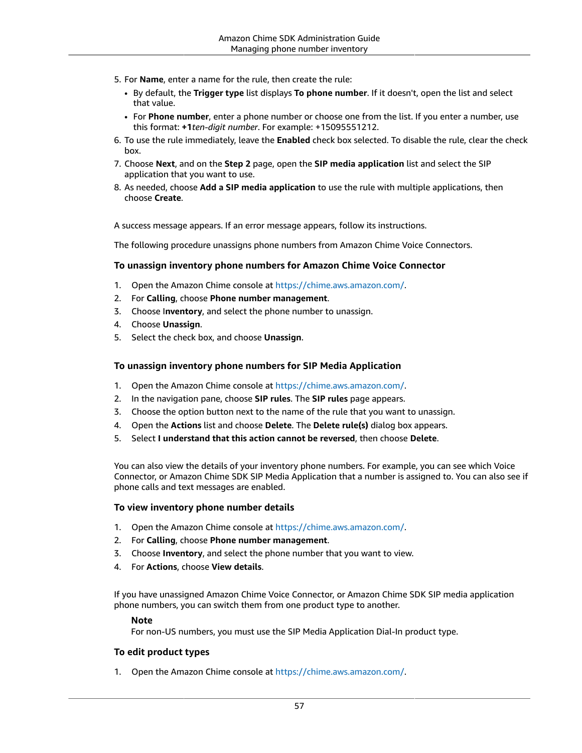5. For **Name**, enter a name for the rule, then create the rule:
   - By default, the **Trigger type** list displays **To phone number**. If it doesn't, open the list and select that value.
   - For **Phone number**, enter a phone number or choose one from the list. If you enter a number, use this format: **+1***ten-digit number*. For example: +15095551212.
6. To use the rule immediately, leave the **Enabled** check box selected. To disable the rule, clear the check box.
7. Choose **Next**, and on the **Step 2** page, open the **SIP media application** list and select the SIP application that you want to use.
8. As needed, choose **Add a SIP media application** to use the rule with multiple applications, then choose **Create**.

A success message appears. If an error message appears, follow its instructions.

The following procedure unassigns phone numbers from Amazon Chime Voice Connectors.

#### To unassign inventory phone numbers for Amazon Chime Voice Connector

1. Open the Amazon Chime console at https://chime.aws.amazon.com/.
2. For **Calling**, choose **Phone number management**.
3. Choose I**nventory**, and select the phone number to unassign.
4. Choose **Unassign**.
5. Select the check box, and choose **Unassign**.

#### To unassign inventory phone numbers for SIP Media Application

1. Open the Amazon Chime console at https://chime.aws.amazon.com/.
2. In the navigation pane, choose **SIP rules**. The **SIP rules** page appears.
3. Choose the option button next to the name of the rule that you want to unassign.
4. Open the **Actions** list and choose **Delete**. The **Delete rule(s)** dialog box appears.
5. Select **I understand that this action cannot be reversed**, then choose **Delete**.

You can also view the details of your inventory phone numbers. For example, you can see which Voice Connector, or Amazon Chime SDK SIP Media Application that a number is assigned to. You can also see if phone calls and text messages are enabled.

#### To view inventory phone number details

1. Open the Amazon Chime console at https://chime.aws.amazon.com/.
2. For **Calling**, choose **Phone number management**.
3. Choose **Inventory**, and select the phone number that you want to view.
4. For **Actions**, choose **View details**.

If you have unassigned Amazon Chime Voice Connector, or Amazon Chime SDK SIP media application phone numbers, you can switch them from one product type to another.

> **Note**
> For non-US numbers, you must use the SIP Media Application Dial-In product type.

#### To edit product types

1. Open the Amazon Chime console at https://chime.aws.amazon.com/.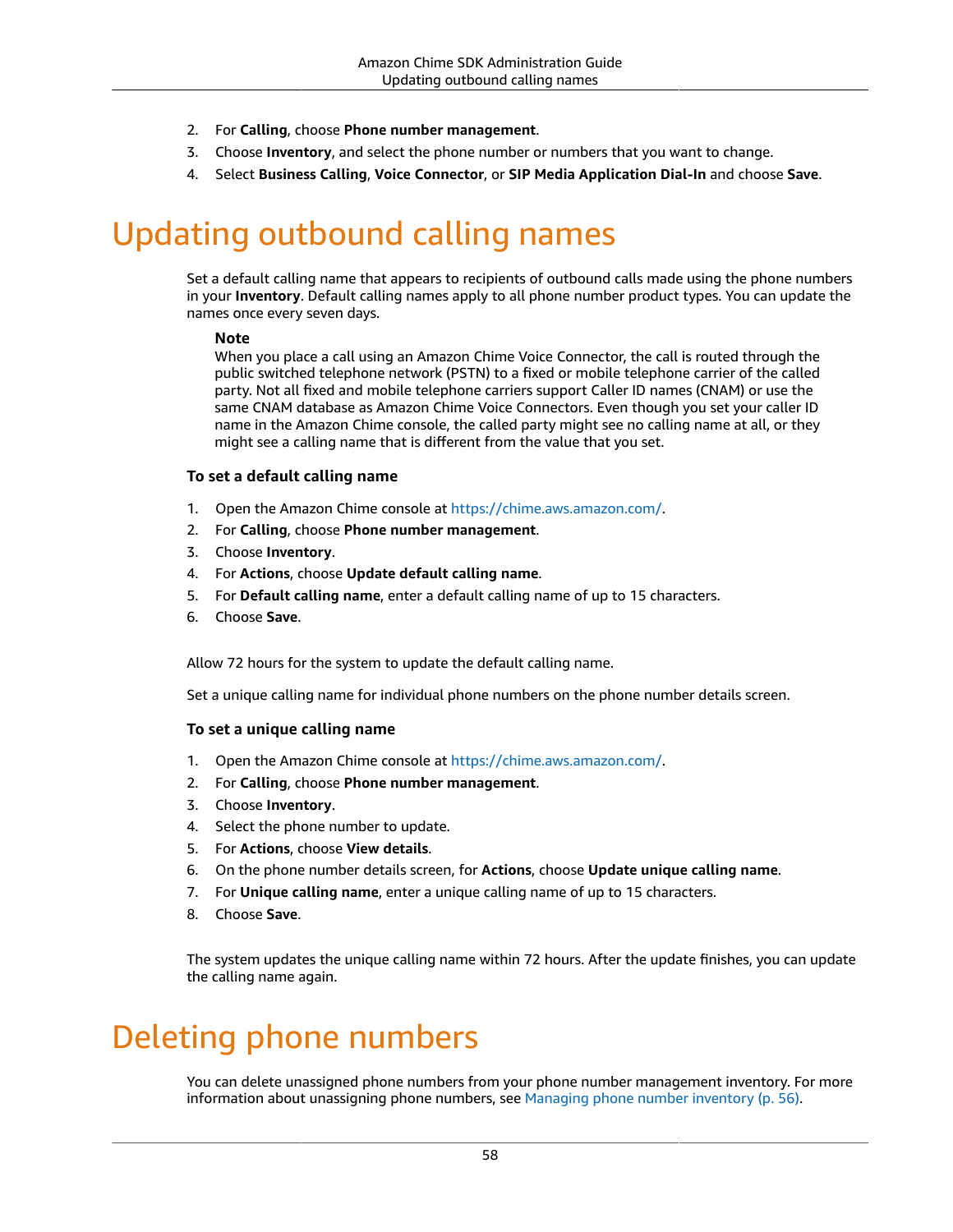2. For **Calling**, choose **Phone number management**.
3. Choose **Inventory**, and select the phone number or numbers that you want to change.
4. Select **Business Calling**, **Voice Connector**, or **SIP Media Application Dial-In** and choose **Save**.

# Updating outbound calling names

Set a default calling name that appears to recipients of outbound calls made using the phone numbers in your **Inventory**. Default calling names apply to all phone number product types. You can update the names once every seven days.

> **Note**
> When you place a call using an Amazon Chime Voice Connector, the call is routed through the public switched telephone network (PSTN) to a fixed or mobile telephone carrier of the called party. Not all fixed and mobile telephone carriers support Caller ID names (CNAM) or use the same CNAM database as Amazon Chime Voice Connectors. Even though you set your caller ID name in the Amazon Chime console, the called party might see no calling name at all, or they might see a calling name that is different from the value that you set.

### To set a default calling name

1. Open the Amazon Chime console at https://chime.aws.amazon.com/.
2. For **Calling**, choose **Phone number management**.
3. Choose **Inventory**.
4. For **Actions**, choose **Update default calling name**.
5. For **Default calling name**, enter a default calling name of up to 15 characters.
6. Choose **Save**.

Allow 72 hours for the system to update the default calling name.

Set a unique calling name for individual phone numbers on the phone number details screen.

### To set a unique calling name

1. Open the Amazon Chime console at https://chime.aws.amazon.com/.
2. For **Calling**, choose **Phone number management**.
3. Choose **Inventory**.
4. Select the phone number to update.
5. For **Actions**, choose **View details**.
6. On the phone number details screen, for **Actions**, choose **Update unique calling name**.
7. For **Unique calling name**, enter a unique calling name of up to 15 characters.
8. Choose **Save**.

The system updates the unique calling name within 72 hours. After the update finishes, you can update the calling name again.

# Deleting phone numbers

You can delete unassigned phone numbers from your phone number management inventory. For more information about unassigning phone numbers, see Managing phone number inventory (p. 56).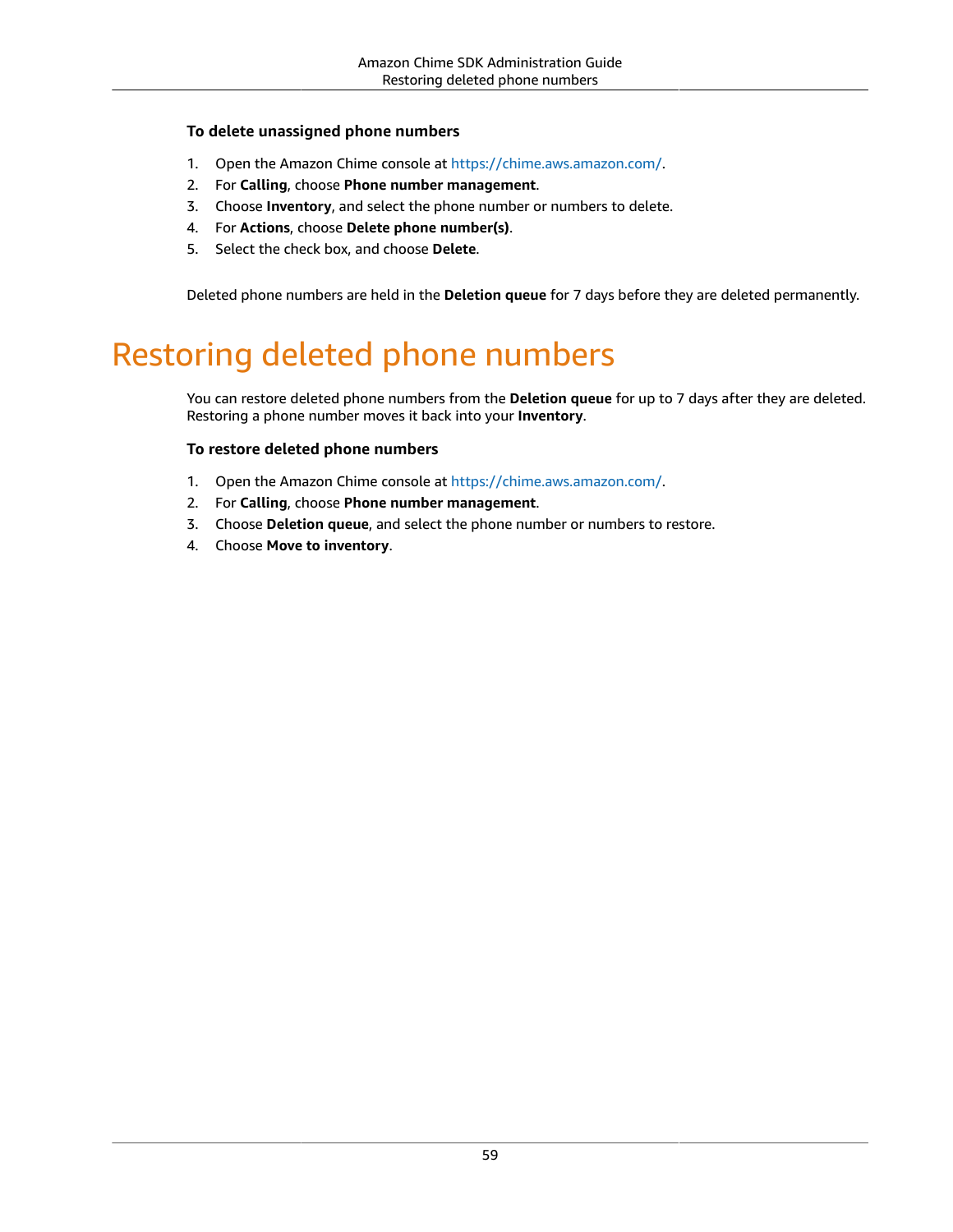**To delete unassigned phone numbers**

1. Open the Amazon Chime console at https://chime.aws.amazon.com/.
2. For **Calling**, choose **Phone number management**.
3. Choose **Inventory**, and select the phone number or numbers to delete.
4. For **Actions**, choose **Delete phone number(s)**.
5. Select the check box, and choose **Delete**.

Deleted phone numbers are held in the **Deletion queue** for 7 days before they are deleted permanently.

# Restoring deleted phone numbers

You can restore deleted phone numbers from the **Deletion queue** for up to 7 days after they are deleted. Restoring a phone number moves it back into your **Inventory**.

**To restore deleted phone numbers**

1. Open the Amazon Chime console at https://chime.aws.amazon.com/.
2. For **Calling**, choose **Phone number management**.
3. Choose **Deletion queue**, and select the phone number or numbers to restore.
4. Choose **Move to inventory**.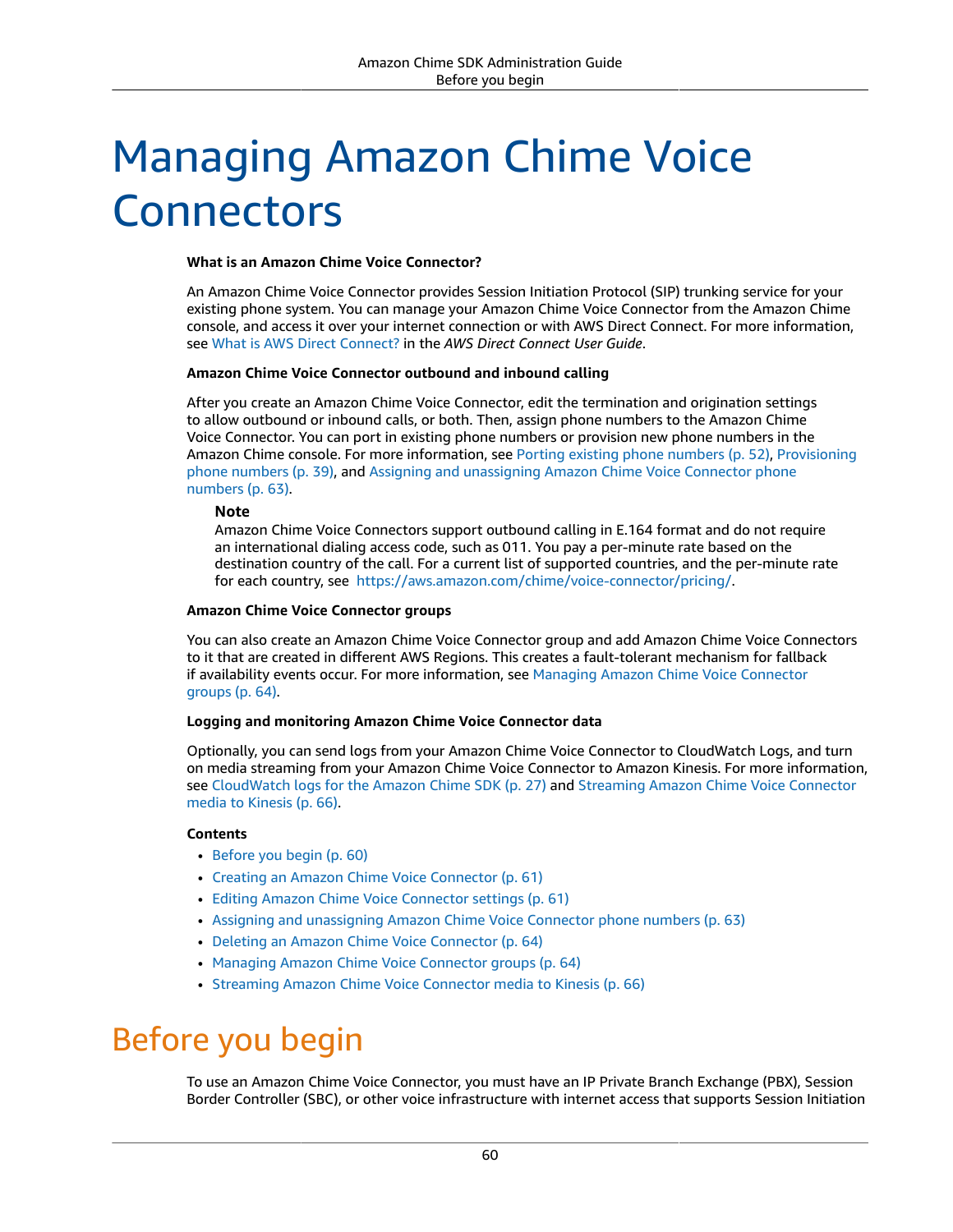# Managing Amazon Chime Voice Connectors

**What is an Amazon Chime Voice Connector?**

An Amazon Chime Voice Connector provides Session Initiation Protocol (SIP) trunking service for your existing phone system. You can manage your Amazon Chime Voice Connector from the Amazon Chime console, and access it over your internet connection or with AWS Direct Connect. For more information, see What is AWS Direct Connect? in the *AWS Direct Connect User Guide*.

**Amazon Chime Voice Connector outbound and inbound calling**

After you create an Amazon Chime Voice Connector, edit the termination and origination settings to allow outbound or inbound calls, or both. Then, assign phone numbers to the Amazon Chime Voice Connector. You can port in existing phone numbers or provision new phone numbers in the Amazon Chime console. For more information, see Porting existing phone numbers (p. 52), Provisioning phone numbers (p. 39), and Assigning and unassigning Amazon Chime Voice Connector phone numbers (p. 63).

> **Note**
> Amazon Chime Voice Connectors support outbound calling in E.164 format and do not require an international dialing access code, such as 011. You pay a per-minute rate based on the destination country of the call. For a current list of supported countries, and the per-minute rate for each country, see https://aws.amazon.com/chime/voice-connector/pricing/.

**Amazon Chime Voice Connector groups**

You can also create an Amazon Chime Voice Connector group and add Amazon Chime Voice Connectors to it that are created in different AWS Regions. This creates a fault-tolerant mechanism for fallback if availability events occur. For more information, see Managing Amazon Chime Voice Connector groups (p. 64).

**Logging and monitoring Amazon Chime Voice Connector data**

Optionally, you can send logs from your Amazon Chime Voice Connector to CloudWatch Logs, and turn on media streaming from your Amazon Chime Voice Connector to Amazon Kinesis. For more information, see CloudWatch logs for the Amazon Chime SDK (p. 27) and Streaming Amazon Chime Voice Connector media to Kinesis (p. 66).

**Contents**

- Before you begin (p. 60)
- Creating an Amazon Chime Voice Connector (p. 61)
- Editing Amazon Chime Voice Connector settings (p. 61)
- Assigning and unassigning Amazon Chime Voice Connector phone numbers (p. 63)
- Deleting an Amazon Chime Voice Connector (p. 64)
- Managing Amazon Chime Voice Connector groups (p. 64)
- Streaming Amazon Chime Voice Connector media to Kinesis (p. 66)

## Before you begin

To use an Amazon Chime Voice Connector, you must have an IP Private Branch Exchange (PBX), Session Border Controller (SBC), or other voice infrastructure with internet access that supports Session Initiation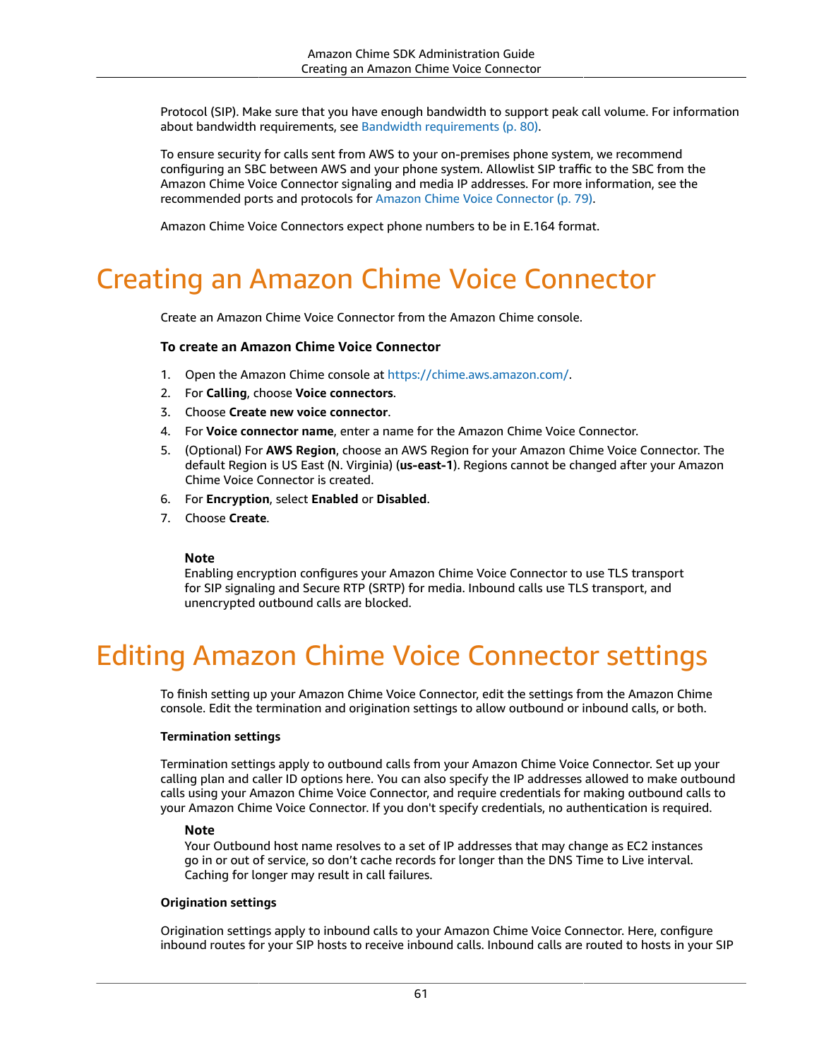Protocol (SIP). Make sure that you have enough bandwidth to support peak call volume. For information about bandwidth requirements, see Bandwidth requirements (p. 80).

To ensure security for calls sent from AWS to your on-premises phone system, we recommend configuring an SBC between AWS and your phone system. Allowlist SIP traffic to the SBC from the Amazon Chime Voice Connector signaling and media IP addresses. For more information, see the recommended ports and protocols for Amazon Chime Voice Connector (p. 79).

Amazon Chime Voice Connectors expect phone numbers to be in E.164 format.

# Creating an Amazon Chime Voice Connector

Create an Amazon Chime Voice Connector from the Amazon Chime console.

**To create an Amazon Chime Voice Connector**

1. Open the Amazon Chime console at https://chime.aws.amazon.com/.
2. For **Calling**, choose **Voice connectors**.
3. Choose **Create new voice connector**.
4. For **Voice connector name**, enter a name for the Amazon Chime Voice Connector.
5. (Optional) For **AWS Region**, choose an AWS Region for your Amazon Chime Voice Connector. The default Region is US East (N. Virginia) (**us-east-1**). Regions cannot be changed after your Amazon Chime Voice Connector is created.
6. For **Encryption**, select **Enabled** or **Disabled**.
7. Choose **Create**.

> **Note**
> Enabling encryption configures your Amazon Chime Voice Connector to use TLS transport for SIP signaling and Secure RTP (SRTP) for media. Inbound calls use TLS transport, and unencrypted outbound calls are blocked.

# Editing Amazon Chime Voice Connector settings

To finish setting up your Amazon Chime Voice Connector, edit the settings from the Amazon Chime console. Edit the termination and origination settings to allow outbound or inbound calls, or both.

**Termination settings**

Termination settings apply to outbound calls from your Amazon Chime Voice Connector. Set up your calling plan and caller ID options here. You can also specify the IP addresses allowed to make outbound calls using your Amazon Chime Voice Connector, and require credentials for making outbound calls to your Amazon Chime Voice Connector. If you don't specify credentials, no authentication is required.

> **Note**
> Your Outbound host name resolves to a set of IP addresses that may change as EC2 instances go in or out of service, so don't cache records for longer than the DNS Time to Live interval. Caching for longer may result in call failures.

**Origination settings**

Origination settings apply to inbound calls to your Amazon Chime Voice Connector. Here, configure inbound routes for your SIP hosts to receive inbound calls. Inbound calls are routed to hosts in your SIP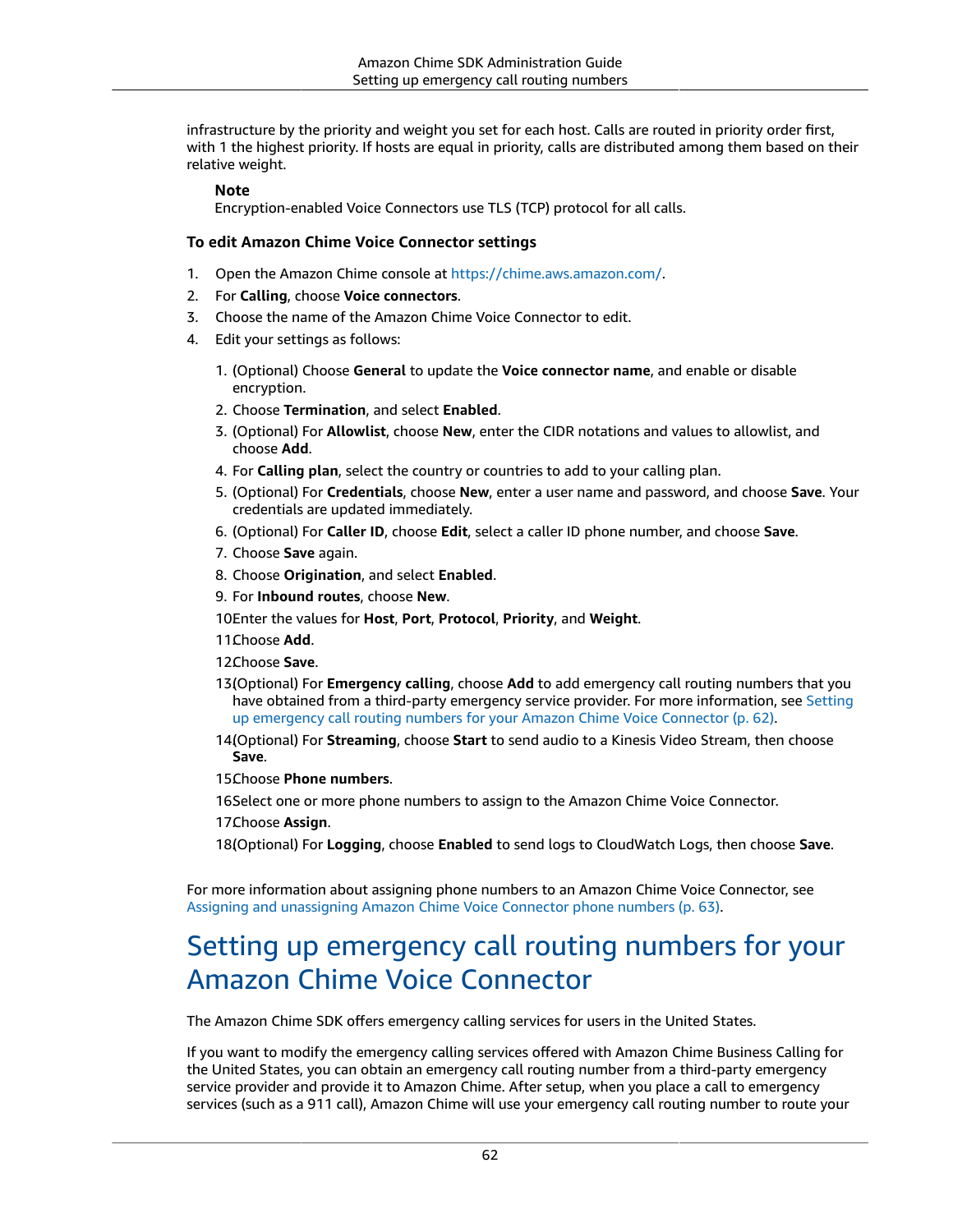infrastructure by the priority and weight you set for each host. Calls are routed in priority order first, with 1 the highest priority. If hosts are equal in priority, calls are distributed among them based on their relative weight.

> **Note**
> Encryption-enabled Voice Connectors use TLS (TCP) protocol for all calls.

### To edit Amazon Chime Voice Connector settings

1. Open the Amazon Chime console at https://chime.aws.amazon.com/.
2. For **Calling**, choose **Voice connectors**.
3. Choose the name of the Amazon Chime Voice Connector to edit.
4. Edit your settings as follows:
    1. (Optional) Choose **General** to update the **Voice connector name**, and enable or disable encryption.
    2. Choose **Termination**, and select **Enabled**.
    3. (Optional) For **Allowlist**, choose **New**, enter the CIDR notations and values to allowlist, and choose **Add**.
    4. For **Calling plan**, select the country or countries to add to your calling plan.
    5. (Optional) For **Credentials**, choose **New**, enter a user name and password, and choose **Save**. Your credentials are updated immediately.
    6. (Optional) For **Caller ID**, choose **Edit**, select a caller ID phone number, and choose **Save**.
    7. Choose **Save** again.
    8. Choose **Origination**, and select **Enabled**.
    9. For **Inbound routes**, choose **New**.
    10. Enter the values for **Host**, **Port**, **Protocol**, **Priority**, and **Weight**.
    11. Choose **Add**.
    12. Choose **Save**.
    13. (Optional) For **Emergency calling**, choose **Add** to add emergency call routing numbers that you have obtained from a third-party emergency service provider. For more information, see Setting up emergency call routing numbers for your Amazon Chime Voice Connector (p. 62).
    14. (Optional) For **Streaming**, choose **Start** to send audio to a Kinesis Video Stream, then choose **Save**.
    15. Choose **Phone numbers**.
    16. Select one or more phone numbers to assign to the Amazon Chime Voice Connector.
    17. Choose **Assign**.
    18. (Optional) For **Logging**, choose **Enabled** to send logs to CloudWatch Logs, then choose **Save**.

For more information about assigning phone numbers to an Amazon Chime Voice Connector, see Assigning and unassigning Amazon Chime Voice Connector phone numbers (p. 63).

# Setting up emergency call routing numbers for your Amazon Chime Voice Connector

The Amazon Chime SDK offers emergency calling services for users in the United States.

If you want to modify the emergency calling services offered with Amazon Chime Business Calling for the United States, you can obtain an emergency call routing number from a third-party emergency service provider and provide it to Amazon Chime. After setup, when you place a call to emergency services (such as a 911 call), Amazon Chime will use your emergency call routing number to route your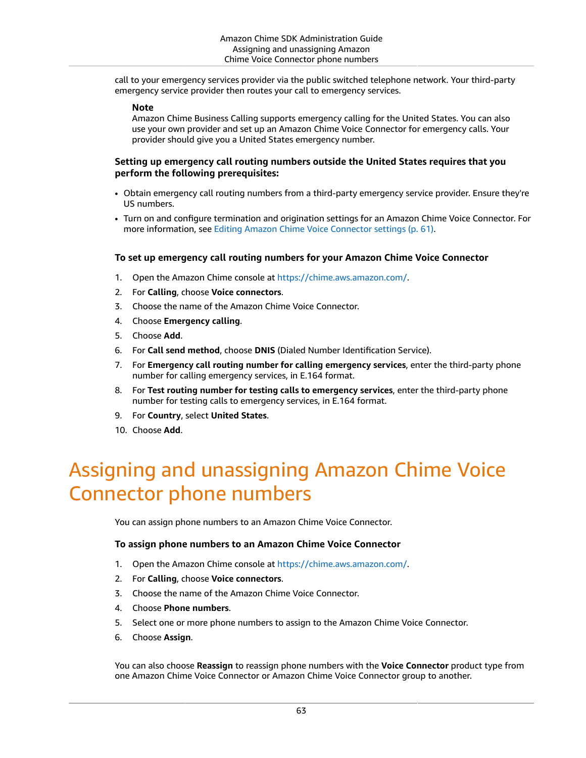call to your emergency services provider via the public switched telephone network. Your third-party emergency service provider then routes your call to emergency services.

> **Note**
> Amazon Chime Business Calling supports emergency calling for the United States. You can also use your own provider and set up an Amazon Chime Voice Connector for emergency calls. Your provider should give you a United States emergency number.

**Setting up emergency call routing numbers outside the United States requires that you perform the following prerequisites:**

- Obtain emergency call routing numbers from a third-party emergency service provider. Ensure they're US numbers.
- Turn on and configure termination and origination settings for an Amazon Chime Voice Connector. For more information, see Editing Amazon Chime Voice Connector settings (p. 61).

**To set up emergency call routing numbers for your Amazon Chime Voice Connector**

1. Open the Amazon Chime console at https://chime.aws.amazon.com/.
2. For **Calling**, choose **Voice connectors**.
3. Choose the name of the Amazon Chime Voice Connector.
4. Choose **Emergency calling**.
5. Choose **Add**.
6. For **Call send method**, choose **DNIS** (Dialed Number Identification Service).
7. For **Emergency call routing number for calling emergency services**, enter the third-party phone number for calling emergency services, in E.164 format.
8. For **Test routing number for testing calls to emergency services**, enter the third-party phone number for testing calls to emergency services, in E.164 format.
9. For **Country**, select **United States**.
10. Choose **Add**.

# Assigning and unassigning Amazon Chime Voice Connector phone numbers

You can assign phone numbers to an Amazon Chime Voice Connector.

**To assign phone numbers to an Amazon Chime Voice Connector**

1. Open the Amazon Chime console at https://chime.aws.amazon.com/.
2. For **Calling**, choose **Voice connectors**.
3. Choose the name of the Amazon Chime Voice Connector.
4. Choose **Phone numbers**.
5. Select one or more phone numbers to assign to the Amazon Chime Voice Connector.
6. Choose **Assign**.

You can also choose **Reassign** to reassign phone numbers with the **Voice Connector** product type from one Amazon Chime Voice Connector or Amazon Chime Voice Connector group to another.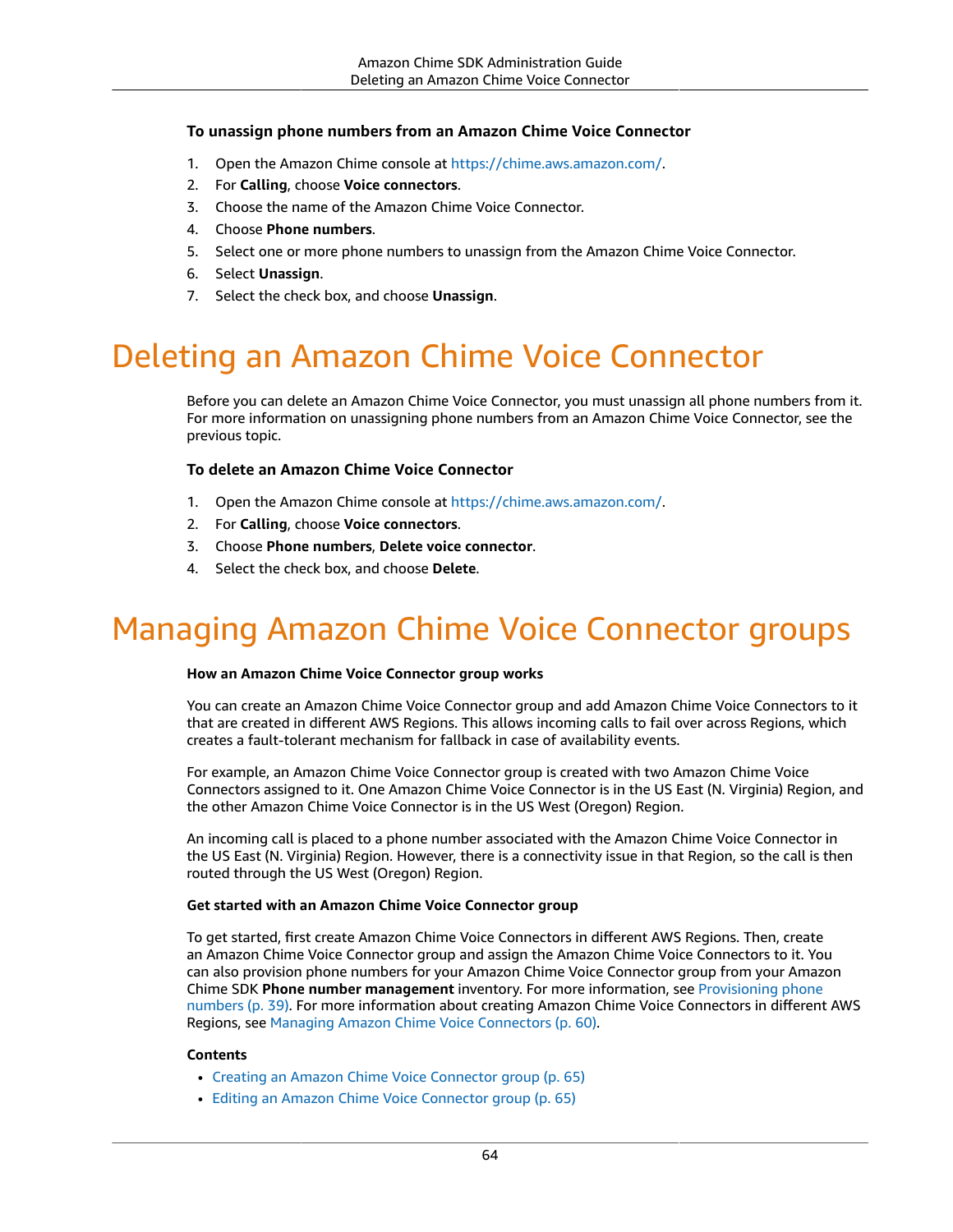### To unassign phone numbers from an Amazon Chime Voice Connector

1. Open the Amazon Chime console at https://chime.aws.amazon.com/.
2. For **Calling**, choose **Voice connectors**.
3. Choose the name of the Amazon Chime Voice Connector.
4. Choose **Phone numbers**.
5. Select one or more phone numbers to unassign from the Amazon Chime Voice Connector.
6. Select **Unassign**.
7. Select the check box, and choose **Unassign**.

# Deleting an Amazon Chime Voice Connector

Before you can delete an Amazon Chime Voice Connector, you must unassign all phone numbers from it. For more information on unassigning phone numbers from an Amazon Chime Voice Connector, see the previous topic.

### To delete an Amazon Chime Voice Connector

1. Open the Amazon Chime console at https://chime.aws.amazon.com/.
2. For **Calling**, choose **Voice connectors**.
3. Choose **Phone numbers**, **Delete voice connector**.
4. Select the check box, and choose **Delete**.

# Managing Amazon Chime Voice Connector groups

#### How an Amazon Chime Voice Connector group works

You can create an Amazon Chime Voice Connector group and add Amazon Chime Voice Connectors to it that are created in different AWS Regions. This allows incoming calls to fail over across Regions, which creates a fault-tolerant mechanism for fallback in case of availability events.

For example, an Amazon Chime Voice Connector group is created with two Amazon Chime Voice Connectors assigned to it. One Amazon Chime Voice Connector is in the US East (N. Virginia) Region, and the other Amazon Chime Voice Connector is in the US West (Oregon) Region.

An incoming call is placed to a phone number associated with the Amazon Chime Voice Connector in the US East (N. Virginia) Region. However, there is a connectivity issue in that Region, so the call is then routed through the US West (Oregon) Region.

#### Get started with an Amazon Chime Voice Connector group

To get started, first create Amazon Chime Voice Connectors in different AWS Regions. Then, create an Amazon Chime Voice Connector group and assign the Amazon Chime Voice Connectors to it. You can also provision phone numbers for your Amazon Chime Voice Connector group from your Amazon Chime SDK **Phone number management** inventory. For more information, see Provisioning phone numbers (p. 39). For more information about creating Amazon Chime Voice Connectors in different AWS Regions, see Managing Amazon Chime Voice Connectors (p. 60).

**Contents**

- Creating an Amazon Chime Voice Connector group (p. 65)
- Editing an Amazon Chime Voice Connector group (p. 65)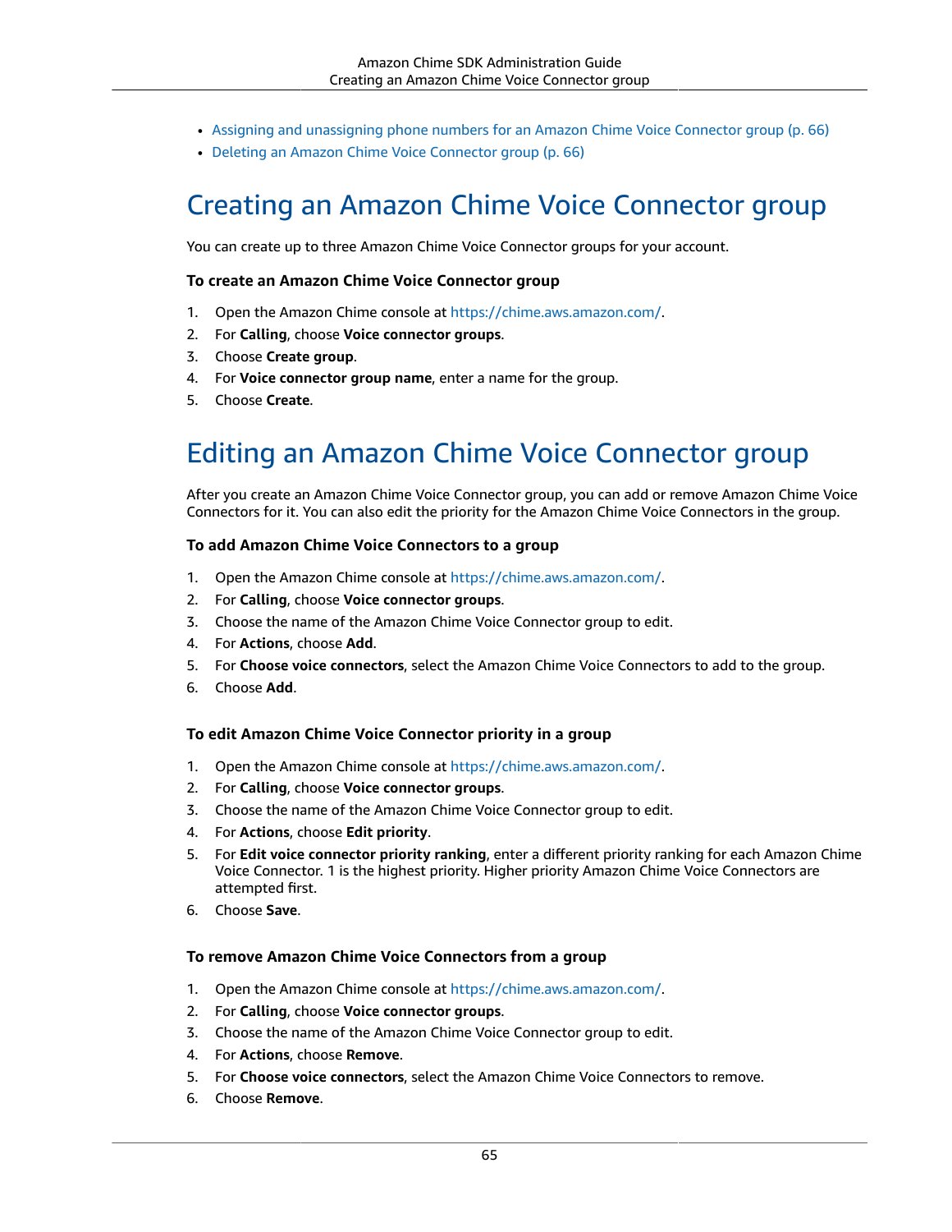- Assigning and unassigning phone numbers for an Amazon Chime Voice Connector group (p. 66)
- Deleting an Amazon Chime Voice Connector group (p. 66)

# Creating an Amazon Chime Voice Connector group

You can create up to three Amazon Chime Voice Connector groups for your account.

**To create an Amazon Chime Voice Connector group**

1. Open the Amazon Chime console at https://chime.aws.amazon.com/.
2. For **Calling**, choose **Voice connector groups**.
3. Choose **Create group**.
4. For **Voice connector group name**, enter a name for the group.
5. Choose **Create**.

# Editing an Amazon Chime Voice Connector group

After you create an Amazon Chime Voice Connector group, you can add or remove Amazon Chime Voice Connectors for it. You can also edit the priority for the Amazon Chime Voice Connectors in the group.

**To add Amazon Chime Voice Connectors to a group**

1. Open the Amazon Chime console at https://chime.aws.amazon.com/.
2. For **Calling**, choose **Voice connector groups**.
3. Choose the name of the Amazon Chime Voice Connector group to edit.
4. For **Actions**, choose **Add**.
5. For **Choose voice connectors**, select the Amazon Chime Voice Connectors to add to the group.
6. Choose **Add**.

**To edit Amazon Chime Voice Connector priority in a group**

1. Open the Amazon Chime console at https://chime.aws.amazon.com/.
2. For **Calling**, choose **Voice connector groups**.
3. Choose the name of the Amazon Chime Voice Connector group to edit.
4. For **Actions**, choose **Edit priority**.
5. For **Edit voice connector priority ranking**, enter a different priority ranking for each Amazon Chime Voice Connector. 1 is the highest priority. Higher priority Amazon Chime Voice Connectors are attempted first.
6. Choose **Save**.

**To remove Amazon Chime Voice Connectors from a group**

1. Open the Amazon Chime console at https://chime.aws.amazon.com/.
2. For **Calling**, choose **Voice connector groups**.
3. Choose the name of the Amazon Chime Voice Connector group to edit.
4. For **Actions**, choose **Remove**.
5. For **Choose voice connectors**, select the Amazon Chime Voice Connectors to remove.
6. Choose **Remove**.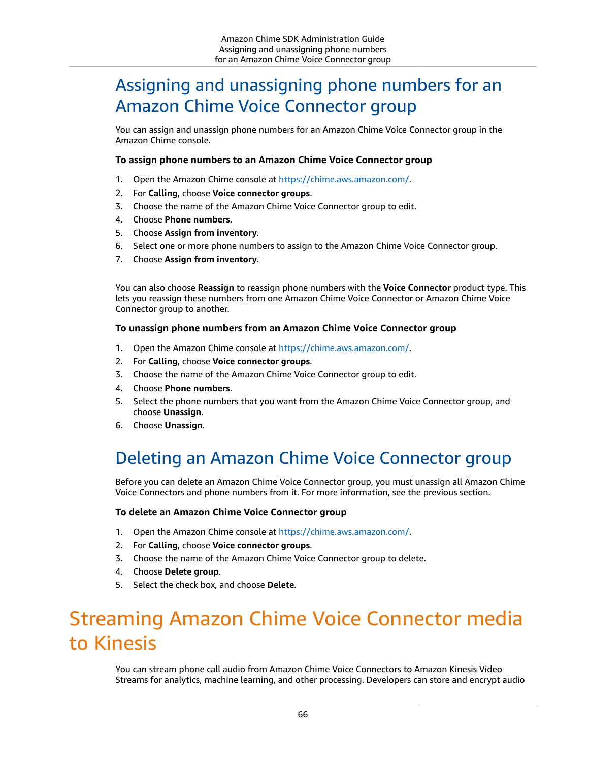## Assigning and unassigning phone numbers for an Amazon Chime Voice Connector group

You can assign and unassign phone numbers for an Amazon Chime Voice Connector group in the Amazon Chime console.

**To assign phone numbers to an Amazon Chime Voice Connector group**

1. Open the Amazon Chime console at https://chime.aws.amazon.com/.
2. For **Calling**, choose **Voice connector groups**.
3. Choose the name of the Amazon Chime Voice Connector group to edit.
4. Choose **Phone numbers**.
5. Choose **Assign from inventory**.
6. Select one or more phone numbers to assign to the Amazon Chime Voice Connector group.
7. Choose **Assign from inventory**.

You can also choose **Reassign** to reassign phone numbers with the **Voice Connector** product type. This lets you reassign these numbers from one Amazon Chime Voice Connector or Amazon Chime Voice Connector group to another.

**To unassign phone numbers from an Amazon Chime Voice Connector group**

1. Open the Amazon Chime console at https://chime.aws.amazon.com/.
2. For **Calling**, choose **Voice connector groups**.
3. Choose the name of the Amazon Chime Voice Connector group to edit.
4. Choose **Phone numbers**.
5. Select the phone numbers that you want from the Amazon Chime Voice Connector group, and choose **Unassign**.
6. Choose **Unassign**.

## Deleting an Amazon Chime Voice Connector group

Before you can delete an Amazon Chime Voice Connector group, you must unassign all Amazon Chime Voice Connectors and phone numbers from it. For more information, see the previous section.

**To delete an Amazon Chime Voice Connector group**

1. Open the Amazon Chime console at https://chime.aws.amazon.com/.
2. For **Calling**, choose **Voice connector groups**.
3. Choose the name of the Amazon Chime Voice Connector group to delete.
4. Choose **Delete group**.
5. Select the check box, and choose **Delete**.

# Streaming Amazon Chime Voice Connector media to Kinesis

You can stream phone call audio from Amazon Chime Voice Connectors to Amazon Kinesis Video Streams for analytics, machine learning, and other processing. Developers can store and encrypt audio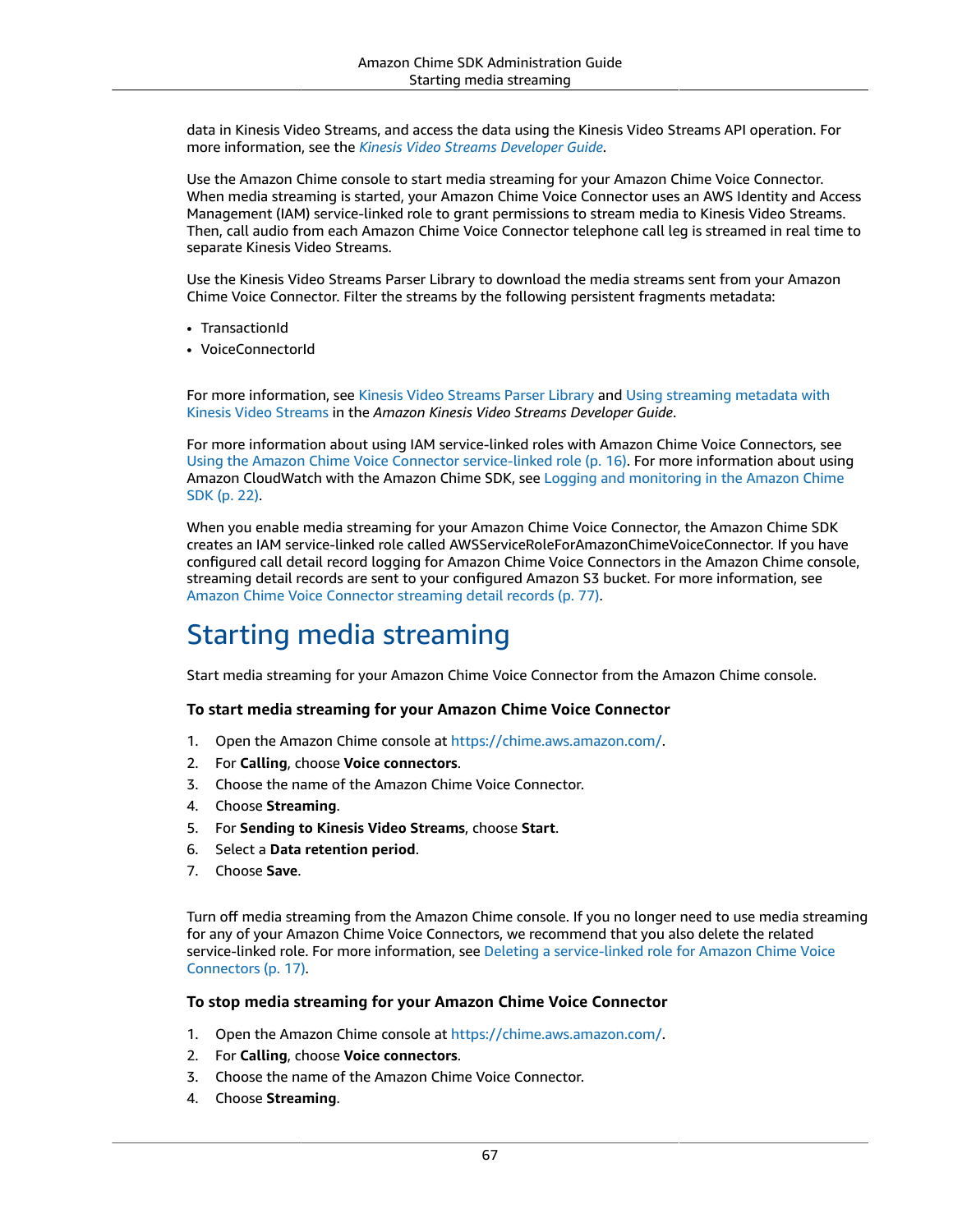data in Kinesis Video Streams, and access the data using the Kinesis Video Streams API operation. For more information, see the *Kinesis Video Streams Developer Guide*.

Use the Amazon Chime console to start media streaming for your Amazon Chime Voice Connector. When media streaming is started, your Amazon Chime Voice Connector uses an AWS Identity and Access Management (IAM) service-linked role to grant permissions to stream media to Kinesis Video Streams. Then, call audio from each Amazon Chime Voice Connector telephone call leg is streamed in real time to separate Kinesis Video Streams.

Use the Kinesis Video Streams Parser Library to download the media streams sent from your Amazon Chime Voice Connector. Filter the streams by the following persistent fragments metadata:

- TransactionId
- VoiceConnectorId

For more information, see Kinesis Video Streams Parser Library and Using streaming metadata with Kinesis Video Streams in the *Amazon Kinesis Video Streams Developer Guide*.

For more information about using IAM service-linked roles with Amazon Chime Voice Connectors, see Using the Amazon Chime Voice Connector service-linked role (p. 16). For more information about using Amazon CloudWatch with the Amazon Chime SDK, see Logging and monitoring in the Amazon Chime SDK (p. 22).

When you enable media streaming for your Amazon Chime Voice Connector, the Amazon Chime SDK creates an IAM service-linked role called AWSServiceRoleForAmazonChimeVoiceConnector. If you have configured call detail record logging for Amazon Chime Voice Connectors in the Amazon Chime console, streaming detail records are sent to your configured Amazon S3 bucket. For more information, see Amazon Chime Voice Connector streaming detail records (p. 77).

# Starting media streaming

Start media streaming for your Amazon Chime Voice Connector from the Amazon Chime console.

**To start media streaming for your Amazon Chime Voice Connector**

1. Open the Amazon Chime console at https://chime.aws.amazon.com/.
2. For **Calling**, choose **Voice connectors**.
3. Choose the name of the Amazon Chime Voice Connector.
4. Choose **Streaming**.
5. For **Sending to Kinesis Video Streams**, choose **Start**.
6. Select a **Data retention period**.
7. Choose **Save**.

Turn off media streaming from the Amazon Chime console. If you no longer need to use media streaming for any of your Amazon Chime Voice Connectors, we recommend that you also delete the related service-linked role. For more information, see Deleting a service-linked role for Amazon Chime Voice Connectors (p. 17).

**To stop media streaming for your Amazon Chime Voice Connector**

1. Open the Amazon Chime console at https://chime.aws.amazon.com/.
2. For **Calling**, choose **Voice connectors**.
3. Choose the name of the Amazon Chime Voice Connector.
4. Choose **Streaming**.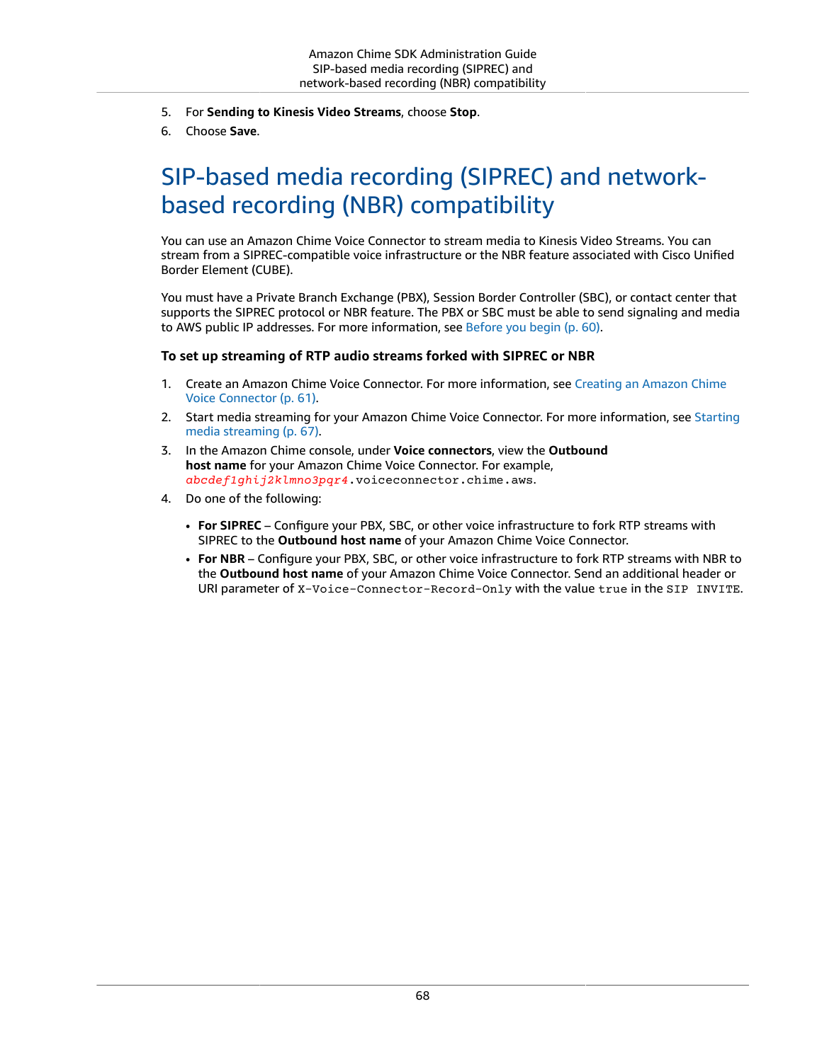5. For **Sending to Kinesis Video Streams**, choose **Stop**.
6. Choose **Save**.

# SIP-based media recording (SIPREC) and network-based recording (NBR) compatibility

You can use an Amazon Chime Voice Connector to stream media to Kinesis Video Streams. You can stream from a SIPREC-compatible voice infrastructure or the NBR feature associated with Cisco Unified Border Element (CUBE).

You must have a Private Branch Exchange (PBX), Session Border Controller (SBC), or contact center that supports the SIPREC protocol or NBR feature. The PBX or SBC must be able to send signaling and media to AWS public IP addresses. For more information, see Before you begin (p. 60).

### To set up streaming of RTP audio streams forked with SIPREC or NBR

1. Create an Amazon Chime Voice Connector. For more information, see Creating an Amazon Chime Voice Connector (p. 61).
2. Start media streaming for your Amazon Chime Voice Connector. For more information, see Starting media streaming (p. 67).
3. In the Amazon Chime console, under **Voice connectors**, view the **Outbound host name** for your Amazon Chime Voice Connector. For example, `abcdef1ghij2klmno3pqr4.voiceconnector.chime.aws`.
4. Do one of the following:
   - **For SIPREC** – Configure your PBX, SBC, or other voice infrastructure to fork RTP streams with SIPREC to the **Outbound host name** of your Amazon Chime Voice Connector.
   - **For NBR** – Configure your PBX, SBC, or other voice infrastructure to fork RTP streams with NBR to the **Outbound host name** of your Amazon Chime Voice Connector. Send an additional header or URI parameter of `X-Voice-Connector-Record-Only` with the value `true` in the `SIP INVITE`.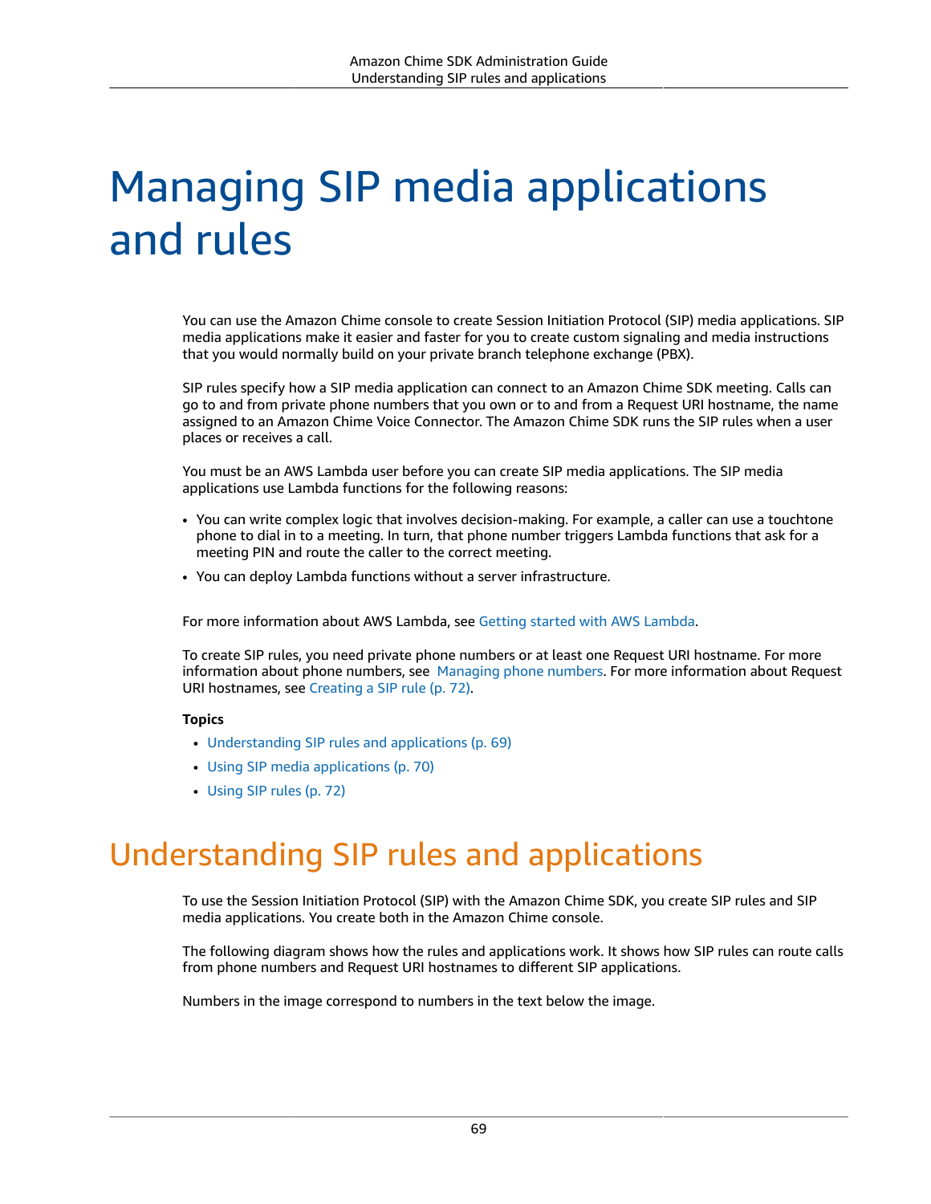# Managing SIP media applications and rules

You can use the Amazon Chime console to create Session Initiation Protocol (SIP) media applications. SIP media applications make it easier and faster for you to create custom signaling and media instructions that you would normally build on your private branch telephone exchange (PBX).

SIP rules specify how a SIP media application can connect to an Amazon Chime SDK meeting. Calls can go to and from private phone numbers that you own or to and from a Request URI hostname, the name assigned to an Amazon Chime Voice Connector. The Amazon Chime SDK runs the SIP rules when a user places or receives a call.

You must be an AWS Lambda user before you can create SIP media applications. The SIP media applications use Lambda functions for the following reasons:

- You can write complex logic that involves decision-making. For example, a caller can use a touchtone phone to dial in to a meeting. In turn, that phone number triggers Lambda functions that ask for a meeting PIN and route the caller to the correct meeting.
- You can deploy Lambda functions without a server infrastructure.

For more information about AWS Lambda, see Getting started with AWS Lambda.

To create SIP rules, you need private phone numbers or at least one Request URI hostname. For more information about phone numbers, see Managing phone numbers. For more information about Request URI hostnames, see Creating a SIP rule (p. 72).

**Topics**

- Understanding SIP rules and applications (p. 69)
- Using SIP media applications (p. 70)
- Using SIP rules (p. 72)

## Understanding SIP rules and applications

To use the Session Initiation Protocol (SIP) with the Amazon Chime SDK, you create SIP rules and SIP media applications. You create both in the Amazon Chime console.

The following diagram shows how the rules and applications work. It shows how SIP rules can route calls from phone numbers and Request URI hostnames to different SIP applications.

Numbers in the image correspond to numbers in the text below the image.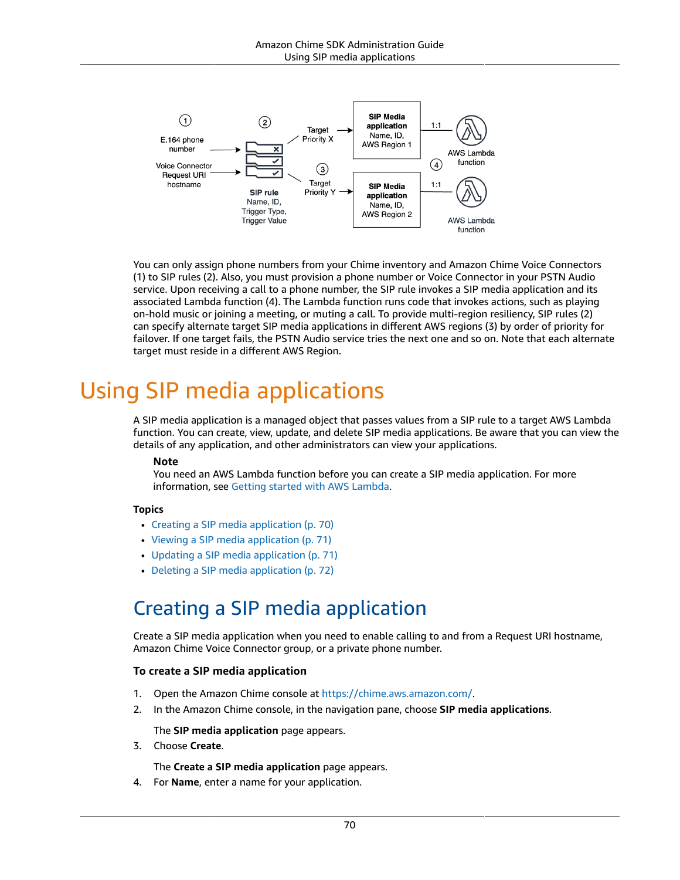You can only assign phone numbers from your Chime inventory and Amazon Chime Voice Connectors (1) to SIP rules (2). Also, you must provision a phone number or Voice Connector in your PSTN Audio service. Upon receiving a call to a phone number, the SIP rule invokes a SIP media application and its associated Lambda function (4). The Lambda function runs code that invokes actions, such as playing on-hold music or joining a meeting, or muting a call. To provide multi-region resiliency, SIP rules (2) can specify alternate target SIP media applications in different AWS regions (3) by order of priority for failover. If one target fails, the PSTN Audio service tries the next one and so on. Note that each alternate target must reside in a different AWS Region.

# Using SIP media applications

A SIP media application is a managed object that passes values from a SIP rule to a target AWS Lambda function. You can create, view, update, and delete SIP media applications. Be aware that you can view the details of any application, and other administrators can view your applications.

**Note**

You need an AWS Lambda function before you can create a SIP media application. For more information, see Getting started with AWS Lambda.

**Topics**

- Creating a SIP media application (p. 70)
- Viewing a SIP media application (p. 71)
- Updating a SIP media application (p. 71)
- Deleting a SIP media application (p. 72)

## Creating a SIP media application

Create a SIP media application when you need to enable calling to and from a Request URI hostname, Amazon Chime Voice Connector group, or a private phone number.

### To create a SIP media application

1. Open the Amazon Chime console at https://chime.aws.amazon.com/.
2. In the Amazon Chime console, in the navigation pane, choose **SIP media applications**.

   The **SIP media application** page appears.
3. Choose **Create**.

   The **Create a SIP media application** page appears.
4. For **Name**, enter a name for your application.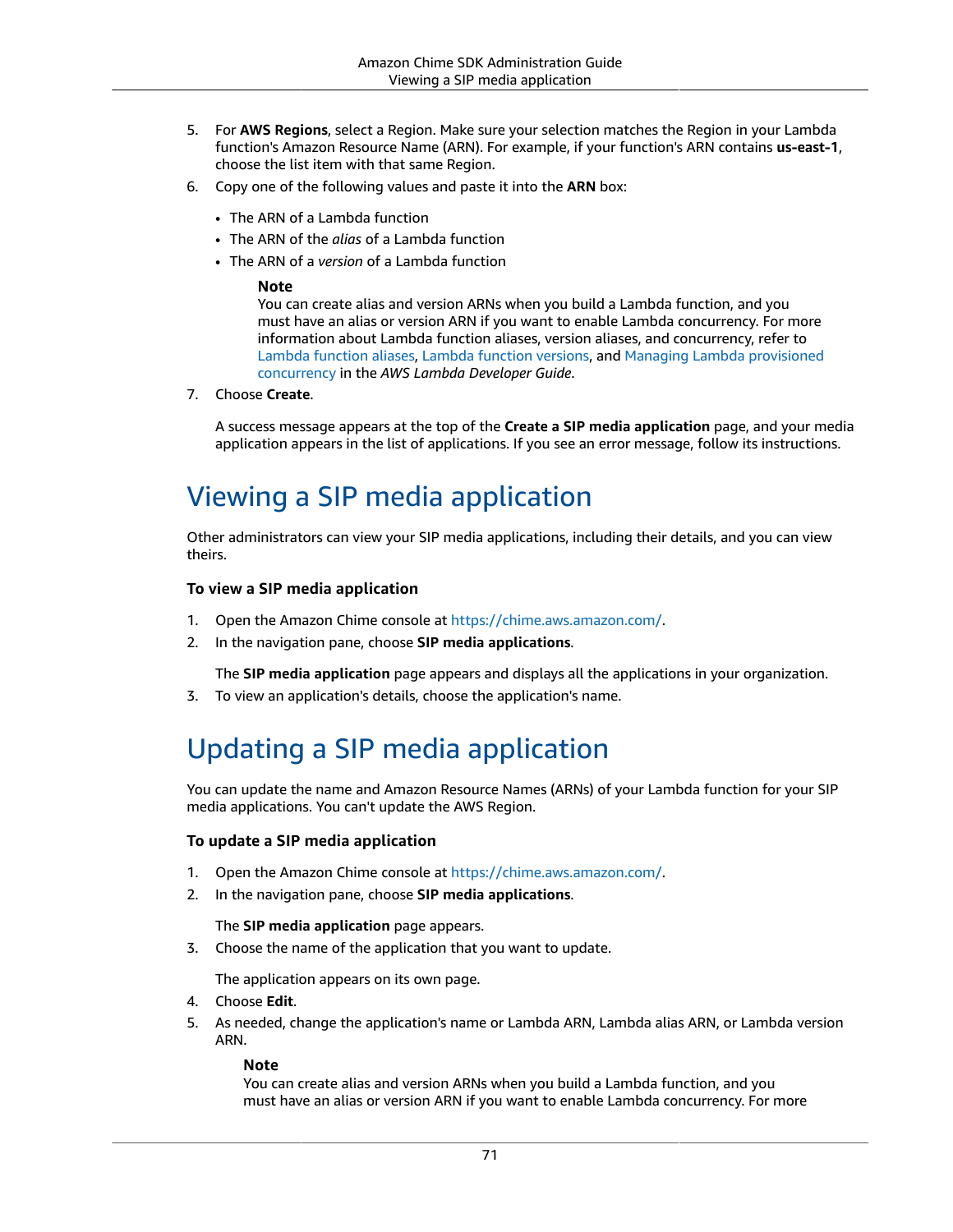5. For **AWS Regions**, select a Region. Make sure your selection matches the Region in your Lambda function's Amazon Resource Name (ARN). For example, if your function's ARN contains **us-east-1**, choose the list item with that same Region.
6. Copy one of the following values and paste it into the **ARN** box:

   - The ARN of a Lambda function
   - The ARN of the *alias* of a Lambda function
   - The ARN of a *version* of a Lambda function

   > **Note**
   > You can create alias and version ARNs when you build a Lambda function, and you must have an alias or version ARN if you want to enable Lambda concurrency. For more information about Lambda function aliases, version aliases, and concurrency, refer to Lambda function aliases, Lambda function versions, and Managing Lambda provisioned concurrency in the *AWS Lambda Developer Guide*.

7. Choose **Create**.

   A success message appears at the top of the **Create a SIP media application** page, and your media application appears in the list of applications. If you see an error message, follow its instructions.

# Viewing a SIP media application

Other administrators can view your SIP media applications, including their details, and you can view theirs.

### To view a SIP media application

1. Open the Amazon Chime console at https://chime.aws.amazon.com/.
2. In the navigation pane, choose **SIP media applications**.

   The **SIP media application** page appears and displays all the applications in your organization.
3. To view an application's details, choose the application's name.

# Updating a SIP media application

You can update the name and Amazon Resource Names (ARNs) of your Lambda function for your SIP media applications. You can't update the AWS Region.

### To update a SIP media application

1. Open the Amazon Chime console at https://chime.aws.amazon.com/.
2. In the navigation pane, choose **SIP media applications**.

   The **SIP media application** page appears.
3. Choose the name of the application that you want to update.

   The application appears on its own page.
4. Choose **Edit**.
5. As needed, change the application's name or Lambda ARN, Lambda alias ARN, or Lambda version ARN.

   > **Note**
   > You can create alias and version ARNs when you build a Lambda function, and you must have an alias or version ARN if you want to enable Lambda concurrency. For more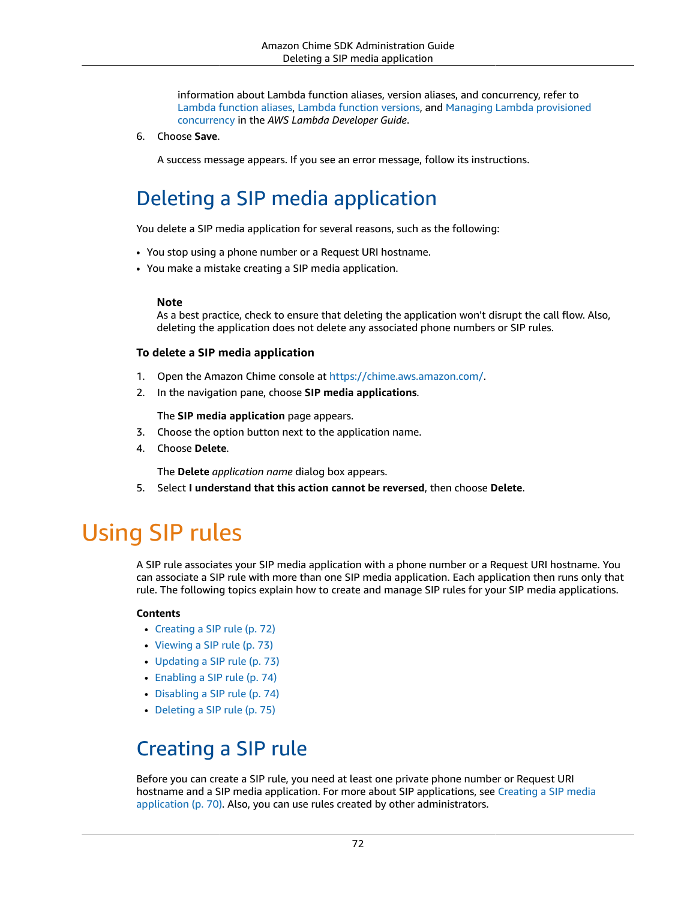information about Lambda function aliases, version aliases, and concurrency, refer to Lambda function aliases, Lambda function versions, and Managing Lambda provisioned concurrency in the *AWS Lambda Developer Guide*.

6. Choose **Save**.

   A success message appears. If you see an error message, follow its instructions.

## Deleting a SIP media application

You delete a SIP media application for several reasons, such as the following:

- You stop using a phone number or a Request URI hostname.
- You make a mistake creating a SIP media application.

> **Note**
> As a best practice, check to ensure that deleting the application won't disrupt the call flow. Also, deleting the application does not delete any associated phone numbers or SIP rules.

### To delete a SIP media application

1. Open the Amazon Chime console at https://chime.aws.amazon.com/.
2. In the navigation pane, choose **SIP media applications**.

   The **SIP media application** page appears.
3. Choose the option button next to the application name.
4. Choose **Delete**.

   The **Delete** *application name* dialog box appears.
5. Select **I understand that this action cannot be reversed**, then choose **Delete**.

# Using SIP rules

A SIP rule associates your SIP media application with a phone number or a Request URI hostname. You can associate a SIP rule with more than one SIP media application. Each application then runs only that rule. The following topics explain how to create and manage SIP rules for your SIP media applications.

**Contents**

- Creating a SIP rule (p. 72)
- Viewing a SIP rule (p. 73)
- Updating a SIP rule (p. 73)
- Enabling a SIP rule (p. 74)
- Disabling a SIP rule (p. 74)
- Deleting a SIP rule (p. 75)

## Creating a SIP rule

Before you can create a SIP rule, you need at least one private phone number or Request URI hostname and a SIP media application. For more about SIP applications, see Creating a SIP media application (p. 70). Also, you can use rules created by other administrators.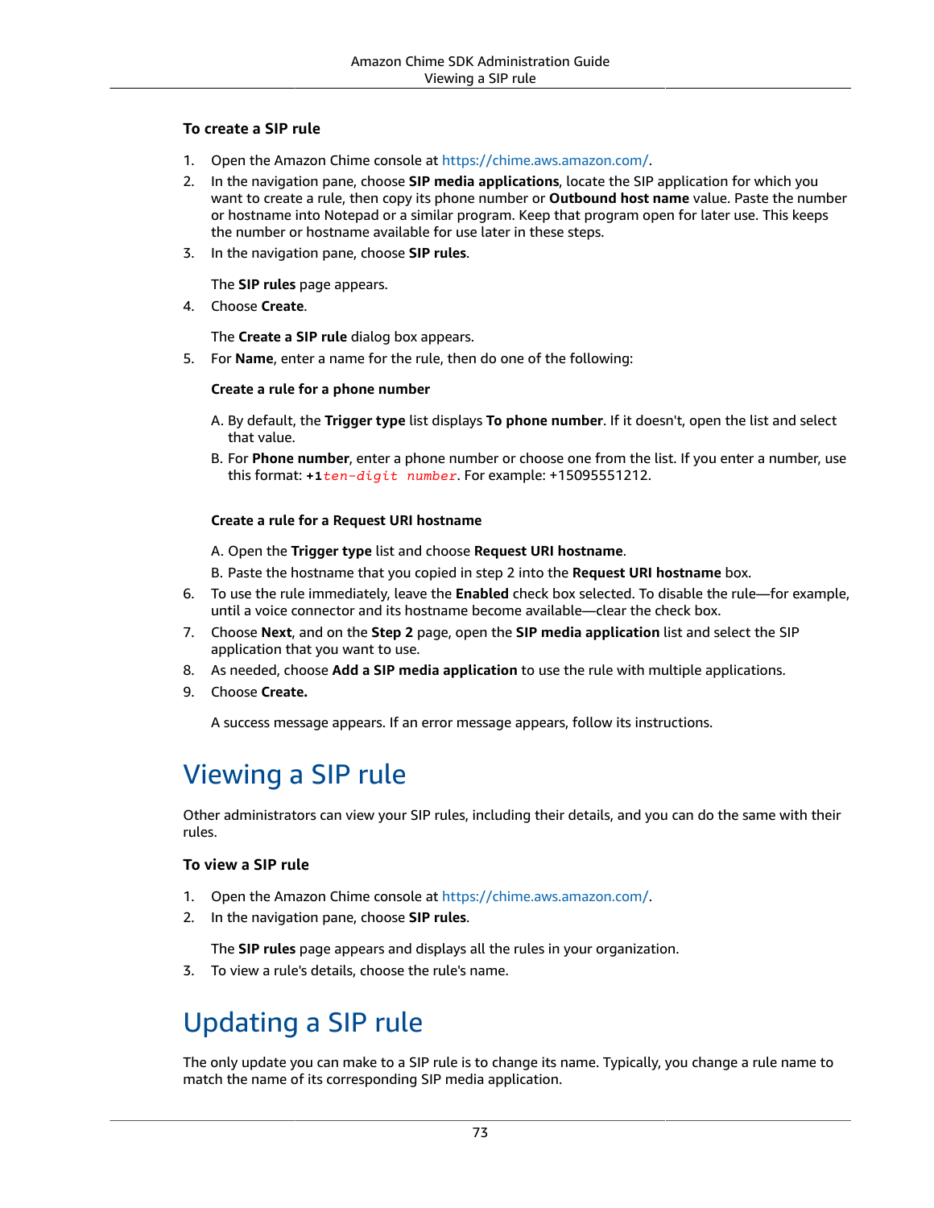**To create a SIP rule**

1. Open the Amazon Chime console at https://chime.aws.amazon.com/.
2. In the navigation pane, choose **SIP media applications**, locate the SIP application for which you want to create a rule, then copy its phone number or **Outbound host name** value. Paste the number or hostname into Notepad or a similar program. Keep that program open for later use. This keeps the number or hostname available for use later in these steps.
3. In the navigation pane, choose **SIP rules**.

   The **SIP rules** page appears.
4. Choose **Create**.

   The **Create a SIP rule** dialog box appears.
5. For **Name**, enter a name for the rule, then do one of the following:

   **Create a rule for a phone number**

   A. By default, the **Trigger type** list displays **To phone number**. If it doesn't, open the list and select that value.

   B. For **Phone number**, enter a phone number or choose one from the list. If you enter a number, use this format: `+1`*`ten-digit number`*. For example: +15095551212.

   **Create a rule for a Request URI hostname**

   A. Open the **Trigger type** list and choose **Request URI hostname**.

   B. Paste the hostname that you copied in step 2 into the **Request URI hostname** box.
6. To use the rule immediately, leave the **Enabled** check box selected. To disable the rule—for example, until a voice connector and its hostname become available—clear the check box.
7. Choose **Next**, and on the **Step 2** page, open the **SIP media application** list and select the SIP application that you want to use.
8. As needed, choose **Add a SIP media application** to use the rule with multiple applications.
9. Choose **Create.**

   A success message appears. If an error message appears, follow its instructions.

# Viewing a SIP rule

Other administrators can view your SIP rules, including their details, and you can do the same with their rules.

**To view a SIP rule**

1. Open the Amazon Chime console at https://chime.aws.amazon.com/.
2. In the navigation pane, choose **SIP rules**.

   The **SIP rules** page appears and displays all the rules in your organization.
3. To view a rule's details, choose the rule's name.

# Updating a SIP rule

The only update you can make to a SIP rule is to change its name. Typically, you change a rule name to match the name of its corresponding SIP media application.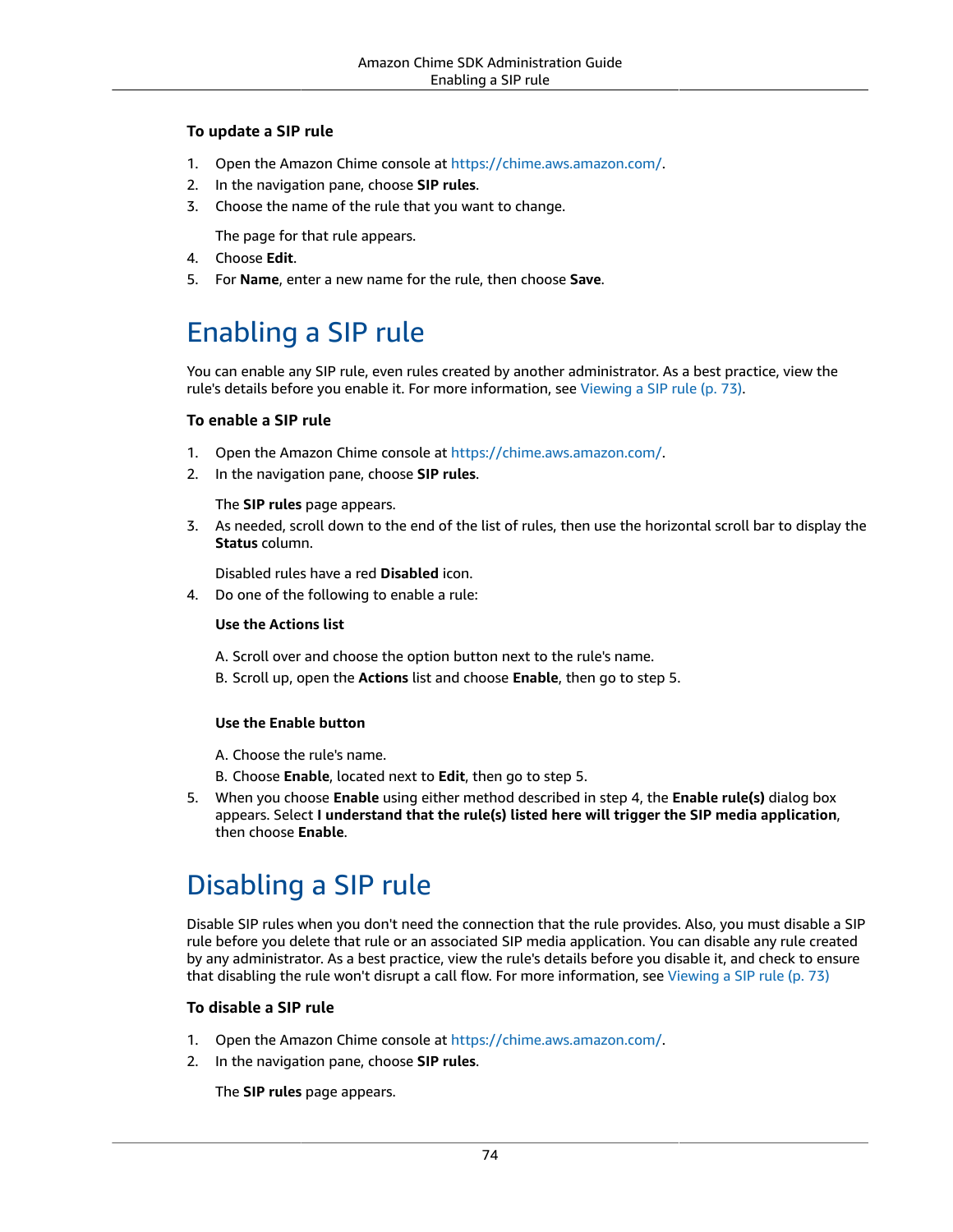### To update a SIP rule

1. Open the Amazon Chime console at https://chime.aws.amazon.com/.
2. In the navigation pane, choose **SIP rules**.
3. Choose the name of the rule that you want to change.

   The page for that rule appears.
4. Choose **Edit**.
5. For **Name**, enter a new name for the rule, then choose **Save**.

# Enabling a SIP rule

You can enable any SIP rule, even rules created by another administrator. As a best practice, view the rule's details before you enable it. For more information, see Viewing a SIP rule (p. 73).

### To enable a SIP rule

1. Open the Amazon Chime console at https://chime.aws.amazon.com/.
2. In the navigation pane, choose **SIP rules**.

   The **SIP rules** page appears.
3. As needed, scroll down to the end of the list of rules, then use the horizontal scroll bar to display the **Status** column.

   Disabled rules have a red **Disabled** icon.
4. Do one of the following to enable a rule:

   **Use the Actions list**

   A. Scroll over and choose the option button next to the rule's name.

   B. Scroll up, open the **Actions** list and choose **Enable**, then go to step 5.

   **Use the Enable button**

   A. Choose the rule's name.

   B. Choose **Enable**, located next to **Edit**, then go to step 5.
5. When you choose **Enable** using either method described in step 4, the **Enable rule(s)** dialog box appears. Select **I understand that the rule(s) listed here will trigger the SIP media application**, then choose **Enable**.

# Disabling a SIP rule

Disable SIP rules when you don't need the connection that the rule provides. Also, you must disable a SIP rule before you delete that rule or an associated SIP media application. You can disable any rule created by any administrator. As a best practice, view the rule's details before you disable it, and check to ensure that disabling the rule won't disrupt a call flow. For more information, see Viewing a SIP rule (p. 73)

### To disable a SIP rule

1. Open the Amazon Chime console at https://chime.aws.amazon.com/.
2. In the navigation pane, choose **SIP rules**.

   The **SIP rules** page appears.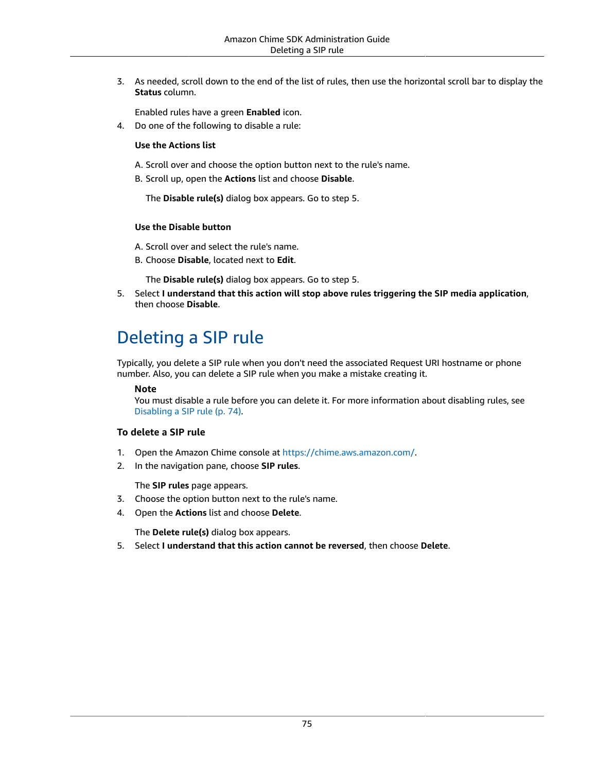3. As needed, scroll down to the end of the list of rules, then use the horizontal scroll bar to display the **Status** column.

   Enabled rules have a green **Enabled** icon.
4. Do one of the following to disable a rule:

   **Use the Actions list**

   A. Scroll over and choose the option button next to the rule's name.
   
   B. Scroll up, open the **Actions** list and choose **Disable**.

      The **Disable rule(s)** dialog box appears. Go to step 5.

   **Use the Disable button**

   A. Scroll over and select the rule's name.
   
   B. Choose **Disable**, located next to **Edit**.

      The **Disable rule(s)** dialog box appears. Go to step 5.
5. Select **I understand that this action will stop above rules triggering the SIP media application**, then choose **Disable**.

# Deleting a SIP rule

Typically, you delete a SIP rule when you don't need the associated Request URI hostname or phone number. Also, you can delete a SIP rule when you make a mistake creating it.

> **Note**
> You must disable a rule before you can delete it. For more information about disabling rules, see Disabling a SIP rule (p. 74).

### To delete a SIP rule

1. Open the Amazon Chime console at https://chime.aws.amazon.com/.
2. In the navigation pane, choose **SIP rules**.

   The **SIP rules** page appears.
3. Choose the option button next to the rule's name.
4. Open the **Actions** list and choose **Delete**.

   The **Delete rule(s)** dialog box appears.
5. Select **I understand that this action cannot be reversed**, then choose **Delete**.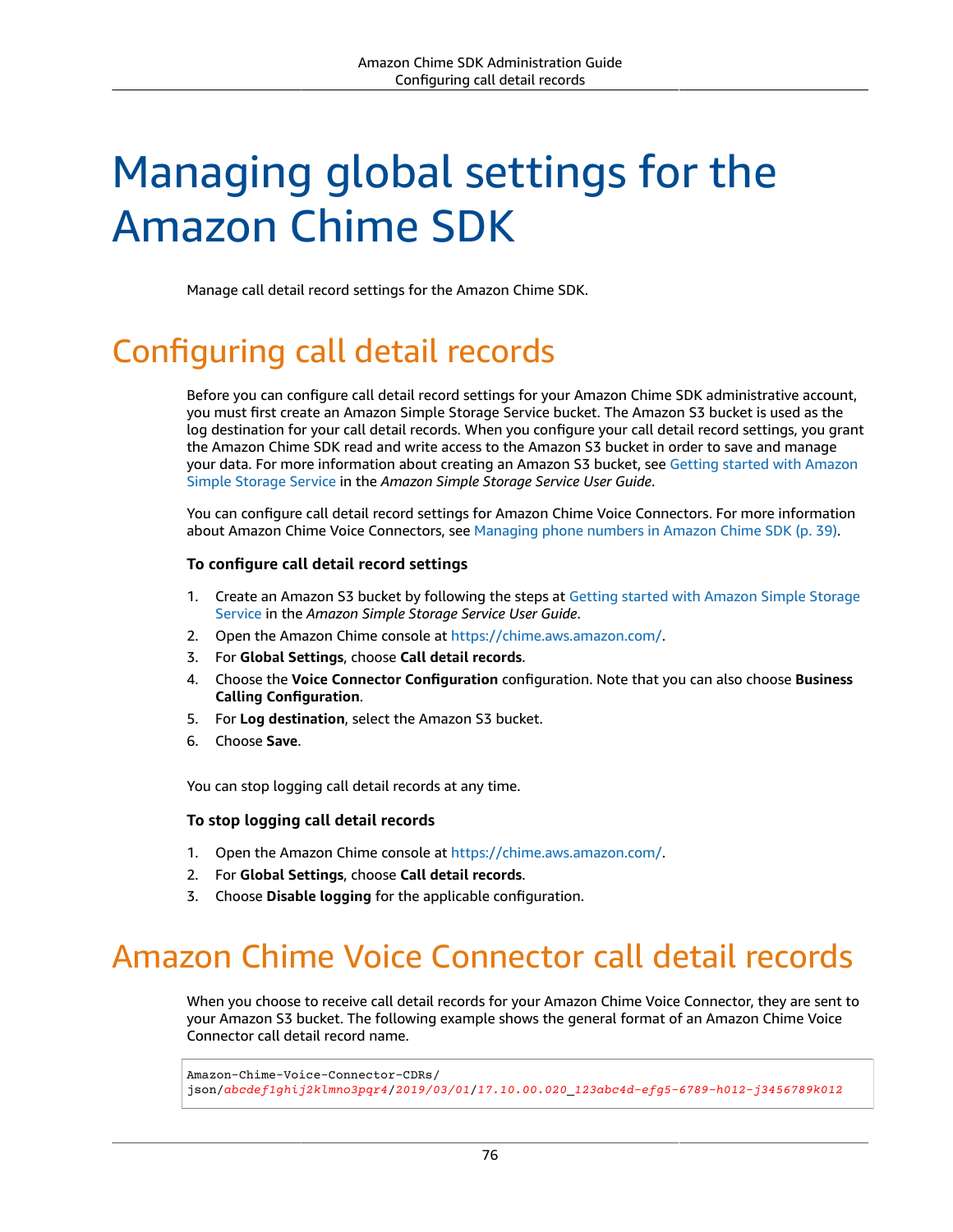# Managing global settings for the Amazon Chime SDK

Manage call detail record settings for the Amazon Chime SDK.

## Configuring call detail records

Before you can configure call detail record settings for your Amazon Chime SDK administrative account, you must first create an Amazon Simple Storage Service bucket. The Amazon S3 bucket is used as the log destination for your call detail records. When you configure your call detail record settings, you grant the Amazon Chime SDK read and write access to the Amazon S3 bucket in order to save and manage your data. For more information about creating an Amazon S3 bucket, see Getting started with Amazon Simple Storage Service in the *Amazon Simple Storage Service User Guide*.

You can configure call detail record settings for Amazon Chime Voice Connectors. For more information about Amazon Chime Voice Connectors, see Managing phone numbers in Amazon Chime SDK (p. 39).

### To configure call detail record settings

1. Create an Amazon S3 bucket by following the steps at Getting started with Amazon Simple Storage Service in the *Amazon Simple Storage Service User Guide*.
2. Open the Amazon Chime console at https://chime.aws.amazon.com/.
3. For **Global Settings**, choose **Call detail records**.
4. Choose the **Voice Connector Configuration** configuration. Note that you can also choose **Business Calling Configuration**.
5. For **Log destination**, select the Amazon S3 bucket.
6. Choose **Save**.

You can stop logging call detail records at any time.

### To stop logging call detail records

1. Open the Amazon Chime console at https://chime.aws.amazon.com/.
2. For **Global Settings**, choose **Call detail records**.
3. Choose **Disable logging** for the applicable configuration.

## Amazon Chime Voice Connector call detail records

When you choose to receive call detail records for your Amazon Chime Voice Connector, they are sent to your Amazon S3 bucket. The following example shows the general format of an Amazon Chime Voice Connector call detail record name.

```
Amazon-Chime-Voice-Connector-CDRs/
json/abcdef1ghij2klmno3pqr4/2019/03/01/17.10.00.020_123abc4d-efg5-6789-h012-j3456789k012
```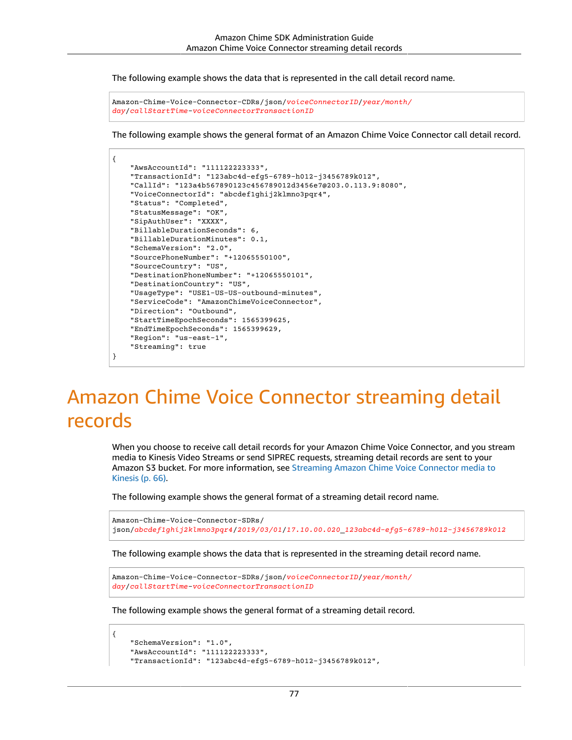The following example shows the data that is represented in the call detail record name.

```
Amazon-Chime-Voice-Connector-CDRs/json/voiceConnectorID/year/month/
day/callStartTime-voiceConnectorTransactionID
```

The following example shows the general format of an Amazon Chime Voice Connector call detail record.

```
{
    "AwsAccountId": "111122223333",
    "TransactionId": "123abc4d-efg5-6789-h012-j3456789k012",
    "CallId": "123a4b567890123c456789012d3456e7@203.0.113.9:8080",
    "VoiceConnectorId": "abcdef1ghij2klmno3pqr4",
    "Status": "Completed",
    "StatusMessage": "OK",
    "SipAuthUser": "XXXX",
    "BillableDurationSeconds": 6,
    "BillableDurationMinutes": 0.1,
    "SchemaVersion": "2.0",
    "SourcePhoneNumber": "+12065550100",
    "SourceCountry": "US",
    "DestinationPhoneNumber": "+12065550101",
    "DestinationCountry": "US",
    "UsageType": "USE1-US-US-outbound-minutes",
    "ServiceCode": "AmazonChimeVoiceConnector",
    "Direction": "Outbound",
    "StartTimeEpochSeconds": 1565399625,
    "EndTimeEpochSeconds": 1565399629,
    "Region": "us-east-1",
    "Streaming": true
}
```

# Amazon Chime Voice Connector streaming detail records

When you choose to receive call detail records for your Amazon Chime Voice Connector, and you stream media to Kinesis Video Streams or send SIPREC requests, streaming detail records are sent to your Amazon S3 bucket. For more information, see Streaming Amazon Chime Voice Connector media to Kinesis (p. 66).

The following example shows the general format of a streaming detail record name.

```
Amazon-Chime-Voice-Connector-SDRs/
json/abcdef1ghij2klmno3pqr4/2019/03/01/17.10.00.020_123abc4d-efg5-6789-h012-j3456789k012
```

The following example shows the data that is represented in the streaming detail record name.

```
Amazon-Chime-Voice-Connector-SDRs/json/voiceConnectorID/year/month/
day/callStartTime-voiceConnectorTransactionID
```

The following example shows the general format of a streaming detail record.

```
{
    "SchemaVersion": "1.0",
    "AwsAccountId": "111122223333",
    "TransactionId": "123abc4d-efg5-6789-h012-j3456789k012",
```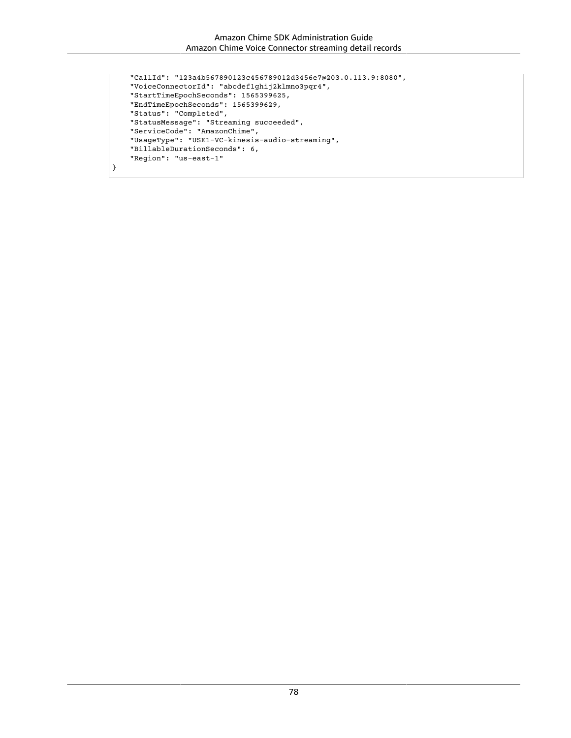```
    "CallId": "123a4b567890123c456789012d3456e7@203.0.113.9:8080",
    "VoiceConnectorId": "abcdef1ghij2klmno3pqr4",
    "StartTimeEpochSeconds": 1565399625,
    "EndTimeEpochSeconds": 1565399629,
    "Status": "Completed",
    "StatusMessage": "Streaming succeeded",
    "ServiceCode": "AmazonChime",
    "UsageType": "USE1-VC-kinesis-audio-streaming",
    "BillableDurationSeconds": 6,
    "Region": "us-east-1"
}
```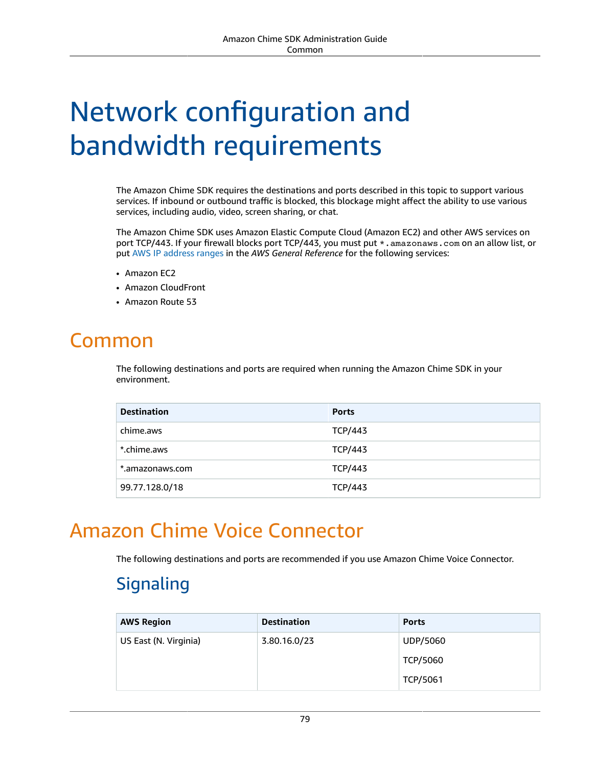# Network configuration and bandwidth requirements

The Amazon Chime SDK requires the destinations and ports described in this topic to support various services. If inbound or outbound traffic is blocked, this blockage might affect the ability to use various services, including audio, video, screen sharing, or chat.

The Amazon Chime SDK uses Amazon Elastic Compute Cloud (Amazon EC2) and other AWS services on port TCP/443. If your firewall blocks port TCP/443, you must put `*.amazonaws.com` on an allow list, or put AWS IP address ranges in the *AWS General Reference* for the following services:

- Amazon EC2
- Amazon CloudFront
- Amazon Route 53

## Common

The following destinations and ports are required when running the Amazon Chime SDK in your environment.

| Destination | Ports |
| --- | --- |
| chime.aws | TCP/443 |
| *.chime.aws | TCP/443 |
| *.amazonaws.com | TCP/443 |
| 99.77.128.0/18 | TCP/443 |

## Amazon Chime Voice Connector

The following destinations and ports are recommended if you use Amazon Chime Voice Connector.

### Signaling

| AWS Region | Destination | Ports |
| --- | --- | --- |
| US East (N. Virginia) | 3.80.16.0/23 | UDP/5060<br>TCP/5060<br>TCP/5061 |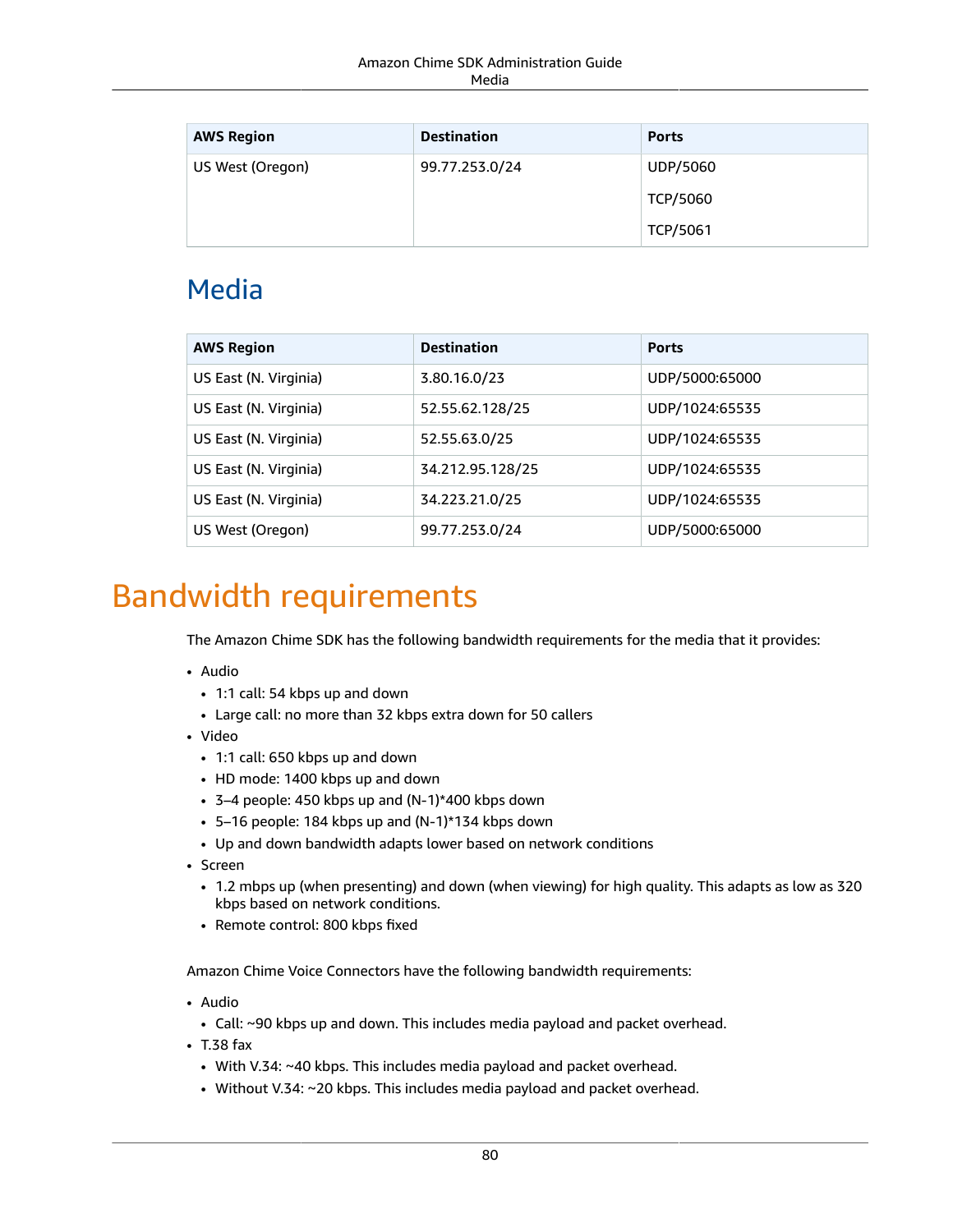| AWS Region | Destination | Ports |
| --- | --- | --- |
| US West (Oregon) | 99.77.253.0/24 | UDP/5060<br>TCP/5060<br>TCP/5061 |

## Media

| AWS Region | Destination | Ports |
| --- | --- | --- |
| US East (N. Virginia) | 3.80.16.0/23 | UDP/5000:65000 |
| US East (N. Virginia) | 52.55.62.128/25 | UDP/1024:65535 |
| US East (N. Virginia) | 52.55.63.0/25 | UDP/1024:65535 |
| US East (N. Virginia) | 34.212.95.128/25 | UDP/1024:65535 |
| US East (N. Virginia) | 34.223.21.0/25 | UDP/1024:65535 |
| US West (Oregon) | 99.77.253.0/24 | UDP/5000:65000 |

# Bandwidth requirements

The Amazon Chime SDK has the following bandwidth requirements for the media that it provides:

- Audio
  - 1:1 call: 54 kbps up and down
  - Large call: no more than 32 kbps extra down for 50 callers
- Video
  - 1:1 call: 650 kbps up and down
  - HD mode: 1400 kbps up and down
  - 3–4 people: 450 kbps up and (N-1)*400 kbps down
  - 5–16 people: 184 kbps up and (N-1)*134 kbps down
  - Up and down bandwidth adapts lower based on network conditions
- Screen
  - 1.2 mbps up (when presenting) and down (when viewing) for high quality. This adapts as low as 320 kbps based on network conditions.
  - Remote control: 800 kbps fixed

Amazon Chime Voice Connectors have the following bandwidth requirements:

- Audio
  - Call: ~90 kbps up and down. This includes media payload and packet overhead.
- T.38 fax
  - With V.34: ~40 kbps. This includes media payload and packet overhead.
  - Without V.34: ~20 kbps. This includes media payload and packet overhead.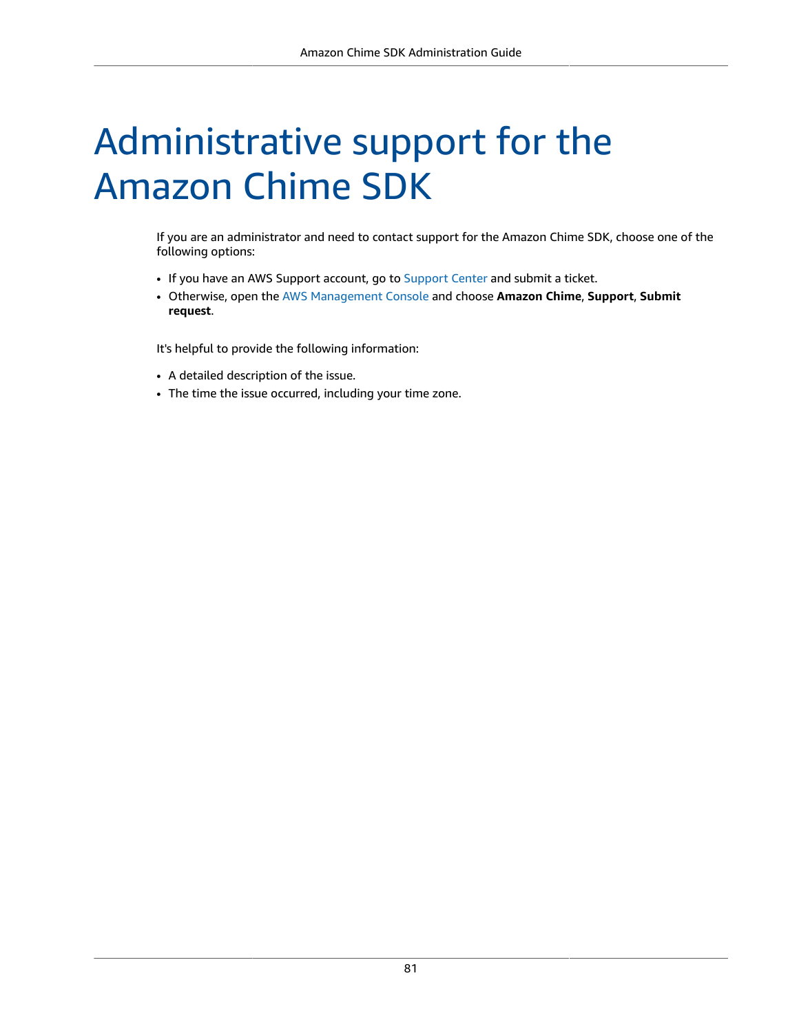# Administrative support for the Amazon Chime SDK

If you are an administrator and need to contact support for the Amazon Chime SDK, choose one of the following options:

- If you have an AWS Support account, go to Support Center and submit a ticket.
- Otherwise, open the AWS Management Console and choose **Amazon Chime**, **Support**, **Submit request**.

It's helpful to provide the following information:

- A detailed description of the issue.
- The time the issue occurred, including your time zone.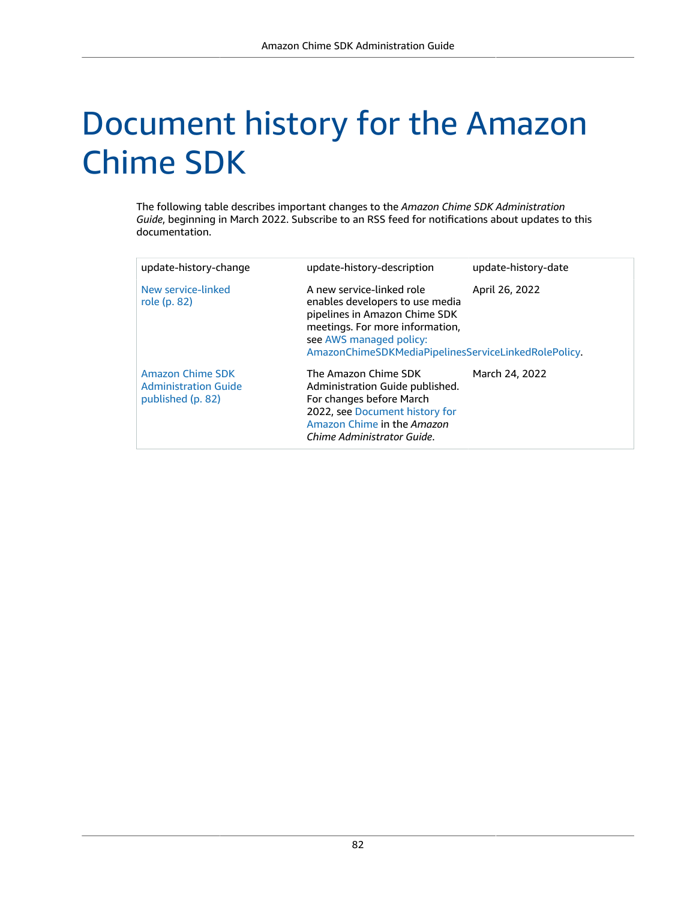# Document history for the Amazon Chime SDK

The following table describes important changes to the *Amazon Chime SDK Administration Guide*, beginning in March 2022. Subscribe to an RSS feed for notifications about updates to this documentation.

| update-history-change | update-history-description | update-history-date |
|---|---|---|
| New service-linked role (p. 82) | A new service-linked role enables developers to use media pipelines in Amazon Chime SDK meetings. For more information, see AWS managed policy: AmazonChimeSDKMediaPipelinesServiceLinkedRolePolicy. | April 26, 2022 |
| Amazon Chime SDK Administration Guide published (p. 82) | The Amazon Chime SDK Administration Guide published. For changes before March 2022, see Document history for Amazon Chime in the *Amazon Chime Administrator Guide*. | March 24, 2022 |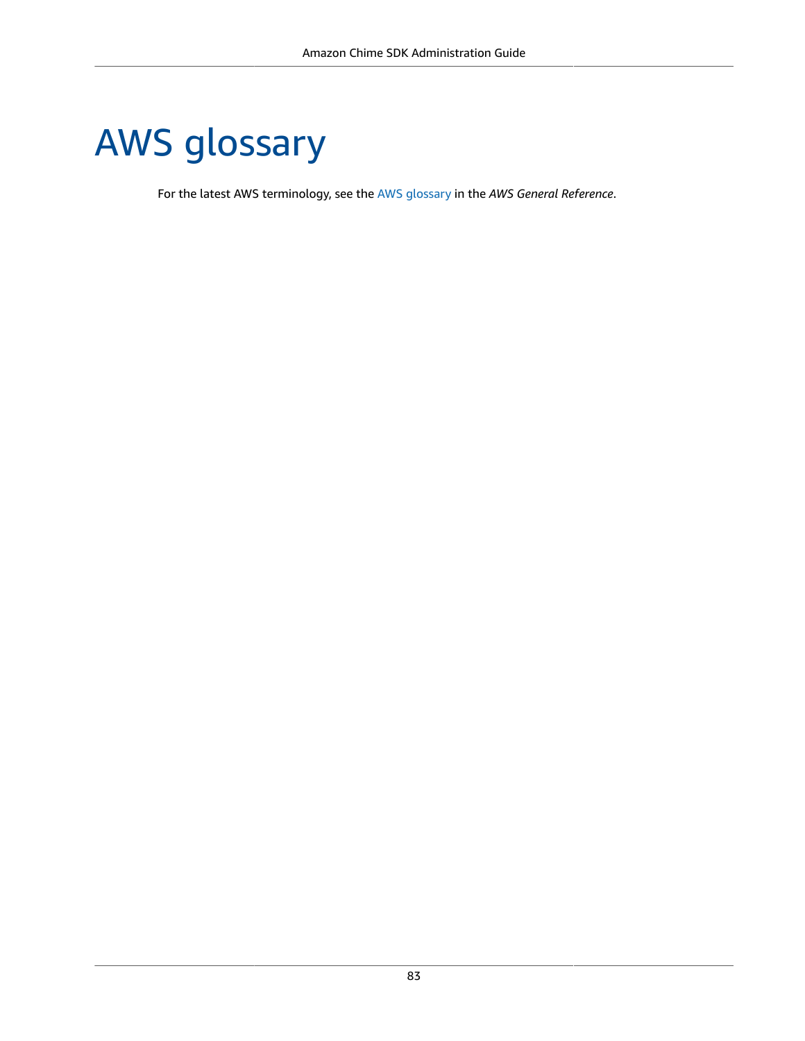# AWS glossary

For the latest AWS terminology, see the AWS glossary in the *AWS General Reference*.